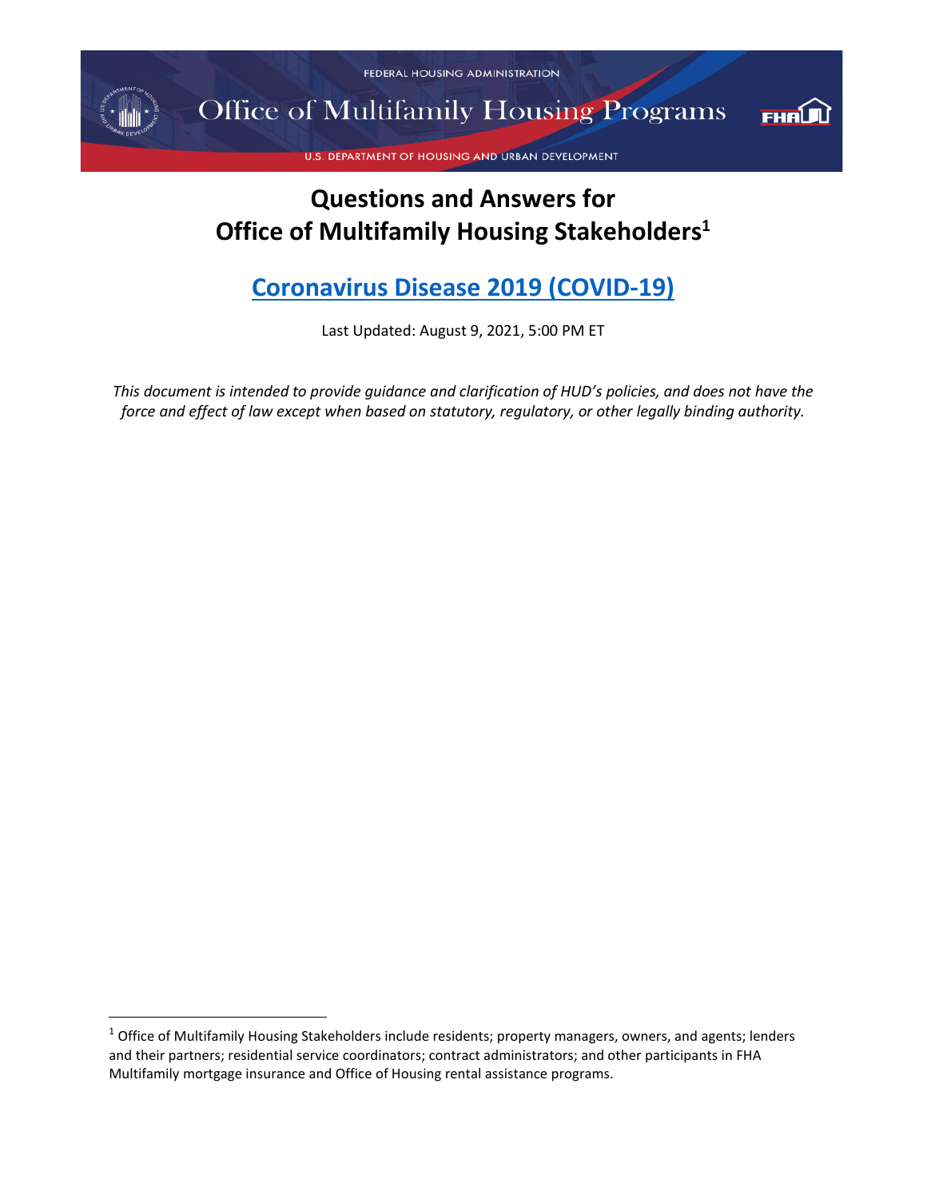FEDERAL HOUSING ADMINISTRATION

Office of Multifamily Housing Programs

U.S. DEPARTMENT OF HOUSING AND URBAN DEVELOPMENT

# Questions and Answers for Office of Multifamily Housing Stakeholders[1]

## Coronavirus Disease 2019 (COVID-19)

Last Updated: August 9, 2021, 5:00 PM ET

*This document is intended to provide guidance and clarification of HUD's policies, and does not have the force and effect of law except when based on statutory, regulatory, or other legally binding authority.*

[1] Office of Multifamily Housing Stakeholders include residents; property managers, owners, and agents; lenders and their partners; residential service coordinators; contract administrators; and other participants in FHA Multifamily mortgage insurance and Office of Housing rental assistance programs.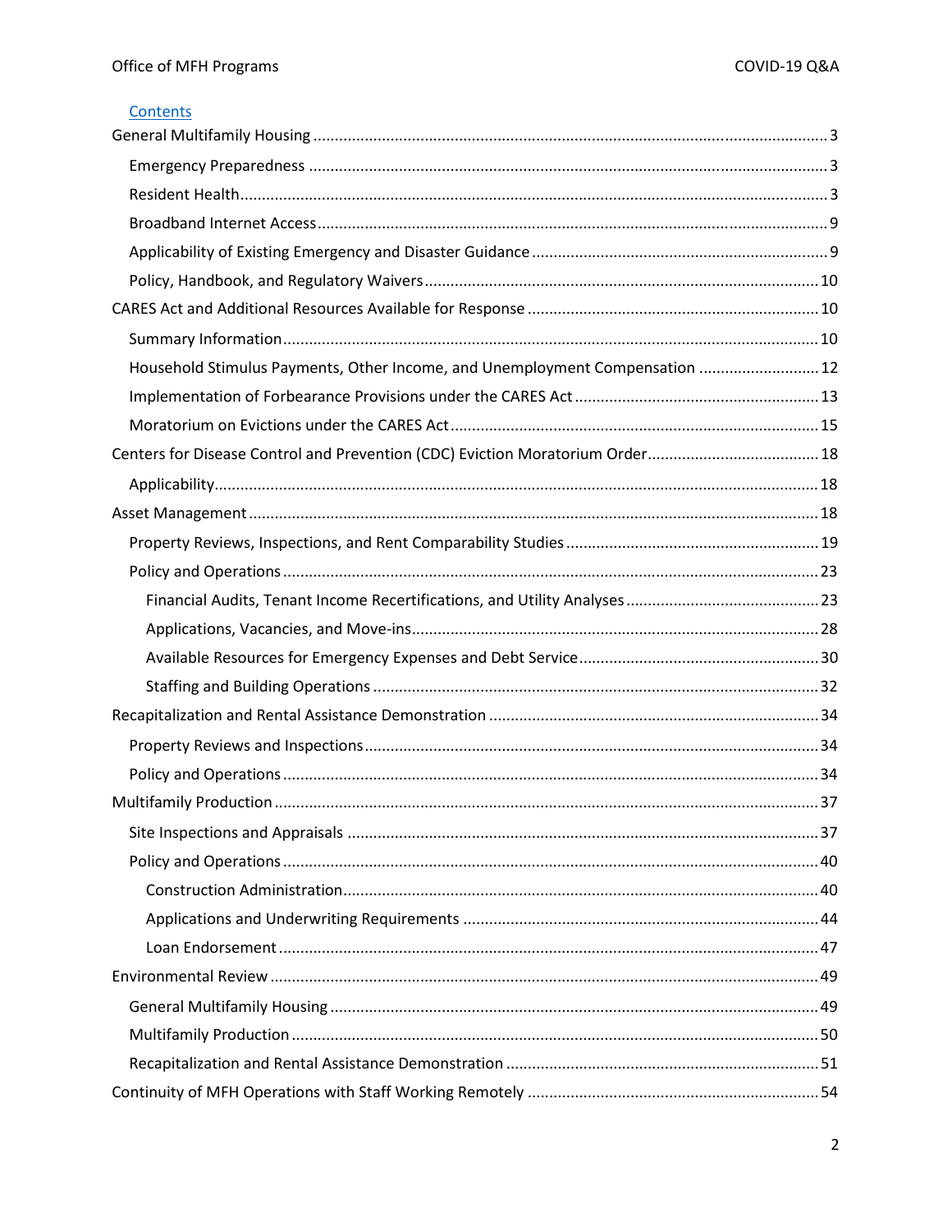Contents

General Multifamily Housing ........ 3
- Emergency Preparedness ........ 3
- Resident Health ........ 3
- Broadband Internet Access ........ 9
- Applicability of Existing Emergency and Disaster Guidance ........ 9
- Policy, Handbook, and Regulatory Waivers ........ 10

CARES Act and Additional Resources Available for Response ........ 10
- Summary Information ........ 10
- Household Stimulus Payments, Other Income, and Unemployment Compensation ........ 12
- Implementation of Forbearance Provisions under the CARES Act ........ 13
- Moratorium on Evictions under the CARES Act ........ 15

Centers for Disease Control and Prevention (CDC) Eviction Moratorium Order ........ 18
- Applicability ........ 18

Asset Management ........ 18
- Property Reviews, Inspections, and Rent Comparability Studies ........ 19
- Policy and Operations ........ 23
  - Financial Audits, Tenant Income Recertifications, and Utility Analyses ........ 23
  - Applications, Vacancies, and Move-ins ........ 28
  - Available Resources for Emergency Expenses and Debt Service ........ 30
  - Staffing and Building Operations ........ 32

Recapitalization and Rental Assistance Demonstration ........ 34
- Property Reviews and Inspections ........ 34
- Policy and Operations ........ 34

Multifamily Production ........ 37
- Site Inspections and Appraisals ........ 37
- Policy and Operations ........ 40
  - Construction Administration ........ 40
  - Applications and Underwriting Requirements ........ 44
  - Loan Endorsement ........ 47

Environmental Review ........ 49
- General Multifamily Housing ........ 49
- Multifamily Production ........ 50
- Recapitalization and Rental Assistance Demonstration ........ 51

Continuity of MFH Operations with Staff Working Remotely ........ 54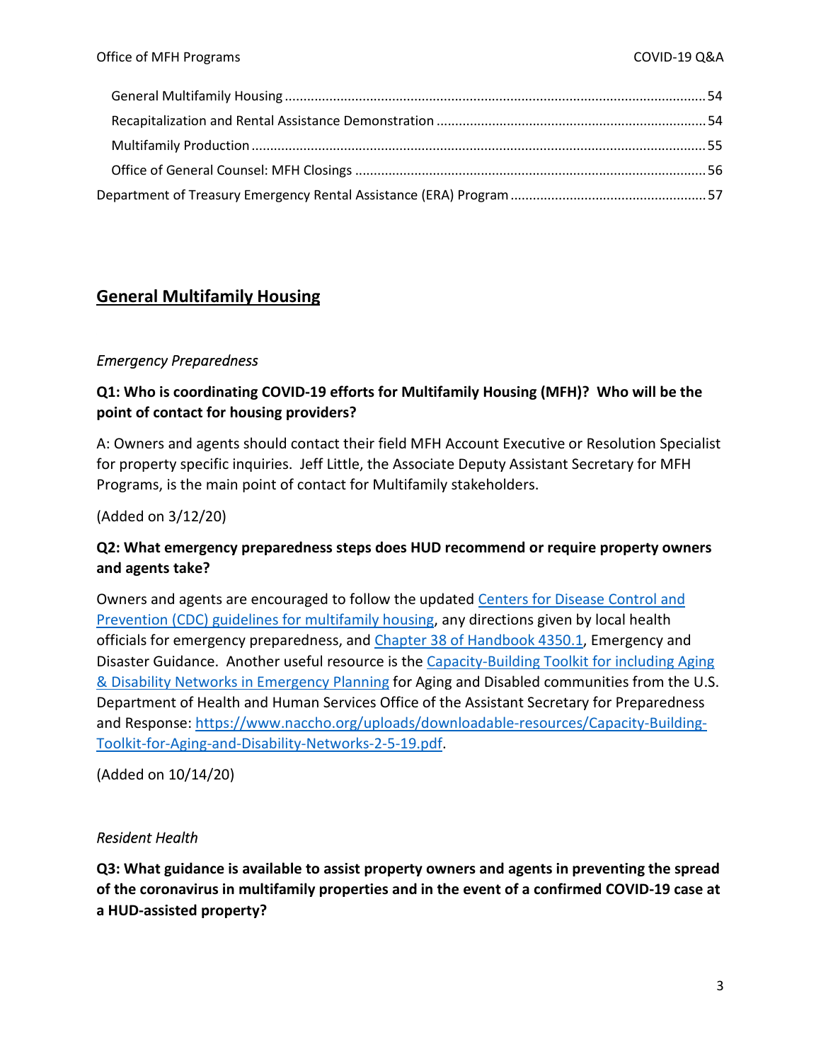General Multifamily Housing ..... 54
Recapitalization and Rental Assistance Demonstration ..... 54
Multifamily Production ..... 55
Office of General Counsel: MFH Closings ..... 56
Department of Treasury Emergency Rental Assistance (ERA) Program ..... 57

## General Multifamily Housing

*Emergency Preparedness*

**Q1: Who is coordinating COVID-19 efforts for Multifamily Housing (MFH)? Who will be the point of contact for housing providers?**

A: Owners and agents should contact their field MFH Account Executive or Resolution Specialist for property specific inquiries. Jeff Little, the Associate Deputy Assistant Secretary for MFH Programs, is the main point of contact for Multifamily stakeholders.

(Added on 3/12/20)

**Q2: What emergency preparedness steps does HUD recommend or require property owners and agents take?**

Owners and agents are encouraged to follow the updated Centers for Disease Control and Prevention (CDC) guidelines for multifamily housing, any directions given by local health officials for emergency preparedness, and Chapter 38 of Handbook 4350.1, Emergency and Disaster Guidance. Another useful resource is the Capacity-Building Toolkit for including Aging & Disability Networks in Emergency Planning for Aging and Disabled communities from the U.S. Department of Health and Human Services Office of the Assistant Secretary for Preparedness and Response: https://www.naccho.org/uploads/downloadable-resources/Capacity-Building-Toolkit-for-Aging-and-Disability-Networks-2-5-19.pdf.

(Added on 10/14/20)

*Resident Health*

**Q3: What guidance is available to assist property owners and agents in preventing the spread of the coronavirus in multifamily properties and in the event of a confirmed COVID-19 case at a HUD-assisted property?**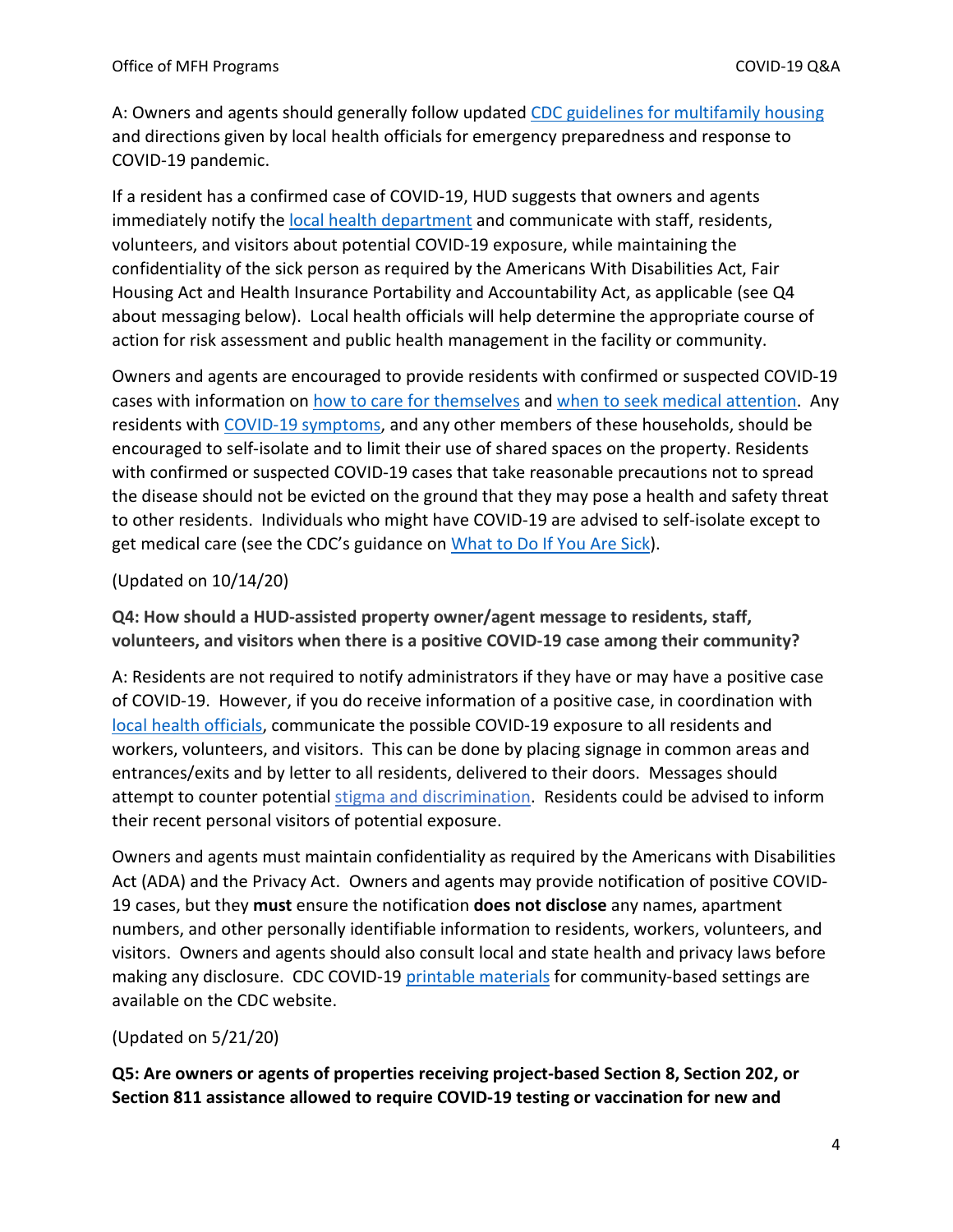A: Owners and agents should generally follow updated CDC guidelines for multifamily housing and directions given by local health officials for emergency preparedness and response to COVID-19 pandemic.

If a resident has a confirmed case of COVID-19, HUD suggests that owners and agents immediately notify the local health department and communicate with staff, residents, volunteers, and visitors about potential COVID-19 exposure, while maintaining the confidentiality of the sick person as required by the Americans With Disabilities Act, Fair Housing Act and Health Insurance Portability and Accountability Act, as applicable (see Q4 about messaging below). Local health officials will help determine the appropriate course of action for risk assessment and public health management in the facility or community.

Owners and agents are encouraged to provide residents with confirmed or suspected COVID-19 cases with information on how to care for themselves and when to seek medical attention. Any residents with COVID-19 symptoms, and any other members of these households, should be encouraged to self-isolate and to limit their use of shared spaces on the property. Residents with confirmed or suspected COVID-19 cases that take reasonable precautions not to spread the disease should not be evicted on the ground that they may pose a health and safety threat to other residents. Individuals who might have COVID-19 are advised to self-isolate except to get medical care (see the CDC's guidance on What to Do If You Are Sick).

(Updated on 10/14/20)

**Q4: How should a HUD-assisted property owner/agent message to residents, staff, volunteers, and visitors when there is a positive COVID-19 case among their community?**

A: Residents are not required to notify administrators if they have or may have a positive case of COVID-19. However, if you do receive information of a positive case, in coordination with local health officials, communicate the possible COVID-19 exposure to all residents and workers, volunteers, and visitors. This can be done by placing signage in common areas and entrances/exits and by letter to all residents, delivered to their doors. Messages should attempt to counter potential stigma and discrimination. Residents could be advised to inform their recent personal visitors of potential exposure.

Owners and agents must maintain confidentiality as required by the Americans with Disabilities Act (ADA) and the Privacy Act. Owners and agents may provide notification of positive COVID-19 cases, but they **must** ensure the notification **does not disclose** any names, apartment numbers, and other personally identifiable information to residents, workers, volunteers, and visitors. Owners and agents should also consult local and state health and privacy laws before making any disclosure. CDC COVID-19 printable materials for community-based settings are available on the CDC website.

(Updated on 5/21/20)

**Q5: Are owners or agents of properties receiving project-based Section 8, Section 202, or Section 811 assistance allowed to require COVID-19 testing or vaccination for new and**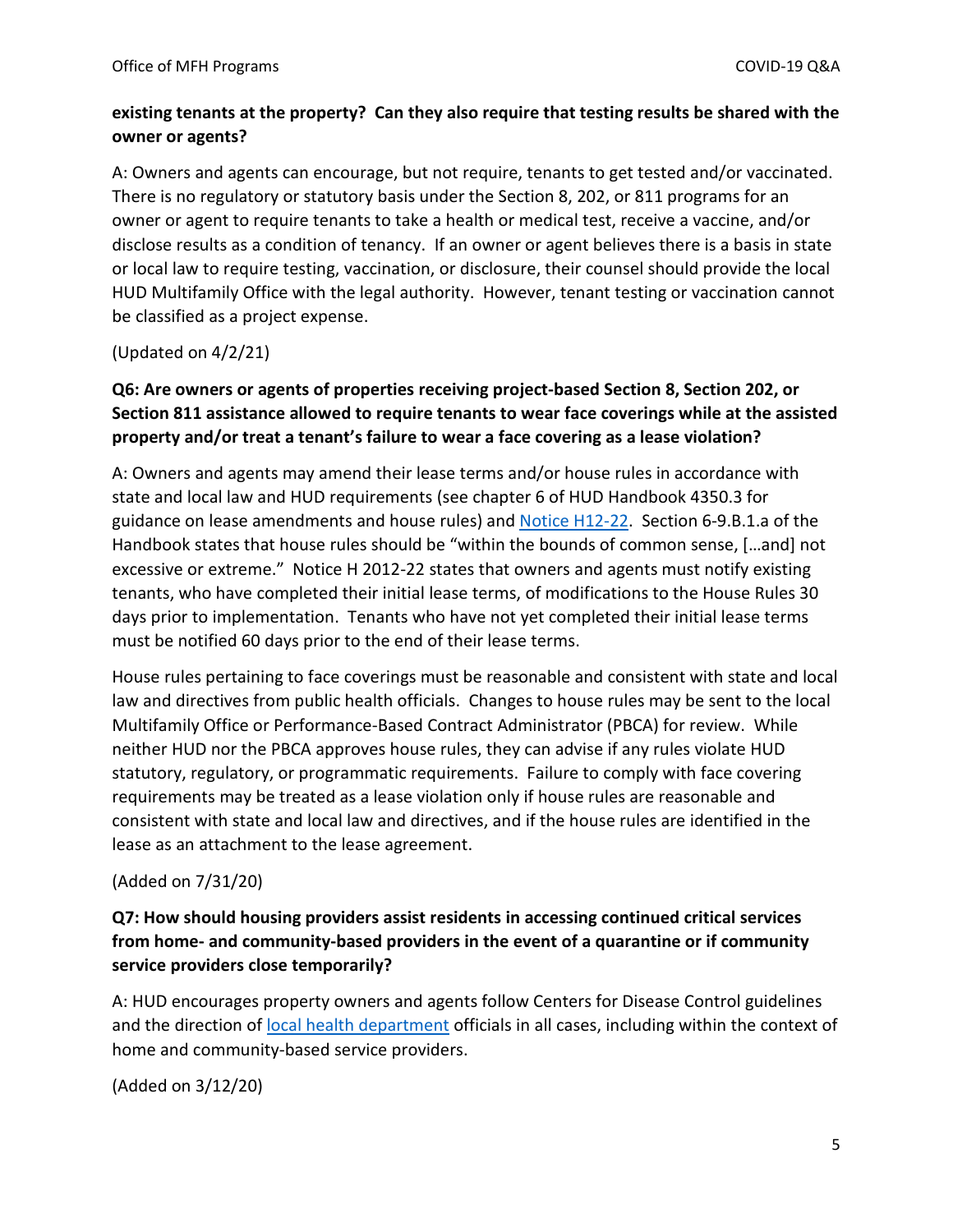**existing tenants at the property? Can they also require that testing results be shared with the owner or agents?**

A: Owners and agents can encourage, but not require, tenants to get tested and/or vaccinated. There is no regulatory or statutory basis under the Section 8, 202, or 811 programs for an owner or agent to require tenants to take a health or medical test, receive a vaccine, and/or disclose results as a condition of tenancy. If an owner or agent believes there is a basis in state or local law to require testing, vaccination, or disclosure, their counsel should provide the local HUD Multifamily Office with the legal authority. However, tenant testing or vaccination cannot be classified as a project expense.

(Updated on 4/2/21)

**Q6: Are owners or agents of properties receiving project-based Section 8, Section 202, or Section 811 assistance allowed to require tenants to wear face coverings while at the assisted property and/or treat a tenant's failure to wear a face covering as a lease violation?**

A: Owners and agents may amend their lease terms and/or house rules in accordance with state and local law and HUD requirements (see chapter 6 of HUD Handbook 4350.3 for guidance on lease amendments and house rules) and [Notice H12-22](). Section 6-9.B.1.a of the Handbook states that house rules should be "within the bounds of common sense, […and] not excessive or extreme." Notice H 2012-22 states that owners and agents must notify existing tenants, who have completed their initial lease terms, of modifications to the House Rules 30 days prior to implementation. Tenants who have not yet completed their initial lease terms must be notified 60 days prior to the end of their lease terms.

House rules pertaining to face coverings must be reasonable and consistent with state and local law and directives from public health officials. Changes to house rules may be sent to the local Multifamily Office or Performance-Based Contract Administrator (PBCA) for review. While neither HUD nor the PBCA approves house rules, they can advise if any rules violate HUD statutory, regulatory, or programmatic requirements. Failure to comply with face covering requirements may be treated as a lease violation only if house rules are reasonable and consistent with state and local law and directives, and if the house rules are identified in the lease as an attachment to the lease agreement.

(Added on 7/31/20)

**Q7: How should housing providers assist residents in accessing continued critical services from home- and community-based providers in the event of a quarantine or if community service providers close temporarily?**

A: HUD encourages property owners and agents follow Centers for Disease Control guidelines and the direction of [local health department]() officials in all cases, including within the context of home and community-based service providers.

(Added on 3/12/20)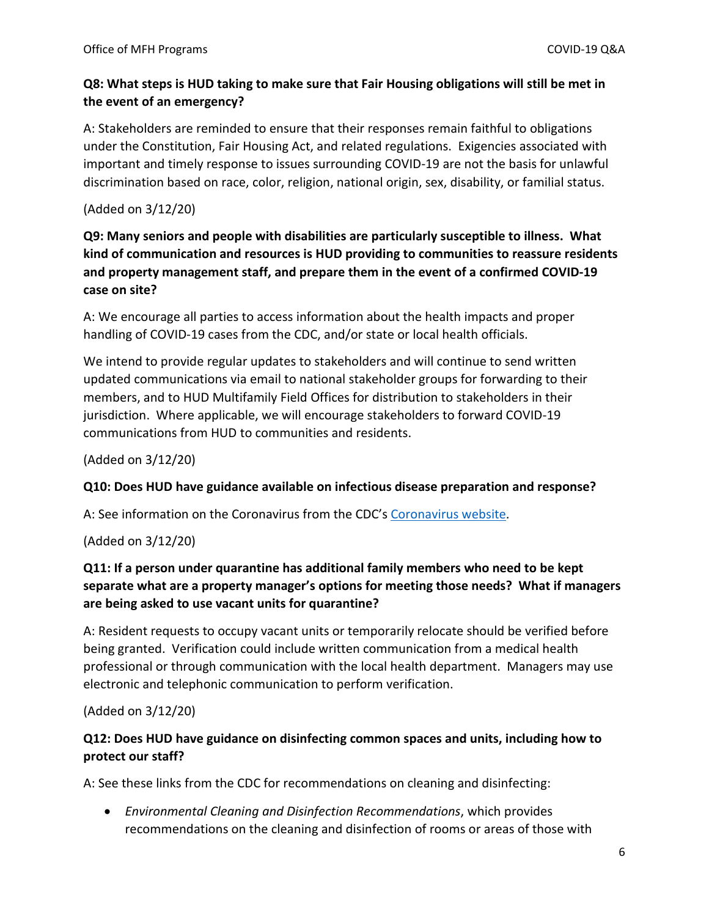**Q8: What steps is HUD taking to make sure that Fair Housing obligations will still be met in the event of an emergency?**

A: Stakeholders are reminded to ensure that their responses remain faithful to obligations under the Constitution, Fair Housing Act, and related regulations. Exigencies associated with important and timely response to issues surrounding COVID-19 are not the basis for unlawful discrimination based on race, color, religion, national origin, sex, disability, or familial status.

(Added on 3/12/20)

**Q9: Many seniors and people with disabilities are particularly susceptible to illness. What kind of communication and resources is HUD providing to communities to reassure residents and property management staff, and prepare them in the event of a confirmed COVID-19 case on site?**

A: We encourage all parties to access information about the health impacts and proper handling of COVID-19 cases from the CDC, and/or state or local health officials.

We intend to provide regular updates to stakeholders and will continue to send written updated communications via email to national stakeholder groups for forwarding to their members, and to HUD Multifamily Field Offices for distribution to stakeholders in their jurisdiction. Where applicable, we will encourage stakeholders to forward COVID-19 communications from HUD to communities and residents.

(Added on 3/12/20)

**Q10: Does HUD have guidance available on infectious disease preparation and response?**

A: See information on the Coronavirus from the CDC's Coronavirus website.

(Added on 3/12/20)

**Q11: If a person under quarantine has additional family members who need to be kept separate what are a property manager's options for meeting those needs? What if managers are being asked to use vacant units for quarantine?**

A: Resident requests to occupy vacant units or temporarily relocate should be verified before being granted. Verification could include written communication from a medical health professional or through communication with the local health department. Managers may use electronic and telephonic communication to perform verification.

(Added on 3/12/20)

**Q12: Does HUD have guidance on disinfecting common spaces and units, including how to protect our staff?**

A: See these links from the CDC for recommendations on cleaning and disinfecting:

- *Environmental Cleaning and Disinfection Recommendations*, which provides recommendations on the cleaning and disinfection of rooms or areas of those with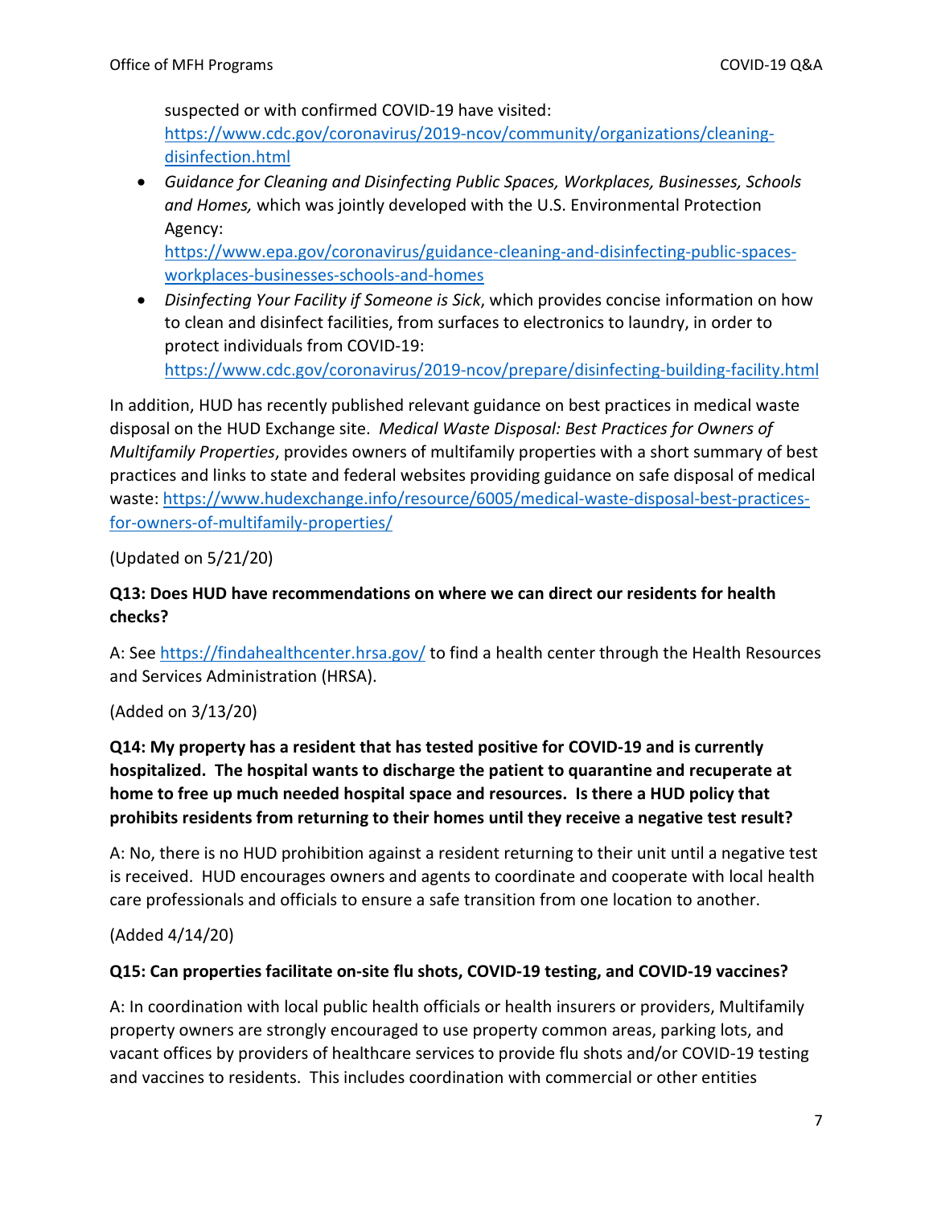suspected or with confirmed COVID-19 have visited: https://www.cdc.gov/coronavirus/2019-ncov/community/organizations/cleaning-disinfection.html

- *Guidance for Cleaning and Disinfecting Public Spaces, Workplaces, Businesses, Schools and Homes,* which was jointly developed with the U.S. Environmental Protection Agency: https://www.epa.gov/coronavirus/guidance-cleaning-and-disinfecting-public-spaces-workplaces-businesses-schools-and-homes
- *Disinfecting Your Facility if Someone is Sick*, which provides concise information on how to clean and disinfect facilities, from surfaces to electronics to laundry, in order to protect individuals from COVID-19: https://www.cdc.gov/coronavirus/2019-ncov/prepare/disinfecting-building-facility.html

In addition, HUD has recently published relevant guidance on best practices in medical waste disposal on the HUD Exchange site. *Medical Waste Disposal: Best Practices for Owners of Multifamily Properties*, provides owners of multifamily properties with a short summary of best practices and links to state and federal websites providing guidance on safe disposal of medical waste: https://www.hudexchange.info/resource/6005/medical-waste-disposal-best-practices-for-owners-of-multifamily-properties/

(Updated on 5/21/20)

**Q13: Does HUD have recommendations on where we can direct our residents for health checks?**

A: See https://findahealthcenter.hrsa.gov/ to find a health center through the Health Resources and Services Administration (HRSA).

(Added on 3/13/20)

**Q14: My property has a resident that has tested positive for COVID-19 and is currently hospitalized. The hospital wants to discharge the patient to quarantine and recuperate at home to free up much needed hospital space and resources. Is there a HUD policy that prohibits residents from returning to their homes until they receive a negative test result?**

A: No, there is no HUD prohibition against a resident returning to their unit until a negative test is received. HUD encourages owners and agents to coordinate and cooperate with local health care professionals and officials to ensure a safe transition from one location to another.

(Added 4/14/20)

**Q15: Can properties facilitate on-site flu shots, COVID-19 testing, and COVID-19 vaccines?**

A: In coordination with local public health officials or health insurers or providers, Multifamily property owners are strongly encouraged to use property common areas, parking lots, and vacant offices by providers of healthcare services to provide flu shots and/or COVID-19 testing and vaccines to residents. This includes coordination with commercial or other entities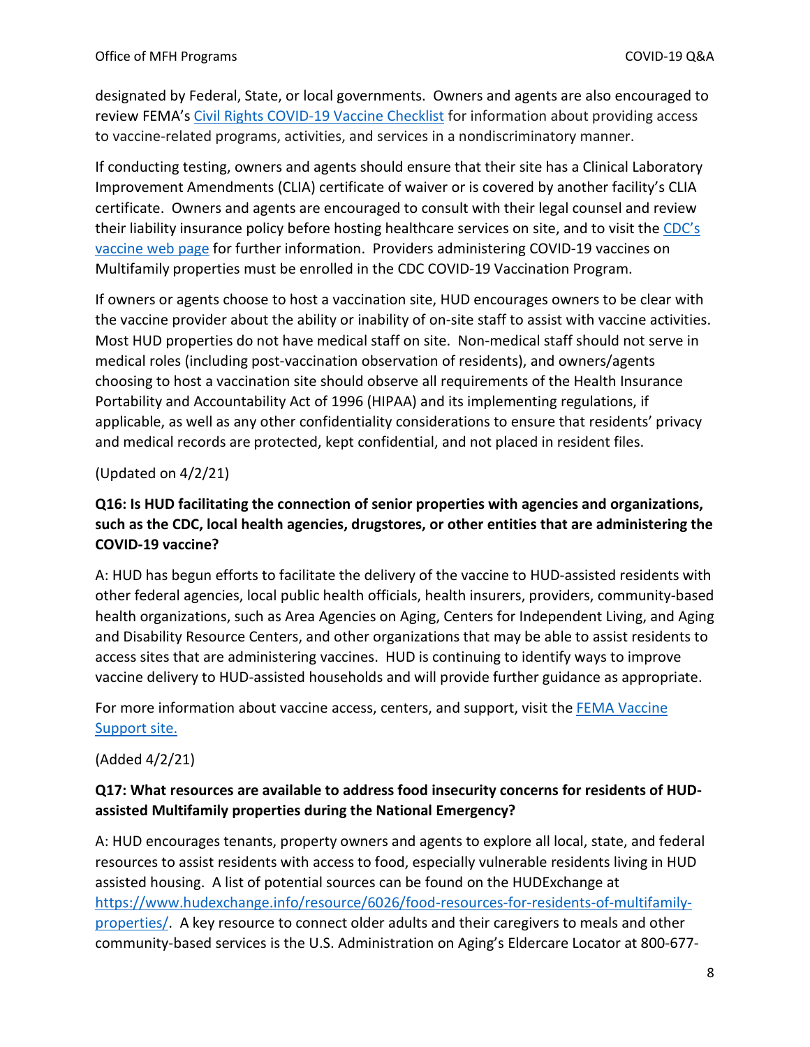designated by Federal, State, or local governments. Owners and agents are also encouraged to review FEMA's [Civil Rights COVID-19 Vaccine Checklist](#) for information about providing access to vaccine-related programs, activities, and services in a nondiscriminatory manner.

If conducting testing, owners and agents should ensure that their site has a Clinical Laboratory Improvement Amendments (CLIA) certificate of waiver or is covered by another facility's CLIA certificate. Owners and agents are encouraged to consult with their legal counsel and review their liability insurance policy before hosting healthcare services on site, and to visit the [CDC's vaccine web page](#) for further information. Providers administering COVID-19 vaccines on Multifamily properties must be enrolled in the CDC COVID-19 Vaccination Program.

If owners or agents choose to host a vaccination site, HUD encourages owners to be clear with the vaccine provider about the ability or inability of on-site staff to assist with vaccine activities. Most HUD properties do not have medical staff on site. Non-medical staff should not serve in medical roles (including post-vaccination observation of residents), and owners/agents choosing to host a vaccination site should observe all requirements of the Health Insurance Portability and Accountability Act of 1996 (HIPAA) and its implementing regulations, if applicable, as well as any other confidentiality considerations to ensure that residents' privacy and medical records are protected, kept confidential, and not placed in resident files.

(Updated on 4/2/21)

**Q16: Is HUD facilitating the connection of senior properties with agencies and organizations, such as the CDC, local health agencies, drugstores, or other entities that are administering the COVID-19 vaccine?**

A: HUD has begun efforts to facilitate the delivery of the vaccine to HUD-assisted residents with other federal agencies, local public health officials, health insurers, providers, community-based health organizations, such as Area Agencies on Aging, Centers for Independent Living, and Aging and Disability Resource Centers, and other organizations that may be able to assist residents to access sites that are administering vaccines. HUD is continuing to identify ways to improve vaccine delivery to HUD-assisted households and will provide further guidance as appropriate.

For more information about vaccine access, centers, and support, visit the [FEMA Vaccine Support site.](#)

(Added 4/2/21)

**Q17: What resources are available to address food insecurity concerns for residents of HUD-assisted Multifamily properties during the National Emergency?**

A: HUD encourages tenants, property owners and agents to explore all local, state, and federal resources to assist residents with access to food, especially vulnerable residents living in HUD assisted housing. A list of potential sources can be found on the HUDExchange at https://www.hudexchange.info/resource/6026/food-resources-for-residents-of-multifamily-properties/. A key resource to connect older adults and their caregivers to meals and other community-based services is the U.S. Administration on Aging's Eldercare Locator at 800-677-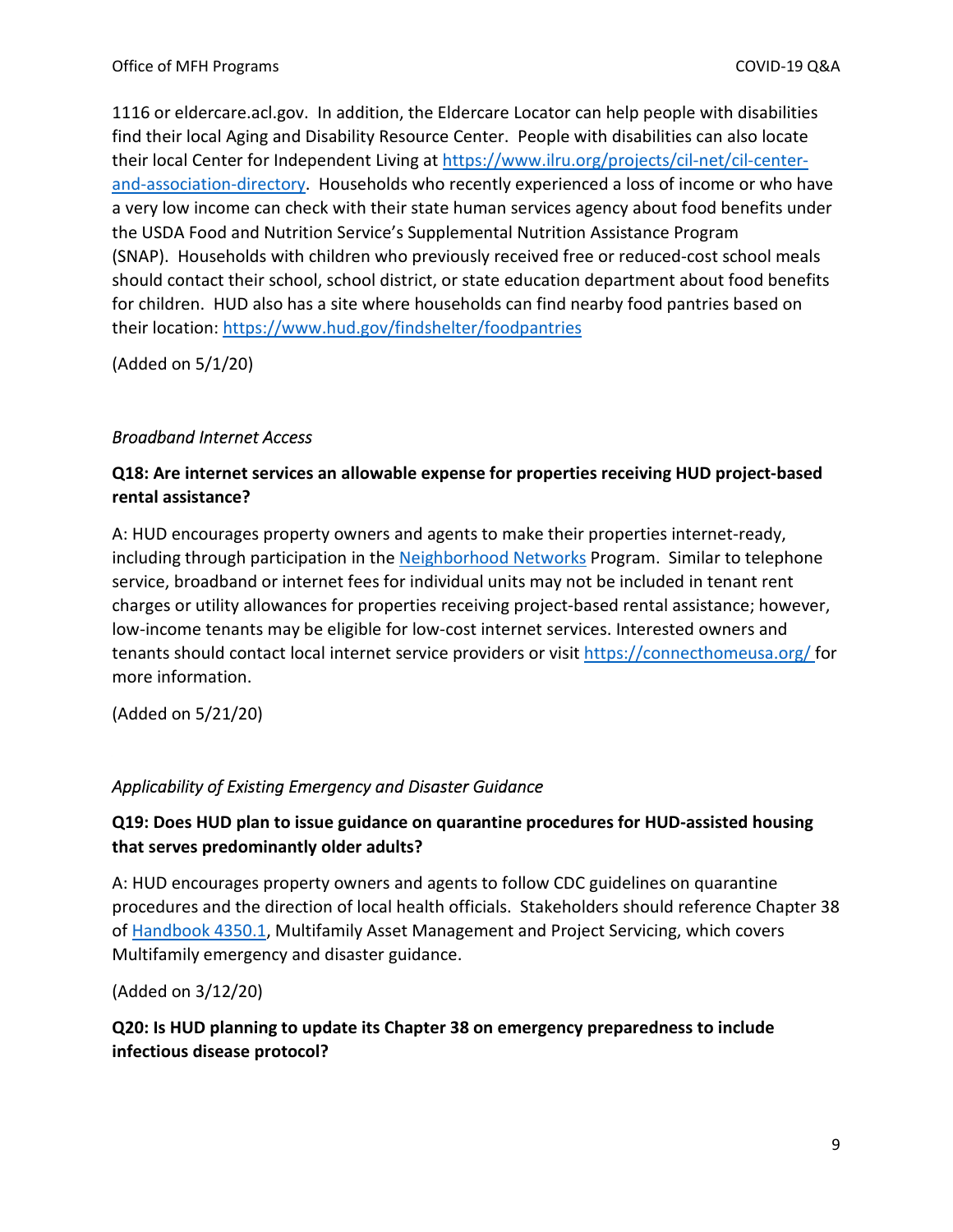1116 or eldercare.acl.gov.  In addition, the Eldercare Locator can help people with disabilities find their local Aging and Disability Resource Center.  People with disabilities can also locate their local Center for Independent Living at [https://www.ilru.org/projects/cil-net/cil-center-and-association-directory](https://www.ilru.org/projects/cil-net/cil-center-and-association-directory).  Households who recently experienced a loss of income or who have a very low income can check with their state human services agency about food benefits under the USDA Food and Nutrition Service's Supplemental Nutrition Assistance Program (SNAP).  Households with children who previously received free or reduced-cost school meals should contact their school, school district, or state education department about food benefits for children.  HUD also has a site where households can find nearby food pantries based on their location: [https://www.hud.gov/findshelter/foodpantries](https://www.hud.gov/findshelter/foodpantries)

(Added on 5/1/20)

*Broadband Internet Access*

**Q18: Are internet services an allowable expense for properties receiving HUD project-based rental assistance?**

A: HUD encourages property owners and agents to make their properties internet-ready, including through participation in the [Neighborhood Networks](#) Program.  Similar to telephone service, broadband or internet fees for individual units may not be included in tenant rent charges or utility allowances for properties receiving project-based rental assistance; however, low-income tenants may be eligible for low-cost internet services. Interested owners and tenants should contact local internet service providers or visit [https://connecthomeusa.org/](https://connecthomeusa.org/) for more information.

(Added on 5/21/20)

*Applicability of Existing Emergency and Disaster Guidance*

**Q19: Does HUD plan to issue guidance on quarantine procedures for HUD-assisted housing that serves predominantly older adults?**

A: HUD encourages property owners and agents to follow CDC guidelines on quarantine procedures and the direction of local health officials.  Stakeholders should reference Chapter 38 of [Handbook 4350.1](#), Multifamily Asset Management and Project Servicing, which covers Multifamily emergency and disaster guidance.

(Added on 3/12/20)

**Q20: Is HUD planning to update its Chapter 38 on emergency preparedness to include infectious disease protocol?**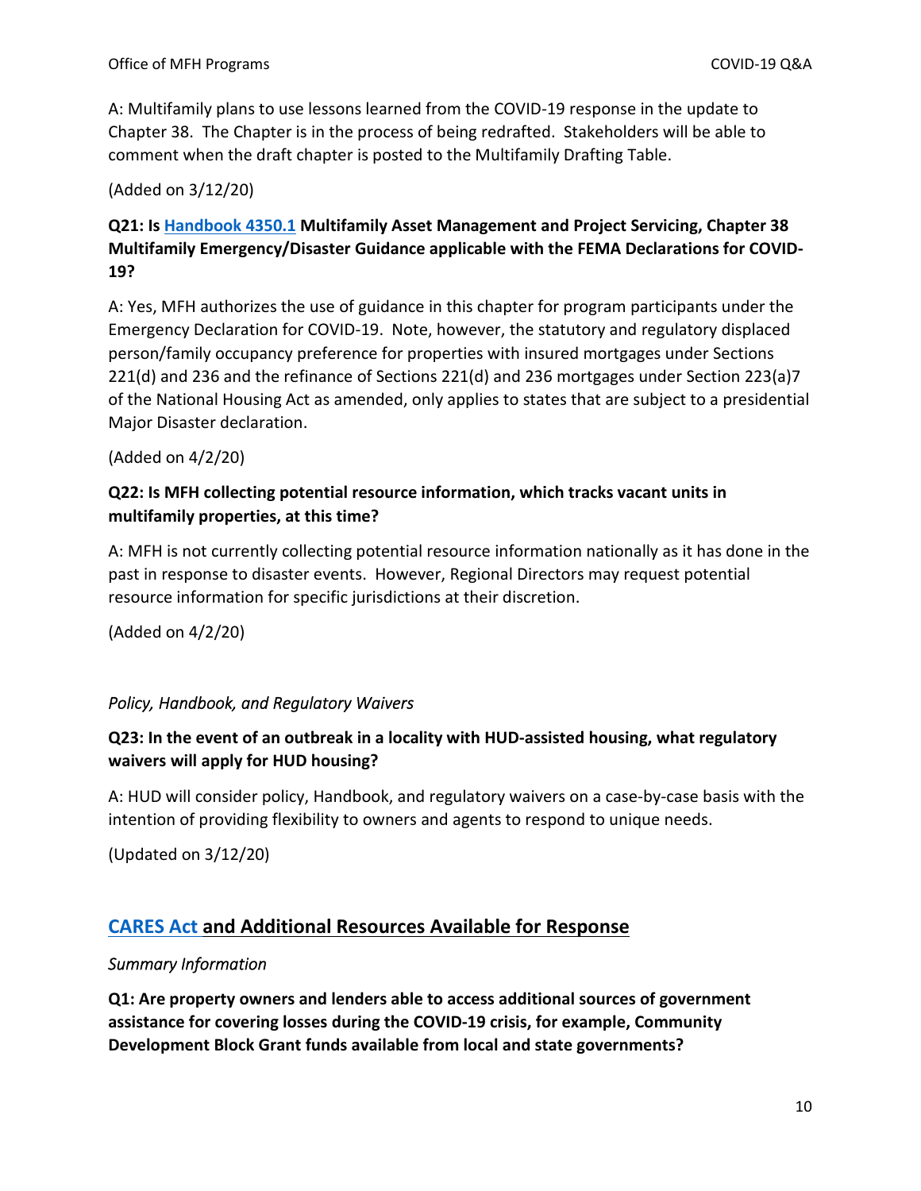A: Multifamily plans to use lessons learned from the COVID-19 response in the update to Chapter 38. The Chapter is in the process of being redrafted. Stakeholders will be able to comment when the draft chapter is posted to the Multifamily Drafting Table.

(Added on 3/12/20)

**Q21: Is Handbook 4350.1 Multifamily Asset Management and Project Servicing, Chapter 38 Multifamily Emergency/Disaster Guidance applicable with the FEMA Declarations for COVID-19?**

A: Yes, MFH authorizes the use of guidance in this chapter for program participants under the Emergency Declaration for COVID-19. Note, however, the statutory and regulatory displaced person/family occupancy preference for properties with insured mortgages under Sections 221(d) and 236 and the refinance of Sections 221(d) and 236 mortgages under Section 223(a)7 of the National Housing Act as amended, only applies to states that are subject to a presidential Major Disaster declaration.

(Added on 4/2/20)

**Q22: Is MFH collecting potential resource information, which tracks vacant units in multifamily properties, at this time?**

A: MFH is not currently collecting potential resource information nationally as it has done in the past in response to disaster events. However, Regional Directors may request potential resource information for specific jurisdictions at their discretion.

(Added on 4/2/20)

*Policy, Handbook, and Regulatory Waivers*

**Q23: In the event of an outbreak in a locality with HUD-assisted housing, what regulatory waivers will apply for HUD housing?**

A: HUD will consider policy, Handbook, and regulatory waivers on a case-by-case basis with the intention of providing flexibility to owners and agents to respond to unique needs.

(Updated on 3/12/20)

## CARES Act and Additional Resources Available for Response

*Summary Information*

**Q1: Are property owners and lenders able to access additional sources of government assistance for covering losses during the COVID-19 crisis, for example, Community Development Block Grant funds available from local and state governments?**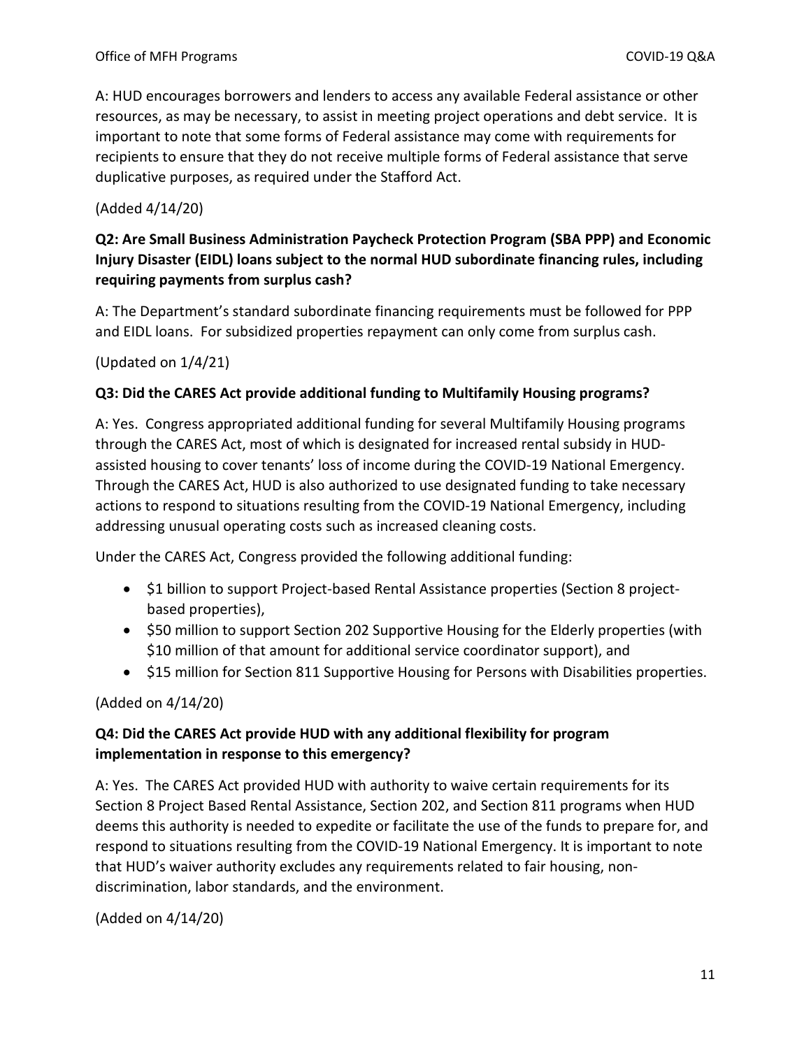A: HUD encourages borrowers and lenders to access any available Federal assistance or other resources, as may be necessary, to assist in meeting project operations and debt service. It is important to note that some forms of Federal assistance may come with requirements for recipients to ensure that they do not receive multiple forms of Federal assistance that serve duplicative purposes, as required under the Stafford Act.

(Added 4/14/20)

**Q2: Are Small Business Administration Paycheck Protection Program (SBA PPP) and Economic Injury Disaster (EIDL) loans subject to the normal HUD subordinate financing rules, including requiring payments from surplus cash?**

A: The Department's standard subordinate financing requirements must be followed for PPP and EIDL loans. For subsidized properties repayment can only come from surplus cash.

(Updated on 1/4/21)

**Q3: Did the CARES Act provide additional funding to Multifamily Housing programs?**

A: Yes. Congress appropriated additional funding for several Multifamily Housing programs through the CARES Act, most of which is designated for increased rental subsidy in HUD-assisted housing to cover tenants' loss of income during the COVID-19 National Emergency. Through the CARES Act, HUD is also authorized to use designated funding to take necessary actions to respond to situations resulting from the COVID-19 National Emergency, including addressing unusual operating costs such as increased cleaning costs.

Under the CARES Act, Congress provided the following additional funding:

- $1 billion to support Project-based Rental Assistance properties (Section 8 project-based properties),
- $50 million to support Section 202 Supportive Housing for the Elderly properties (with $10 million of that amount for additional service coordinator support), and
- $15 million for Section 811 Supportive Housing for Persons with Disabilities properties.

(Added on 4/14/20)

**Q4: Did the CARES Act provide HUD with any additional flexibility for program implementation in response to this emergency?**

A: Yes. The CARES Act provided HUD with authority to waive certain requirements for its Section 8 Project Based Rental Assistance, Section 202, and Section 811 programs when HUD deems this authority is needed to expedite or facilitate the use of the funds to prepare for, and respond to situations resulting from the COVID-19 National Emergency. It is important to note that HUD's waiver authority excludes any requirements related to fair housing, non-discrimination, labor standards, and the environment.

(Added on 4/14/20)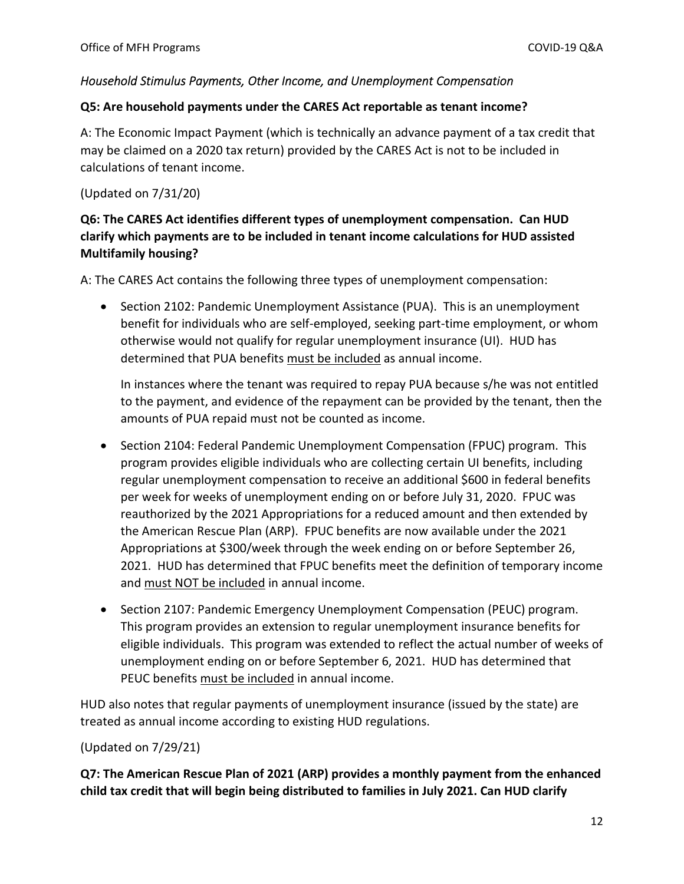*Household Stimulus Payments, Other Income, and Unemployment Compensation*

**Q5: Are household payments under the CARES Act reportable as tenant income?**

A: The Economic Impact Payment (which is technically an advance payment of a tax credit that may be claimed on a 2020 tax return) provided by the CARES Act is not to be included in calculations of tenant income.

(Updated on 7/31/20)

**Q6: The CARES Act identifies different types of unemployment compensation. Can HUD clarify which payments are to be included in tenant income calculations for HUD assisted Multifamily housing?**

A: The CARES Act contains the following three types of unemployment compensation:

- Section 2102: Pandemic Unemployment Assistance (PUA). This is an unemployment benefit for individuals who are self-employed, seeking part-time employment, or whom otherwise would not qualify for regular unemployment insurance (UI). HUD has determined that PUA benefits <u>must be included</u> as annual income.

  In instances where the tenant was required to repay PUA because s/he was not entitled to the payment, and evidence of the repayment can be provided by the tenant, then the amounts of PUA repaid must not be counted as income.

- Section 2104: Federal Pandemic Unemployment Compensation (FPUC) program. This program provides eligible individuals who are collecting certain UI benefits, including regular unemployment compensation to receive an additional $600 in federal benefits per week for weeks of unemployment ending on or before July 31, 2020. FPUC was reauthorized by the 2021 Appropriations for a reduced amount and then extended by the American Rescue Plan (ARP). FPUC benefits are now available under the 2021 Appropriations at $300/week through the week ending on or before September 26, 2021. HUD has determined that FPUC benefits meet the definition of temporary income and <u>must NOT be included</u> in annual income.

- Section 2107: Pandemic Emergency Unemployment Compensation (PEUC) program. This program provides an extension to regular unemployment insurance benefits for eligible individuals. This program was extended to reflect the actual number of weeks of unemployment ending on or before September 6, 2021. HUD has determined that PEUC benefits <u>must be included</u> in annual income.

HUD also notes that regular payments of unemployment insurance (issued by the state) are treated as annual income according to existing HUD regulations.

(Updated on 7/29/21)

**Q7: The American Rescue Plan of 2021 (ARP) provides a monthly payment from the enhanced child tax credit that will begin being distributed to families in July 2021. Can HUD clarify**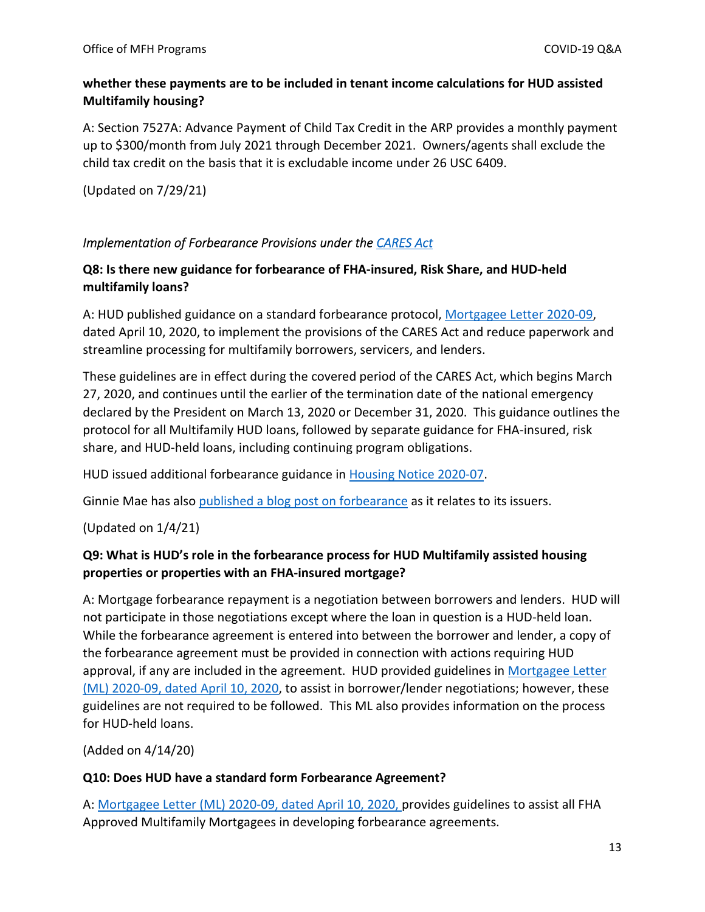**whether these payments are to be included in tenant income calculations for HUD assisted Multifamily housing?**

A: Section 7527A: Advance Payment of Child Tax Credit in the ARP provides a monthly payment up to $300/month from July 2021 through December 2021. Owners/agents shall exclude the child tax credit on the basis that it is excludable income under 26 USC 6409.

(Updated on 7/29/21)

*Implementation of Forbearance Provisions under the CARES Act*

**Q8: Is there new guidance for forbearance of FHA-insured, Risk Share, and HUD-held multifamily loans?**

A: HUD published guidance on a standard forbearance protocol, Mortgagee Letter 2020-09, dated April 10, 2020, to implement the provisions of the CARES Act and reduce paperwork and streamline processing for multifamily borrowers, servicers, and lenders.

These guidelines are in effect during the covered period of the CARES Act, which begins March 27, 2020, and continues until the earlier of the termination date of the national emergency declared by the President on March 13, 2020 or December 31, 2020. This guidance outlines the protocol for all Multifamily HUD loans, followed by separate guidance for FHA-insured, risk share, and HUD-held loans, including continuing program obligations.

HUD issued additional forbearance guidance in Housing Notice 2020-07.

Ginnie Mae has also published a blog post on forbearance as it relates to its issuers.

(Updated on 1/4/21)

**Q9: What is HUD's role in the forbearance process for HUD Multifamily assisted housing properties or properties with an FHA-insured mortgage?**

A: Mortgage forbearance repayment is a negotiation between borrowers and lenders. HUD will not participate in those negotiations except where the loan in question is a HUD-held loan. While the forbearance agreement is entered into between the borrower and lender, a copy of the forbearance agreement must be provided in connection with actions requiring HUD approval, if any are included in the agreement. HUD provided guidelines in Mortgagee Letter (ML) 2020-09, dated April 10, 2020, to assist in borrower/lender negotiations; however, these guidelines are not required to be followed. This ML also provides information on the process for HUD-held loans.

(Added on 4/14/20)

**Q10: Does HUD have a standard form Forbearance Agreement?**

A: Mortgagee Letter (ML) 2020-09, dated April 10, 2020, provides guidelines to assist all FHA Approved Multifamily Mortgagees in developing forbearance agreements.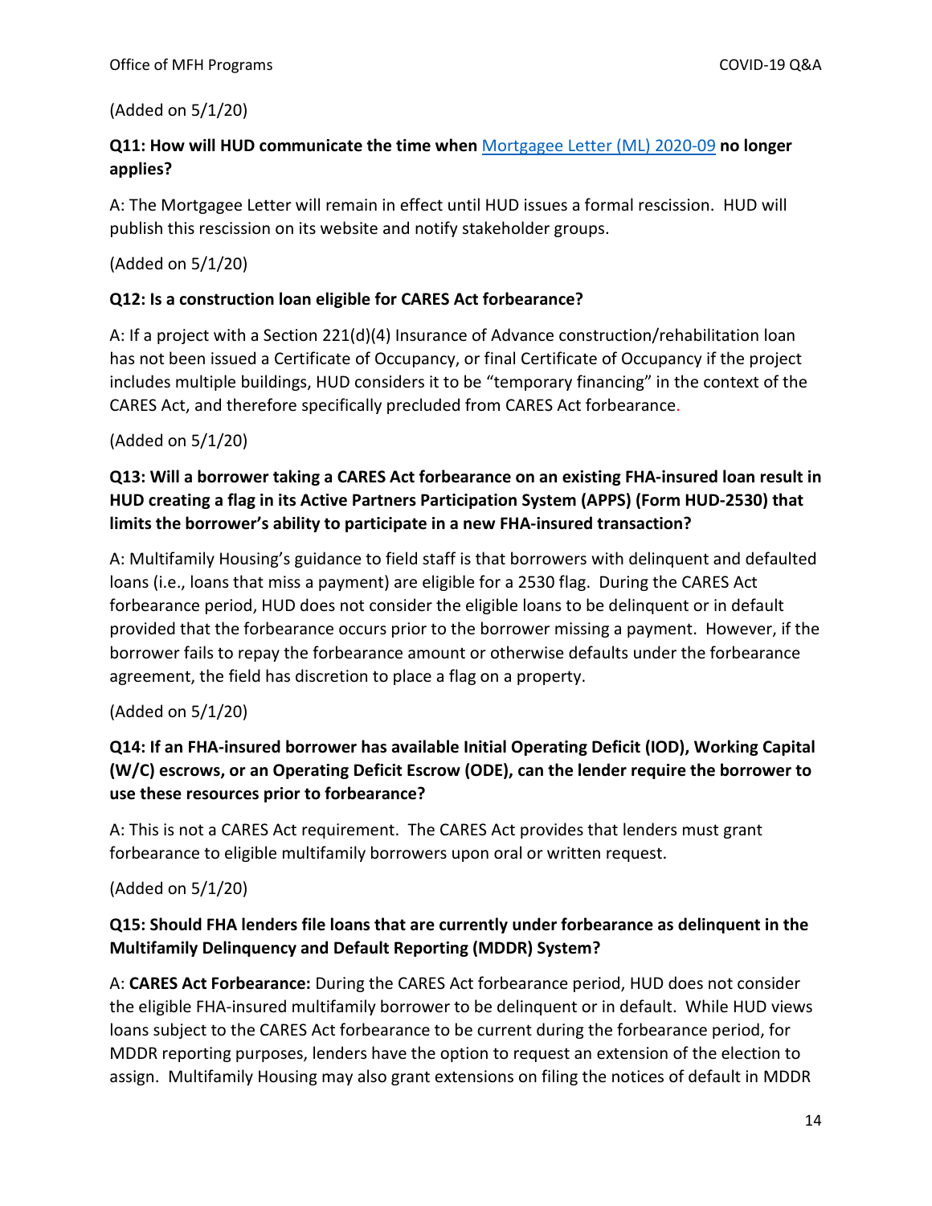(Added on 5/1/20)

**Q11: How will HUD communicate the time when [Mortgagee Letter (ML) 2020-09] no longer applies?**

A: The Mortgagee Letter will remain in effect until HUD issues a formal rescission. HUD will publish this rescission on its website and notify stakeholder groups.

(Added on 5/1/20)

**Q12: Is a construction loan eligible for CARES Act forbearance?**

A: If a project with a Section 221(d)(4) Insurance of Advance construction/rehabilitation loan has not been issued a Certificate of Occupancy, or final Certificate of Occupancy if the project includes multiple buildings, HUD considers it to be "temporary financing" in the context of the CARES Act, and therefore specifically precluded from CARES Act forbearance.

(Added on 5/1/20)

**Q13: Will a borrower taking a CARES Act forbearance on an existing FHA-insured loan result in HUD creating a flag in its Active Partners Participation System (APPS) (Form HUD-2530) that limits the borrower's ability to participate in a new FHA-insured transaction?**

A: Multifamily Housing's guidance to field staff is that borrowers with delinquent and defaulted loans (i.e., loans that miss a payment) are eligible for a 2530 flag. During the CARES Act forbearance period, HUD does not consider the eligible loans to be delinquent or in default provided that the forbearance occurs prior to the borrower missing a payment. However, if the borrower fails to repay the forbearance amount or otherwise defaults under the forbearance agreement, the field has discretion to place a flag on a property.

(Added on 5/1/20)

**Q14: If an FHA-insured borrower has available Initial Operating Deficit (IOD), Working Capital (W/C) escrows, or an Operating Deficit Escrow (ODE), can the lender require the borrower to use these resources prior to forbearance?**

A: This is not a CARES Act requirement. The CARES Act provides that lenders must grant forbearance to eligible multifamily borrowers upon oral or written request.

(Added on 5/1/20)

**Q15: Should FHA lenders file loans that are currently under forbearance as delinquent in the Multifamily Delinquency and Default Reporting (MDDR) System?**

A: **CARES Act Forbearance:** During the CARES Act forbearance period, HUD does not consider the eligible FHA-insured multifamily borrower to be delinquent or in default. While HUD views loans subject to the CARES Act forbearance to be current during the forbearance period, for MDDR reporting purposes, lenders have the option to request an extension of the election to assign. Multifamily Housing may also grant extensions on filing the notices of default in MDDR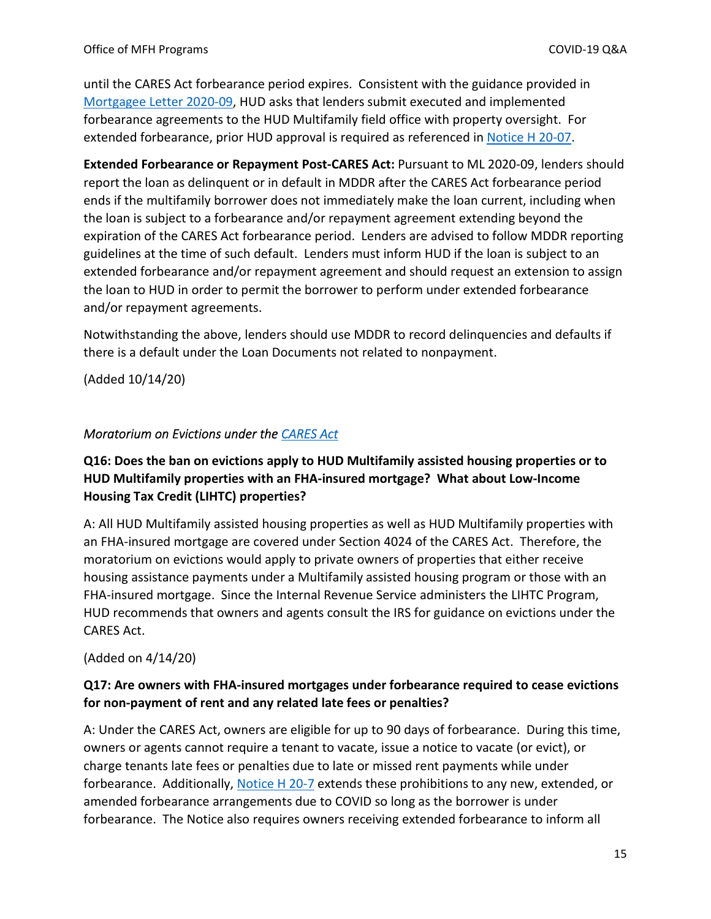until the CARES Act forbearance period expires. Consistent with the guidance provided in Mortgagee Letter 2020-09, HUD asks that lenders submit executed and implemented forbearance agreements to the HUD Multifamily field office with property oversight. For extended forbearance, prior HUD approval is required as referenced in Notice H 20-07.

**Extended Forbearance or Repayment Post-CARES Act:** Pursuant to ML 2020-09, lenders should report the loan as delinquent or in default in MDDR after the CARES Act forbearance period ends if the multifamily borrower does not immediately make the loan current, including when the loan is subject to a forbearance and/or repayment agreement extending beyond the expiration of the CARES Act forbearance period. Lenders are advised to follow MDDR reporting guidelines at the time of such default. Lenders must inform HUD if the loan is subject to an extended forbearance and/or repayment agreement and should request an extension to assign the loan to HUD in order to permit the borrower to perform under extended forbearance and/or repayment agreements.

Notwithstanding the above, lenders should use MDDR to record delinquencies and defaults if there is a default under the Loan Documents not related to nonpayment.

(Added 10/14/20)

### *Moratorium on Evictions under the CARES Act*

**Q16: Does the ban on evictions apply to HUD Multifamily assisted housing properties or to HUD Multifamily properties with an FHA-insured mortgage? What about Low-Income Housing Tax Credit (LIHTC) properties?**

A: All HUD Multifamily assisted housing properties as well as HUD Multifamily properties with an FHA-insured mortgage are covered under Section 4024 of the CARES Act. Therefore, the moratorium on evictions would apply to private owners of properties that either receive housing assistance payments under a Multifamily assisted housing program or those with an FHA-insured mortgage. Since the Internal Revenue Service administers the LIHTC Program, HUD recommends that owners and agents consult the IRS for guidance on evictions under the CARES Act.

(Added on 4/14/20)

**Q17: Are owners with FHA-insured mortgages under forbearance required to cease evictions for non-payment of rent and any related late fees or penalties?**

A: Under the CARES Act, owners are eligible for up to 90 days of forbearance. During this time, owners or agents cannot require a tenant to vacate, issue a notice to vacate (or evict), or charge tenants late fees or penalties due to late or missed rent payments while under forbearance. Additionally, Notice H 20-7 extends these prohibitions to any new, extended, or amended forbearance arrangements due to COVID so long as the borrower is under forbearance. The Notice also requires owners receiving extended forbearance to inform all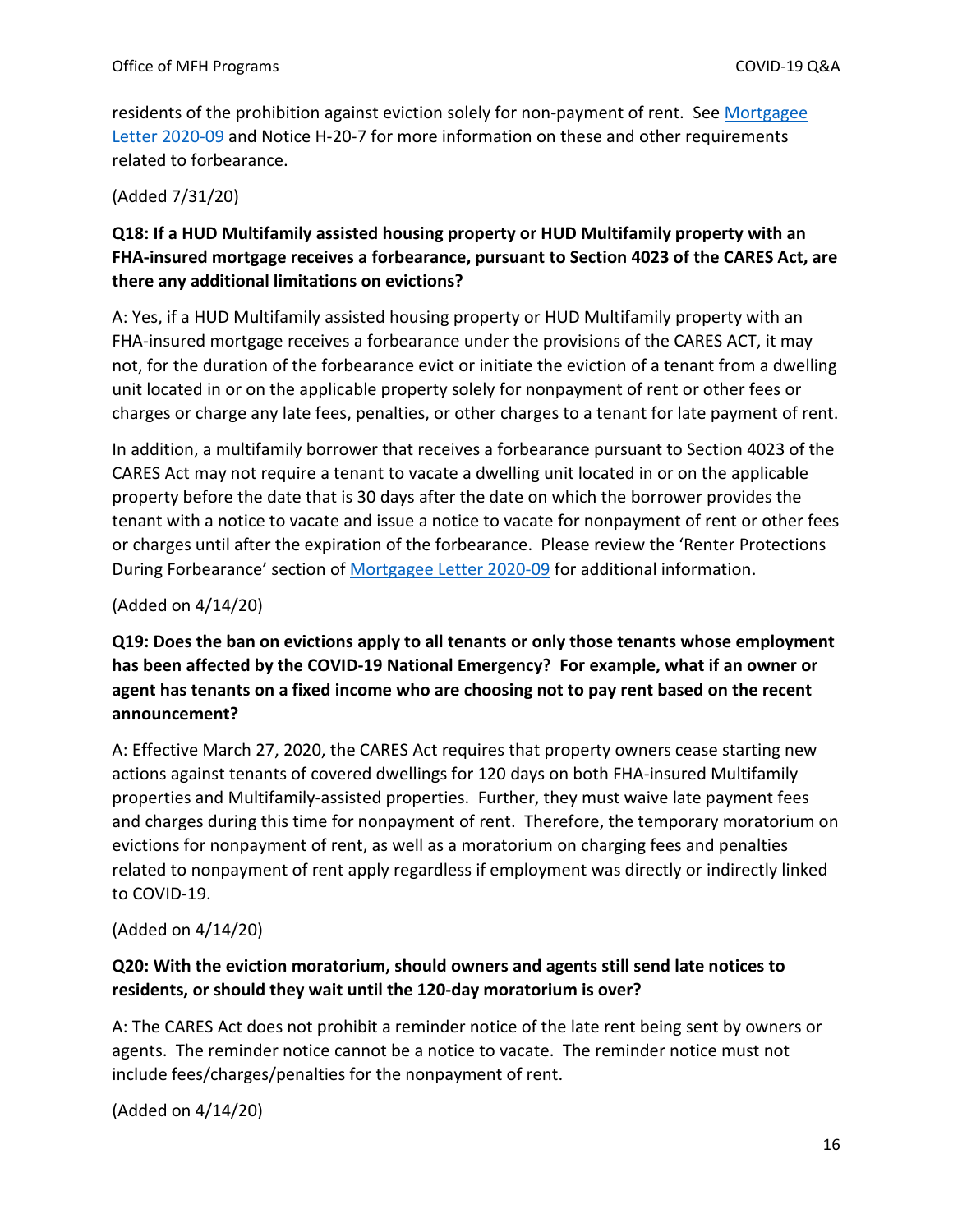residents of the prohibition against eviction solely for non-payment of rent. See [Mortgagee Letter 2020-09] and Notice H-20-7 for more information on these and other requirements related to forbearance.

(Added 7/31/20)

**Q18: If a HUD Multifamily assisted housing property or HUD Multifamily property with an FHA-insured mortgage receives a forbearance, pursuant to Section 4023 of the CARES Act, are there any additional limitations on evictions?**

A: Yes, if a HUD Multifamily assisted housing property or HUD Multifamily property with an FHA-insured mortgage receives a forbearance under the provisions of the CARES ACT, it may not, for the duration of the forbearance evict or initiate the eviction of a tenant from a dwelling unit located in or on the applicable property solely for nonpayment of rent or other fees or charges or charge any late fees, penalties, or other charges to a tenant for late payment of rent.

In addition, a multifamily borrower that receives a forbearance pursuant to Section 4023 of the CARES Act may not require a tenant to vacate a dwelling unit located in or on the applicable property before the date that is 30 days after the date on which the borrower provides the tenant with a notice to vacate and issue a notice to vacate for nonpayment of rent or other fees or charges until after the expiration of the forbearance. Please review the 'Renter Protections During Forbearance' section of [Mortgagee Letter 2020-09] for additional information.

(Added on 4/14/20)

**Q19: Does the ban on evictions apply to all tenants or only those tenants whose employment has been affected by the COVID-19 National Emergency? For example, what if an owner or agent has tenants on a fixed income who are choosing not to pay rent based on the recent announcement?**

A: Effective March 27, 2020, the CARES Act requires that property owners cease starting new actions against tenants of covered dwellings for 120 days on both FHA-insured Multifamily properties and Multifamily-assisted properties. Further, they must waive late payment fees and charges during this time for nonpayment of rent. Therefore, the temporary moratorium on evictions for nonpayment of rent, as well as a moratorium on charging fees and penalties related to nonpayment of rent apply regardless if employment was directly or indirectly linked to COVID-19.

(Added on 4/14/20)

**Q20: With the eviction moratorium, should owners and agents still send late notices to residents, or should they wait until the 120-day moratorium is over?**

A: The CARES Act does not prohibit a reminder notice of the late rent being sent by owners or agents. The reminder notice cannot be a notice to vacate. The reminder notice must not include fees/charges/penalties for the nonpayment of rent.

(Added on 4/14/20)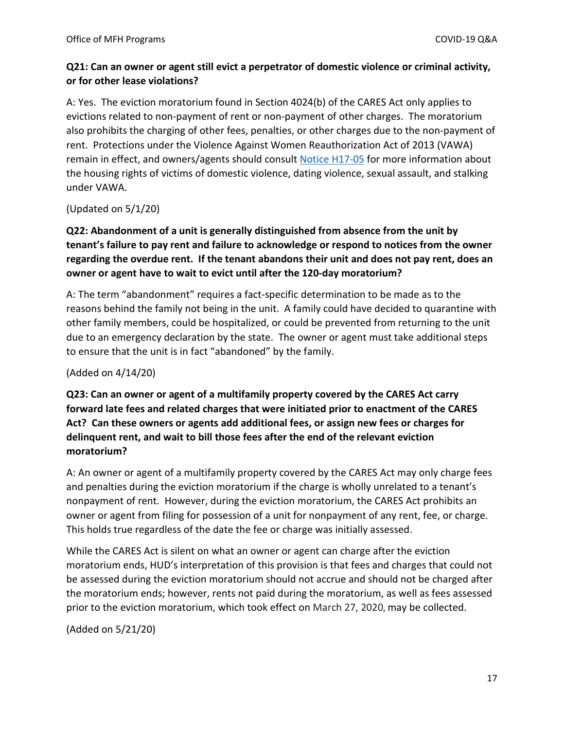**Q21: Can an owner or agent still evict a perpetrator of domestic violence or criminal activity, or for other lease violations?**

A: Yes. The eviction moratorium found in Section 4024(b) of the CARES Act only applies to evictions related to non-payment of rent or non-payment of other charges. The moratorium also prohibits the charging of other fees, penalties, or other charges due to the non-payment of rent. Protections under the Violence Against Women Reauthorization Act of 2013 (VAWA) remain in effect, and owners/agents should consult Notice H17-05 for more information about the housing rights of victims of domestic violence, dating violence, sexual assault, and stalking under VAWA.

(Updated on 5/1/20)

**Q22: Abandonment of a unit is generally distinguished from absence from the unit by tenant's failure to pay rent and failure to acknowledge or respond to notices from the owner regarding the overdue rent. If the tenant abandons their unit and does not pay rent, does an owner or agent have to wait to evict until after the 120-day moratorium?**

A: The term "abandonment" requires a fact-specific determination to be made as to the reasons behind the family not being in the unit. A family could have decided to quarantine with other family members, could be hospitalized, or could be prevented from returning to the unit due to an emergency declaration by the state. The owner or agent must take additional steps to ensure that the unit is in fact "abandoned" by the family.

(Added on 4/14/20)

**Q23: Can an owner or agent of a multifamily property covered by the CARES Act carry forward late fees and related charges that were initiated prior to enactment of the CARES Act? Can these owners or agents add additional fees, or assign new fees or charges for delinquent rent, and wait to bill those fees after the end of the relevant eviction moratorium?**

A: An owner or agent of a multifamily property covered by the CARES Act may only charge fees and penalties during the eviction moratorium if the charge is wholly unrelated to a tenant's nonpayment of rent. However, during the eviction moratorium, the CARES Act prohibits an owner or agent from filing for possession of a unit for nonpayment of any rent, fee, or charge. This holds true regardless of the date the fee or charge was initially assessed.

While the CARES Act is silent on what an owner or agent can charge after the eviction moratorium ends, HUD's interpretation of this provision is that fees and charges that could not be assessed during the eviction moratorium should not accrue and should not be charged after the moratorium ends; however, rents not paid during the moratorium, as well as fees assessed prior to the eviction moratorium, which took effect on March 27, 2020, may be collected.

(Added on 5/21/20)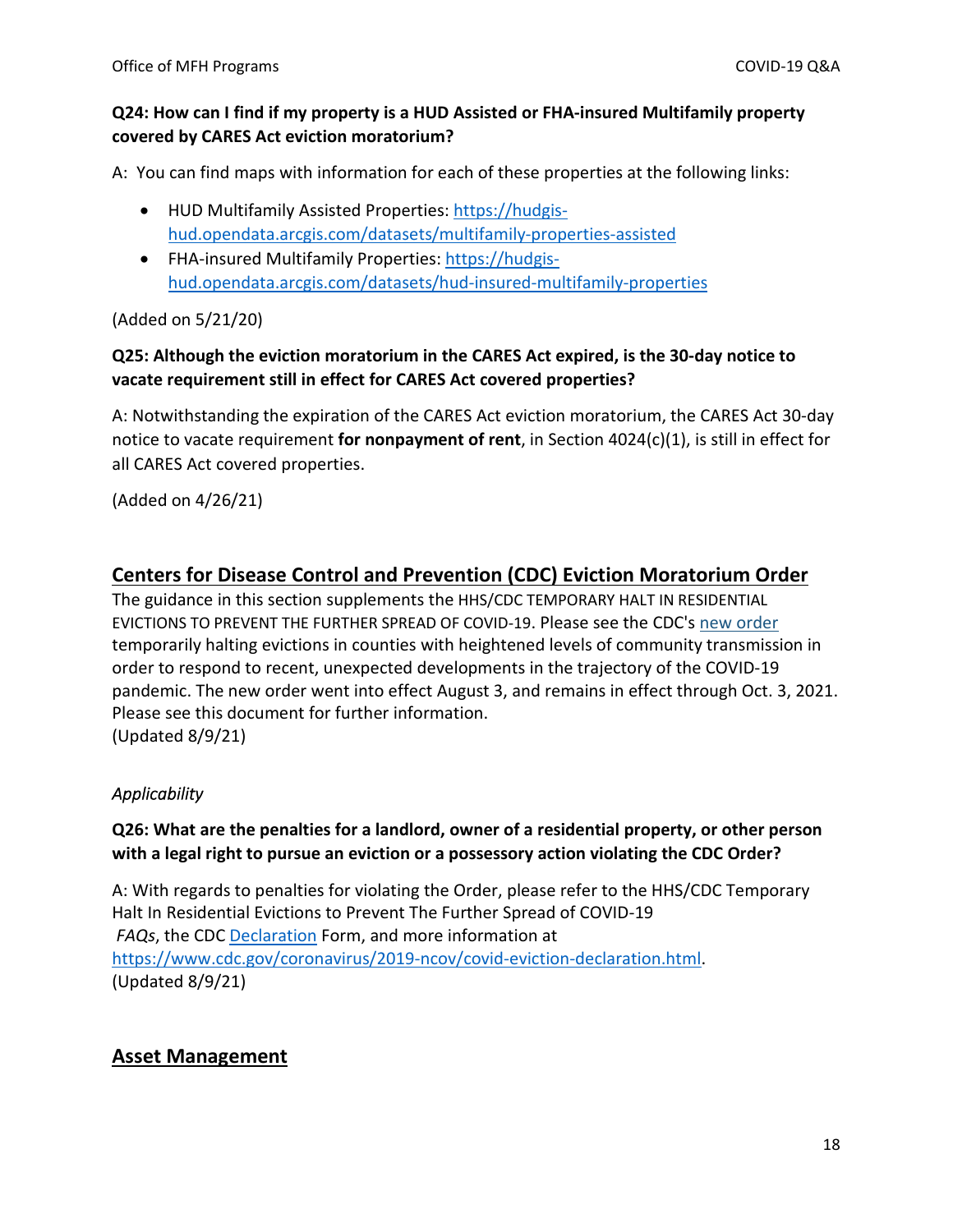**Q24: How can I find if my property is a HUD Assisted or FHA-insured Multifamily property covered by CARES Act eviction moratorium?**

A: You can find maps with information for each of these properties at the following links:

- HUD Multifamily Assisted Properties: [https://hudgis-hud.opendata.arcgis.com/datasets/multifamily-properties-assisted](https://hudgis-hud.opendata.arcgis.com/datasets/multifamily-properties-assisted)
- FHA-insured Multifamily Properties: [https://hudgis-hud.opendata.arcgis.com/datasets/hud-insured-multifamily-properties](https://hudgis-hud.opendata.arcgis.com/datasets/hud-insured-multifamily-properties)

(Added on 5/21/20)

**Q25: Although the eviction moratorium in the CARES Act expired, is the 30-day notice to vacate requirement still in effect for CARES Act covered properties?**

A: Notwithstanding the expiration of the CARES Act eviction moratorium, the CARES Act 30-day notice to vacate requirement **for nonpayment of rent**, in Section 4024(c)(1), is still in effect for all CARES Act covered properties.

(Added on 4/26/21)

## Centers for Disease Control and Prevention (CDC) Eviction Moratorium Order

The guidance in this section supplements the HHS/CDC TEMPORARY HALT IN RESIDENTIAL EVICTIONS TO PREVENT THE FURTHER SPREAD OF COVID-19. Please see the CDC's new order temporarily halting evictions in counties with heightened levels of community transmission in order to respond to recent, unexpected developments in the trajectory of the COVID-19 pandemic. The new order went into effect August 3, and remains in effect through Oct. 3, 2021. Please see this document for further information.
(Updated 8/9/21)

*Applicability*

**Q26: What are the penalties for a landlord, owner of a residential property, or other person with a legal right to pursue an eviction or a possessory action violating the CDC Order?**

A: With regards to penalties for violating the Order, please refer to the HHS/CDC Temporary Halt In Residential Evictions to Prevent The Further Spread of COVID-19 *FAQs*, the CDC Declaration Form, and more information at [https://www.cdc.gov/coronavirus/2019-ncov/covid-eviction-declaration.html](https://www.cdc.gov/coronavirus/2019-ncov/covid-eviction-declaration.html).
(Updated 8/9/21)

## Asset Management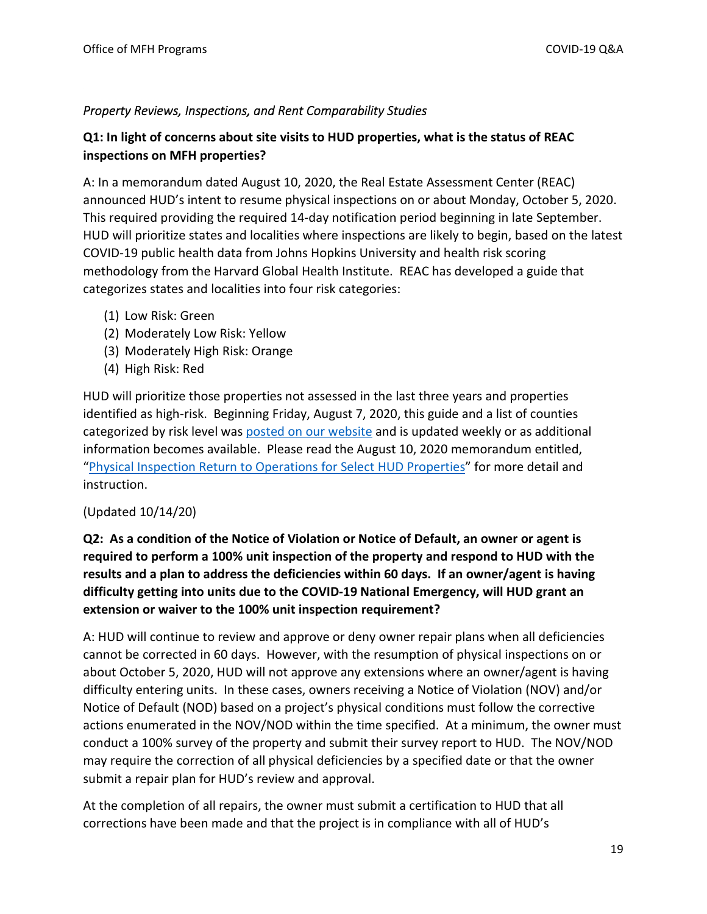*Property Reviews, Inspections, and Rent Comparability Studies*

**Q1: In light of concerns about site visits to HUD properties, what is the status of REAC inspections on MFH properties?**

A: In a memorandum dated August 10, 2020, the Real Estate Assessment Center (REAC) announced HUD's intent to resume physical inspections on or about Monday, October 5, 2020. This required providing the required 14-day notification period beginning in late September. HUD will prioritize states and localities where inspections are likely to begin, based on the latest COVID-19 public health data from Johns Hopkins University and health risk scoring methodology from the Harvard Global Health Institute. REAC has developed a guide that categorizes states and localities into four risk categories:

(1) Low Risk: Green
(2) Moderately Low Risk: Yellow
(3) Moderately High Risk: Orange
(4) High Risk: Red

HUD will prioritize those properties not assessed in the last three years and properties identified as high-risk. Beginning Friday, August 7, 2020, this guide and a list of counties categorized by risk level was posted on our website and is updated weekly or as additional information becomes available. Please read the August 10, 2020 memorandum entitled, "Physical Inspection Return to Operations for Select HUD Properties" for more detail and instruction.

(Updated 10/14/20)

**Q2: As a condition of the Notice of Violation or Notice of Default, an owner or agent is required to perform a 100% unit inspection of the property and respond to HUD with the results and a plan to address the deficiencies within 60 days. If an owner/agent is having difficulty getting into units due to the COVID-19 National Emergency, will HUD grant an extension or waiver to the 100% unit inspection requirement?**

A: HUD will continue to review and approve or deny owner repair plans when all deficiencies cannot be corrected in 60 days. However, with the resumption of physical inspections on or about October 5, 2020, HUD will not approve any extensions where an owner/agent is having difficulty entering units. In these cases, owners receiving a Notice of Violation (NOV) and/or Notice of Default (NOD) based on a project's physical conditions must follow the corrective actions enumerated in the NOV/NOD within the time specified. At a minimum, the owner must conduct a 100% survey of the property and submit their survey report to HUD. The NOV/NOD may require the correction of all physical deficiencies by a specified date or that the owner submit a repair plan for HUD's review and approval.

At the completion of all repairs, the owner must submit a certification to HUD that all corrections have been made and that the project is in compliance with all of HUD's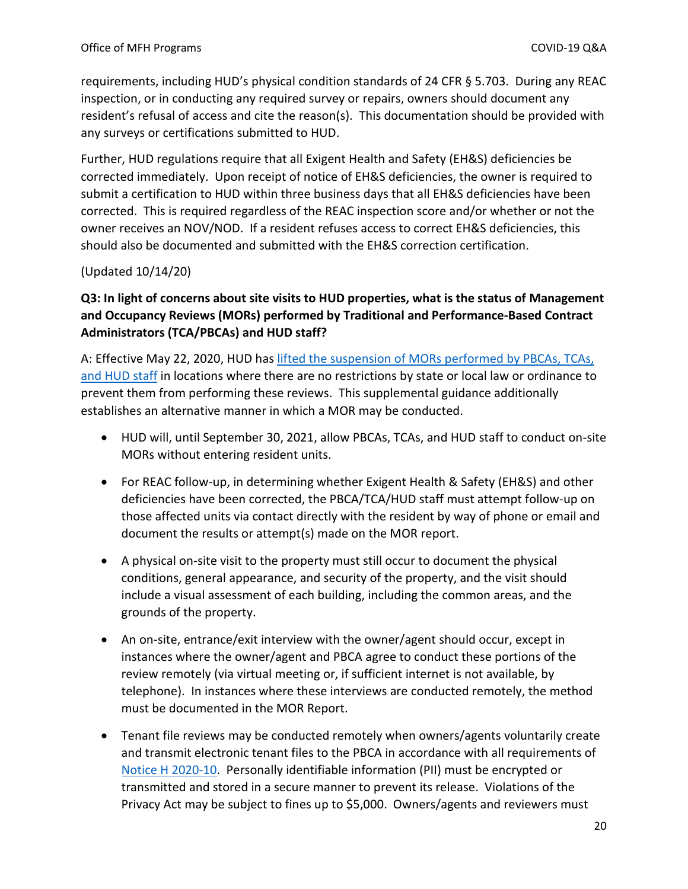requirements, including HUD's physical condition standards of 24 CFR § 5.703. During any REAC inspection, or in conducting any required survey or repairs, owners should document any resident's refusal of access and cite the reason(s). This documentation should be provided with any surveys or certifications submitted to HUD.

Further, HUD regulations require that all Exigent Health and Safety (EH&S) deficiencies be corrected immediately. Upon receipt of notice of EH&S deficiencies, the owner is required to submit a certification to HUD within three business days that all EH&S deficiencies have been corrected. This is required regardless of the REAC inspection score and/or whether or not the owner receives an NOV/NOD. If a resident refuses access to correct EH&S deficiencies, this should also be documented and submitted with the EH&S correction certification.

(Updated 10/14/20)

**Q3: In light of concerns about site visits to HUD properties, what is the status of Management and Occupancy Reviews (MORs) performed by Traditional and Performance-Based Contract Administrators (TCA/PBCAs) and HUD staff?**

A: Effective May 22, 2020, HUD has lifted the suspension of MORs performed by PBCAs, TCAs, and HUD staff in locations where there are no restrictions by state or local law or ordinance to prevent them from performing these reviews. This supplemental guidance additionally establishes an alternative manner in which a MOR may be conducted.

- HUD will, until September 30, 2021, allow PBCAs, TCAs, and HUD staff to conduct on-site MORs without entering resident units.
- For REAC follow-up, in determining whether Exigent Health & Safety (EH&S) and other deficiencies have been corrected, the PBCA/TCA/HUD staff must attempt follow-up on those affected units via contact directly with the resident by way of phone or email and document the results or attempt(s) made on the MOR report.
- A physical on-site visit to the property must still occur to document the physical conditions, general appearance, and security of the property, and the visit should include a visual assessment of each building, including the common areas, and the grounds of the property.
- An on-site, entrance/exit interview with the owner/agent should occur, except in instances where the owner/agent and PBCA agree to conduct these portions of the review remotely (via virtual meeting or, if sufficient internet is not available, by telephone). In instances where these interviews are conducted remotely, the method must be documented in the MOR Report.
- Tenant file reviews may be conducted remotely when owners/agents voluntarily create and transmit electronic tenant files to the PBCA in accordance with all requirements of Notice H 2020-10. Personally identifiable information (PII) must be encrypted or transmitted and stored in a secure manner to prevent its release. Violations of the Privacy Act may be subject to fines up to $5,000. Owners/agents and reviewers must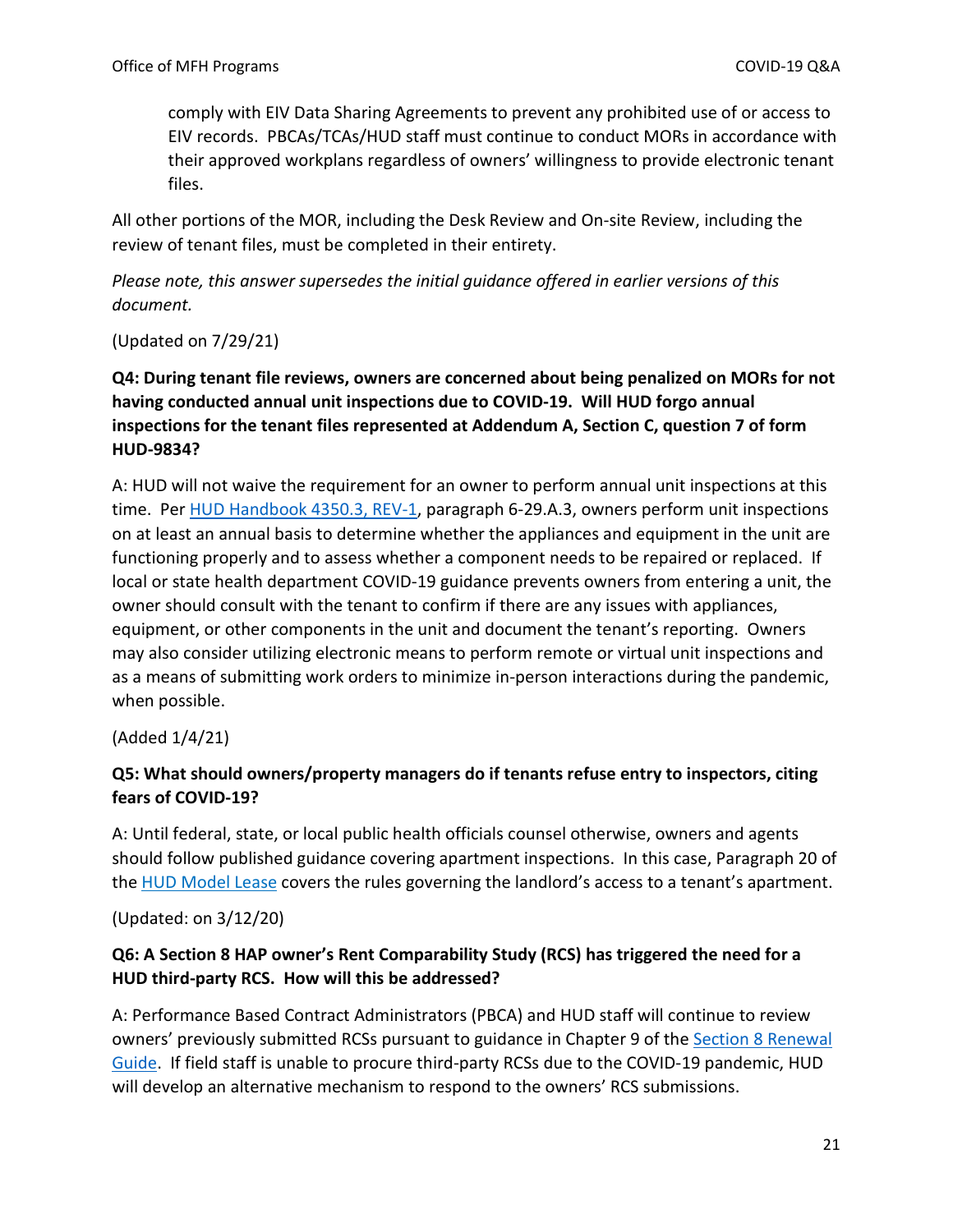comply with EIV Data Sharing Agreements to prevent any prohibited use of or access to EIV records. PBCAs/TCAs/HUD staff must continue to conduct MORs in accordance with their approved workplans regardless of owners' willingness to provide electronic tenant files.

All other portions of the MOR, including the Desk Review and On-site Review, including the review of tenant files, must be completed in their entirety.

*Please note, this answer supersedes the initial guidance offered in earlier versions of this document.*

(Updated on 7/29/21)

**Q4: During tenant file reviews, owners are concerned about being penalized on MORs for not having conducted annual unit inspections due to COVID-19. Will HUD forgo annual inspections for the tenant files represented at Addendum A, Section C, question 7 of form HUD-9834?**

A: HUD will not waive the requirement for an owner to perform annual unit inspections at this time. Per [HUD Handbook 4350.3, REV-1](), paragraph 6-29.A.3, owners perform unit inspections on at least an annual basis to determine whether the appliances and equipment in the unit are functioning properly and to assess whether a component needs to be repaired or replaced. If local or state health department COVID-19 guidance prevents owners from entering a unit, the owner should consult with the tenant to confirm if there are any issues with appliances, equipment, or other components in the unit and document the tenant's reporting. Owners may also consider utilizing electronic means to perform remote or virtual unit inspections and as a means of submitting work orders to minimize in-person interactions during the pandemic, when possible.

(Added 1/4/21)

**Q5: What should owners/property managers do if tenants refuse entry to inspectors, citing fears of COVID-19?**

A: Until federal, state, or local public health officials counsel otherwise, owners and agents should follow published guidance covering apartment inspections. In this case, Paragraph 20 of the [HUD Model Lease]() covers the rules governing the landlord's access to a tenant's apartment.

(Updated: on 3/12/20)

**Q6: A Section 8 HAP owner's Rent Comparability Study (RCS) has triggered the need for a HUD third-party RCS. How will this be addressed?**

A: Performance Based Contract Administrators (PBCA) and HUD staff will continue to review owners' previously submitted RCSs pursuant to guidance in Chapter 9 of the [Section 8 Renewal Guide](). If field staff is unable to procure third-party RCSs due to the COVID-19 pandemic, HUD will develop an alternative mechanism to respond to the owners' RCS submissions.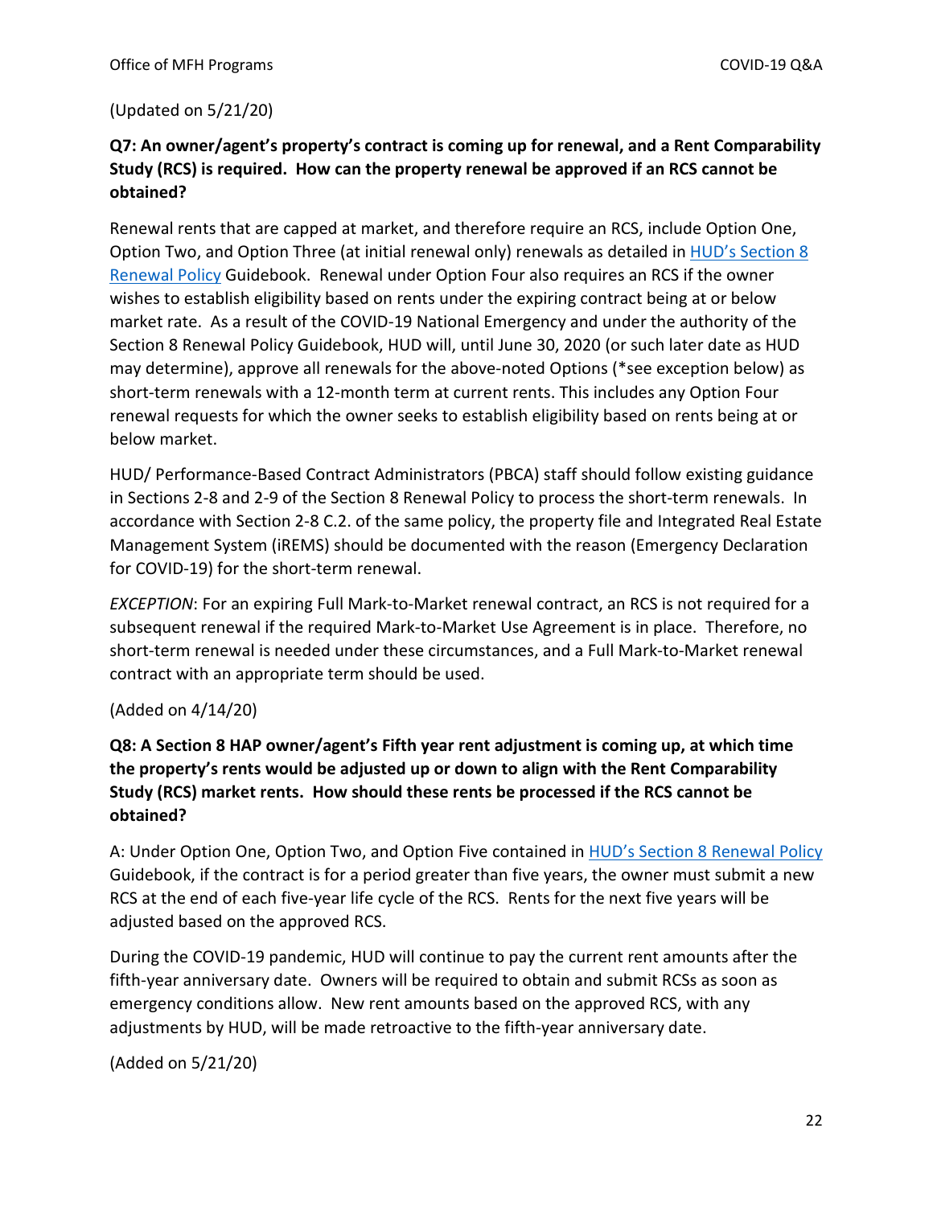(Updated on 5/21/20)

**Q7: An owner/agent's property's contract is coming up for renewal, and a Rent Comparability Study (RCS) is required. How can the property renewal be approved if an RCS cannot be obtained?**

Renewal rents that are capped at market, and therefore require an RCS, include Option One, Option Two, and Option Three (at initial renewal only) renewals as detailed in HUD's Section 8 Renewal Policy Guidebook. Renewal under Option Four also requires an RCS if the owner wishes to establish eligibility based on rents under the expiring contract being at or below market rate. As a result of the COVID-19 National Emergency and under the authority of the Section 8 Renewal Policy Guidebook, HUD will, until June 30, 2020 (or such later date as HUD may determine), approve all renewals for the above-noted Options (*see exception below) as short-term renewals with a 12-month term at current rents. This includes any Option Four renewal requests for which the owner seeks to establish eligibility based on rents being at or below market.

HUD/ Performance-Based Contract Administrators (PBCA) staff should follow existing guidance in Sections 2-8 and 2-9 of the Section 8 Renewal Policy to process the short-term renewals. In accordance with Section 2-8 C.2. of the same policy, the property file and Integrated Real Estate Management System (iREMS) should be documented with the reason (Emergency Declaration for COVID-19) for the short-term renewal.

*EXCEPTION*: For an expiring Full Mark-to-Market renewal contract, an RCS is not required for a subsequent renewal if the required Mark-to-Market Use Agreement is in place. Therefore, no short-term renewal is needed under these circumstances, and a Full Mark-to-Market renewal contract with an appropriate term should be used.

(Added on 4/14/20)

**Q8: A Section 8 HAP owner/agent's Fifth year rent adjustment is coming up, at which time the property's rents would be adjusted up or down to align with the Rent Comparability Study (RCS) market rents. How should these rents be processed if the RCS cannot be obtained?**

A: Under Option One, Option Two, and Option Five contained in HUD's Section 8 Renewal Policy Guidebook, if the contract is for a period greater than five years, the owner must submit a new RCS at the end of each five-year life cycle of the RCS. Rents for the next five years will be adjusted based on the approved RCS.

During the COVID-19 pandemic, HUD will continue to pay the current rent amounts after the fifth-year anniversary date. Owners will be required to obtain and submit RCSs as soon as emergency conditions allow. New rent amounts based on the approved RCS, with any adjustments by HUD, will be made retroactive to the fifth-year anniversary date.

(Added on 5/21/20)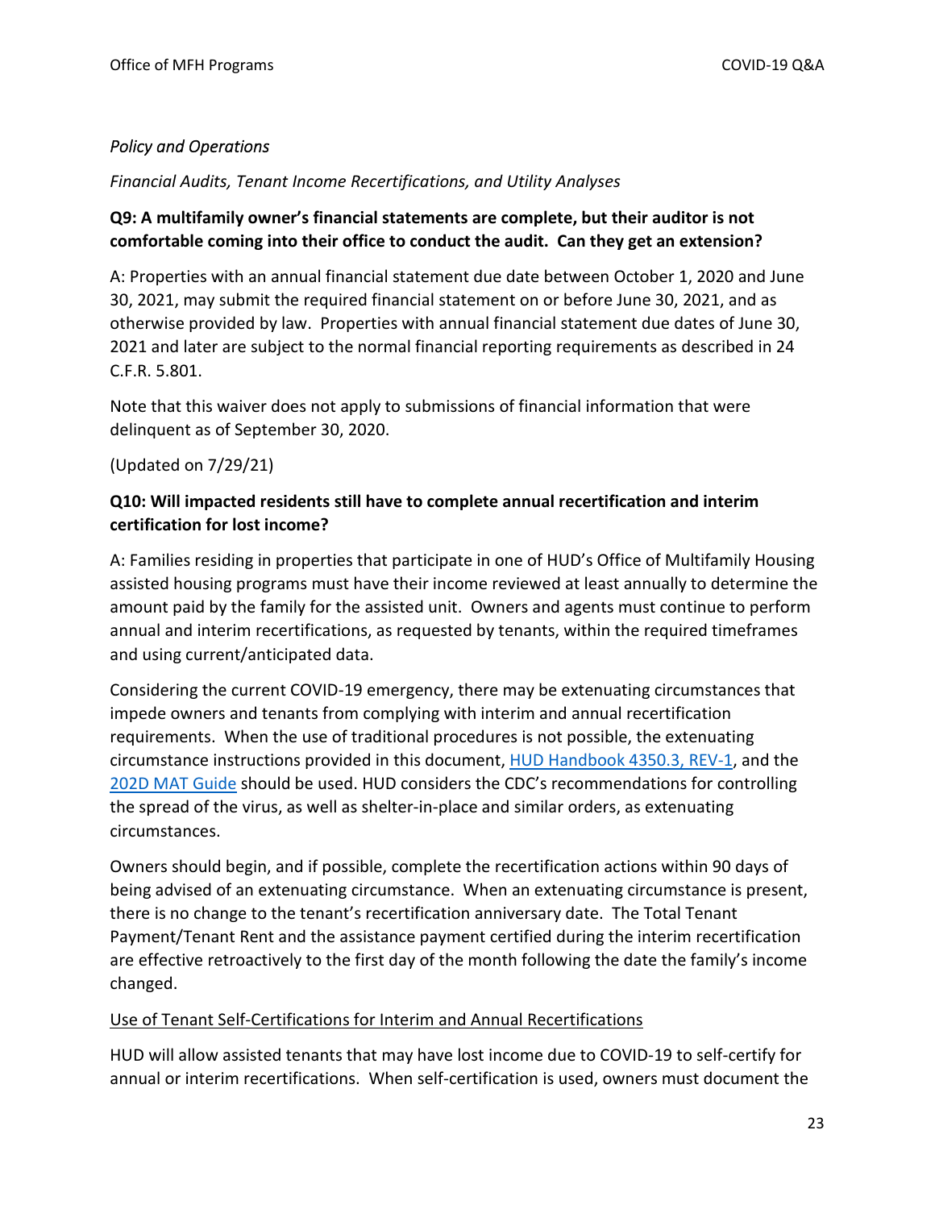*Policy and Operations*

*Financial Audits, Tenant Income Recertifications, and Utility Analyses*

**Q9: A multifamily owner's financial statements are complete, but their auditor is not comfortable coming into their office to conduct the audit. Can they get an extension?**

A: Properties with an annual financial statement due date between October 1, 2020 and June 30, 2021, may submit the required financial statement on or before June 30, 2021, and as otherwise provided by law. Properties with annual financial statement due dates of June 30, 2021 and later are subject to the normal financial reporting requirements as described in 24 C.F.R. 5.801.

Note that this waiver does not apply to submissions of financial information that were delinquent as of September 30, 2020.

(Updated on 7/29/21)

**Q10: Will impacted residents still have to complete annual recertification and interim certification for lost income?**

A: Families residing in properties that participate in one of HUD's Office of Multifamily Housing assisted housing programs must have their income reviewed at least annually to determine the amount paid by the family for the assisted unit. Owners and agents must continue to perform annual and interim recertifications, as requested by tenants, within the required timeframes and using current/anticipated data.

Considering the current COVID-19 emergency, there may be extenuating circumstances that impede owners and tenants from complying with interim and annual recertification requirements. When the use of traditional procedures is not possible, the extenuating circumstance instructions provided in this document, HUD Handbook 4350.3, REV-1, and the 202D MAT Guide should be used. HUD considers the CDC's recommendations for controlling the spread of the virus, as well as shelter-in-place and similar orders, as extenuating circumstances.

Owners should begin, and if possible, complete the recertification actions within 90 days of being advised of an extenuating circumstance. When an extenuating circumstance is present, there is no change to the tenant's recertification anniversary date. The Total Tenant Payment/Tenant Rent and the assistance payment certified during the interim recertification are effective retroactively to the first day of the month following the date the family's income changed.

Use of Tenant Self-Certifications for Interim and Annual Recertifications

HUD will allow assisted tenants that may have lost income due to COVID-19 to self-certify for annual or interim recertifications. When self-certification is used, owners must document the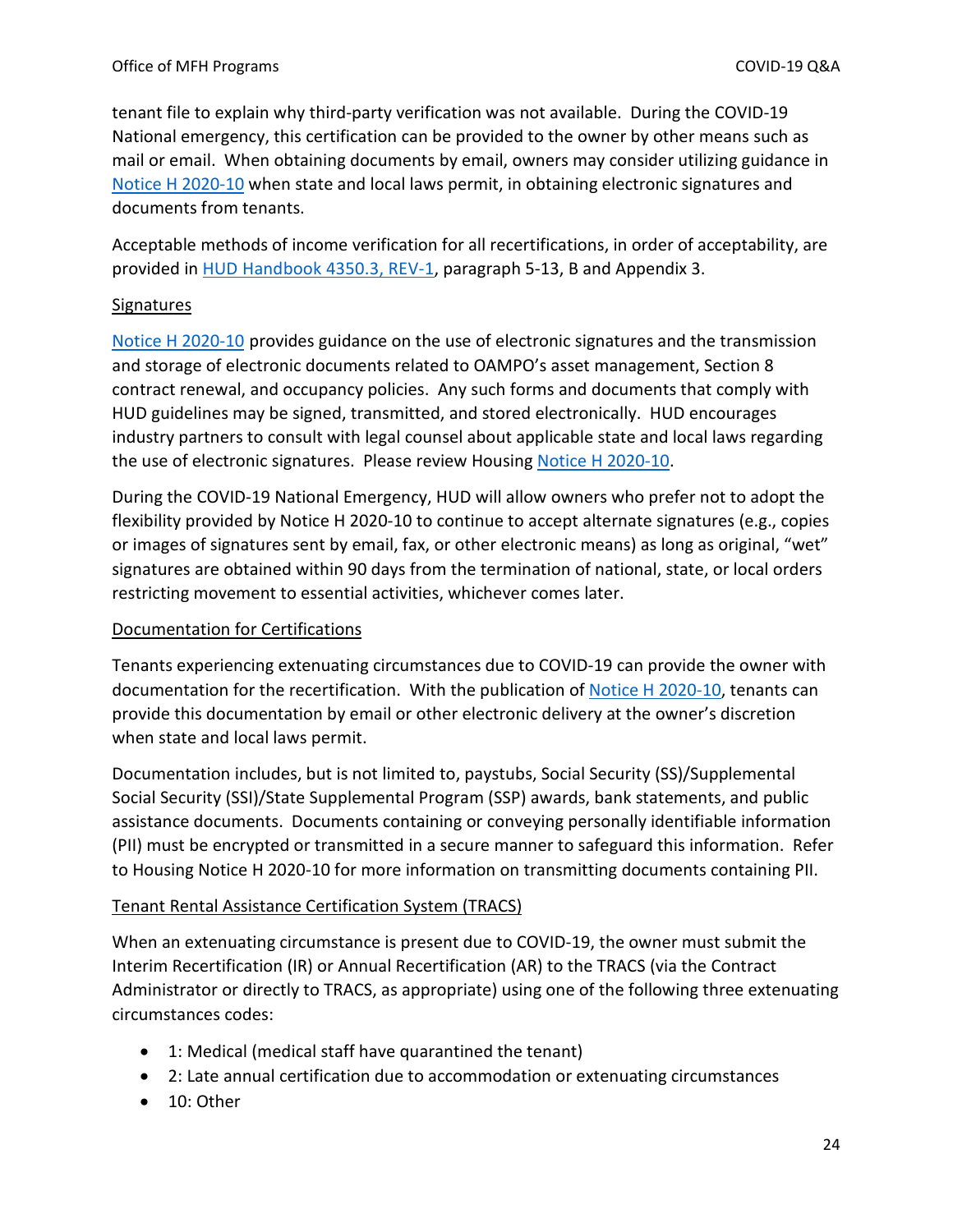tenant file to explain why third-party verification was not available. During the COVID-19 National emergency, this certification can be provided to the owner by other means such as mail or email. When obtaining documents by email, owners may consider utilizing guidance in Notice H 2020-10 when state and local laws permit, in obtaining electronic signatures and documents from tenants.

Acceptable methods of income verification for all recertifications, in order of acceptability, are provided in HUD Handbook 4350.3, REV-1, paragraph 5-13, B and Appendix 3.

Signatures

Notice H 2020-10 provides guidance on the use of electronic signatures and the transmission and storage of electronic documents related to OAMPO's asset management, Section 8 contract renewal, and occupancy policies. Any such forms and documents that comply with HUD guidelines may be signed, transmitted, and stored electronically. HUD encourages industry partners to consult with legal counsel about applicable state and local laws regarding the use of electronic signatures. Please review Housing Notice H 2020-10.

During the COVID-19 National Emergency, HUD will allow owners who prefer not to adopt the flexibility provided by Notice H 2020-10 to continue to accept alternate signatures (e.g., copies or images of signatures sent by email, fax, or other electronic means) as long as original, "wet" signatures are obtained within 90 days from the termination of national, state, or local orders restricting movement to essential activities, whichever comes later.

Documentation for Certifications

Tenants experiencing extenuating circumstances due to COVID-19 can provide the owner with documentation for the recertification. With the publication of Notice H 2020-10, tenants can provide this documentation by email or other electronic delivery at the owner's discretion when state and local laws permit.

Documentation includes, but is not limited to, paystubs, Social Security (SS)/Supplemental Social Security (SSI)/State Supplemental Program (SSP) awards, bank statements, and public assistance documents. Documents containing or conveying personally identifiable information (PII) must be encrypted or transmitted in a secure manner to safeguard this information. Refer to Housing Notice H 2020-10 for more information on transmitting documents containing PII.

Tenant Rental Assistance Certification System (TRACS)

When an extenuating circumstance is present due to COVID-19, the owner must submit the Interim Recertification (IR) or Annual Recertification (AR) to the TRACS (via the Contract Administrator or directly to TRACS, as appropriate) using one of the following three extenuating circumstances codes:

- 1: Medical (medical staff have quarantined the tenant)
- 2: Late annual certification due to accommodation or extenuating circumstances
- 10: Other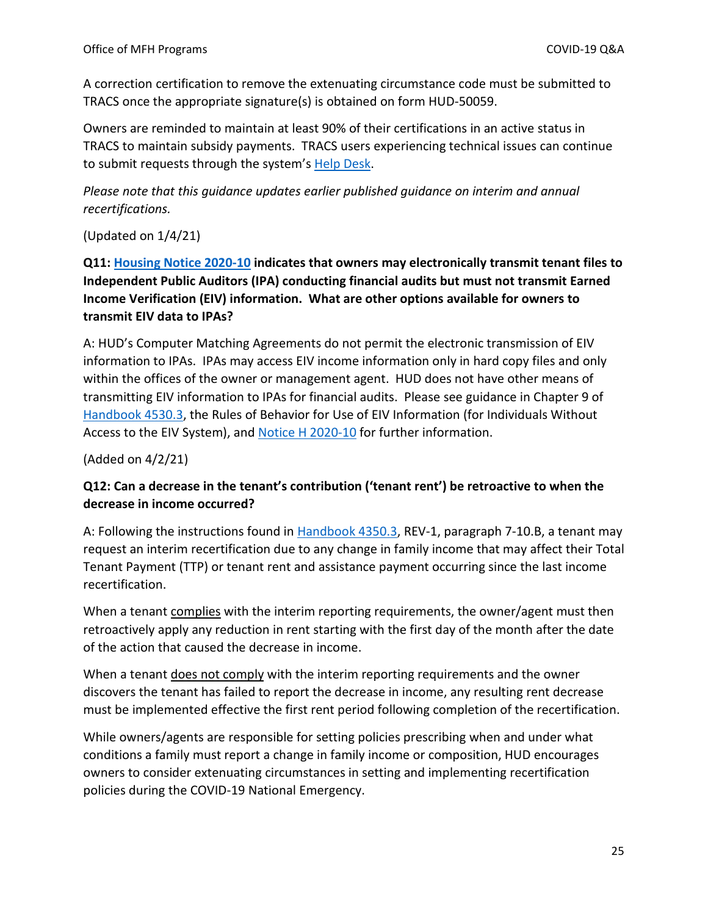A correction certification to remove the extenuating circumstance code must be submitted to TRACS once the appropriate signature(s) is obtained on form HUD-50059.

Owners are reminded to maintain at least 90% of their certifications in an active status in TRACS to maintain subsidy payments. TRACS users experiencing technical issues can continue to submit requests through the system's Help Desk.

*Please note that this guidance updates earlier published guidance on interim and annual recertifications.*

(Updated on 1/4/21)

**Q11: Housing Notice 2020-10 indicates that owners may electronically transmit tenant files to Independent Public Auditors (IPA) conducting financial audits but must not transmit Earned Income Verification (EIV) information. What are other options available for owners to transmit EIV data to IPAs?**

A: HUD's Computer Matching Agreements do not permit the electronic transmission of EIV information to IPAs. IPAs may access EIV income information only in hard copy files and only within the offices of the owner or management agent. HUD does not have other means of transmitting EIV information to IPAs for financial audits. Please see guidance in Chapter 9 of Handbook 4530.3, the Rules of Behavior for Use of EIV Information (for Individuals Without Access to the EIV System), and Notice H 2020-10 for further information.

(Added on 4/2/21)

**Q12: Can a decrease in the tenant's contribution ('tenant rent') be retroactive to when the decrease in income occurred?**

A: Following the instructions found in Handbook 4350.3, REV-1, paragraph 7-10.B, a tenant may request an interim recertification due to any change in family income that may affect their Total Tenant Payment (TTP) or tenant rent and assistance payment occurring since the last income recertification.

When a tenant complies with the interim reporting requirements, the owner/agent must then retroactively apply any reduction in rent starting with the first day of the month after the date of the action that caused the decrease in income.

When a tenant does not comply with the interim reporting requirements and the owner discovers the tenant has failed to report the decrease in income, any resulting rent decrease must be implemented effective the first rent period following completion of the recertification.

While owners/agents are responsible for setting policies prescribing when and under what conditions a family must report a change in family income or composition, HUD encourages owners to consider extenuating circumstances in setting and implementing recertification policies during the COVID-19 National Emergency.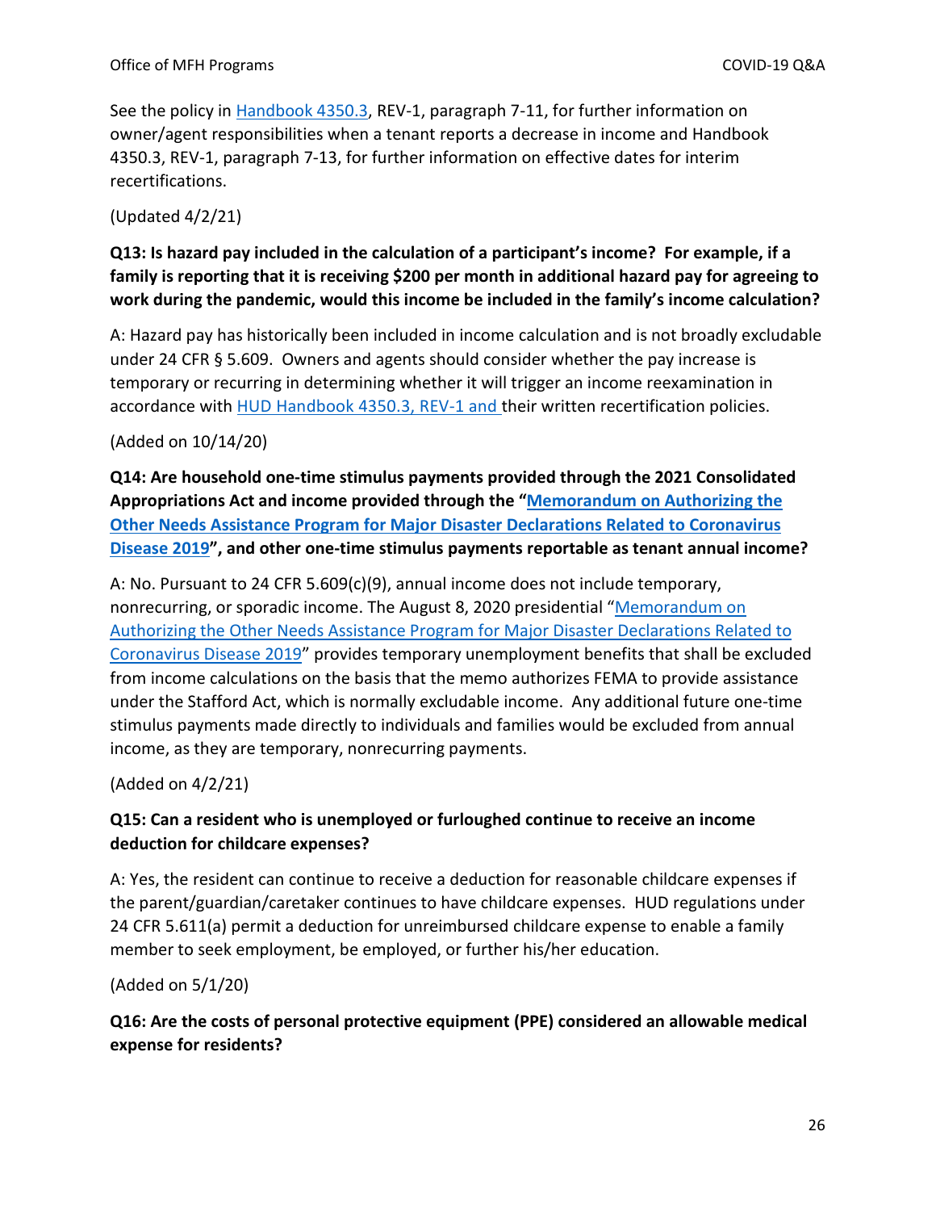See the policy in [Handbook 4350.3](), REV-1, paragraph 7-11, for further information on owner/agent responsibilities when a tenant reports a decrease in income and Handbook 4350.3, REV-1, paragraph 7-13, for further information on effective dates for interim recertifications.

(Updated 4/2/21)

**Q13: Is hazard pay included in the calculation of a participant's income? For example, if a family is reporting that it is receiving $200 per month in additional hazard pay for agreeing to work during the pandemic, would this income be included in the family's income calculation?**

A: Hazard pay has historically been included in income calculation and is not broadly excludable under 24 CFR § 5.609. Owners and agents should consider whether the pay increase is temporary or recurring in determining whether it will trigger an income reexamination in accordance with [HUD Handbook 4350.3, REV-1 and]() their written recertification policies.

(Added on 10/14/20)

**Q14: Are household one-time stimulus payments provided through the 2021 Consolidated Appropriations Act and income provided through the "[Memorandum on Authorizing the Other Needs Assistance Program for Major Disaster Declarations Related to Coronavirus Disease 2019]()", and other one-time stimulus payments reportable as tenant annual income?**

A: No. Pursuant to 24 CFR 5.609(c)(9), annual income does not include temporary, nonrecurring, or sporadic income. The August 8, 2020 presidential "[Memorandum on Authorizing the Other Needs Assistance Program for Major Disaster Declarations Related to Coronavirus Disease 2019]()" provides temporary unemployment benefits that shall be excluded from income calculations on the basis that the memo authorizes FEMA to provide assistance under the Stafford Act, which is normally excludable income. Any additional future one-time stimulus payments made directly to individuals and families would be excluded from annual income, as they are temporary, nonrecurring payments.

(Added on 4/2/21)

**Q15: Can a resident who is unemployed or furloughed continue to receive an income deduction for childcare expenses?**

A: Yes, the resident can continue to receive a deduction for reasonable childcare expenses if the parent/guardian/caretaker continues to have childcare expenses. HUD regulations under 24 CFR 5.611(a) permit a deduction for unreimbursed childcare expense to enable a family member to seek employment, be employed, or further his/her education.

(Added on 5/1/20)

**Q16: Are the costs of personal protective equipment (PPE) considered an allowable medical expense for residents?**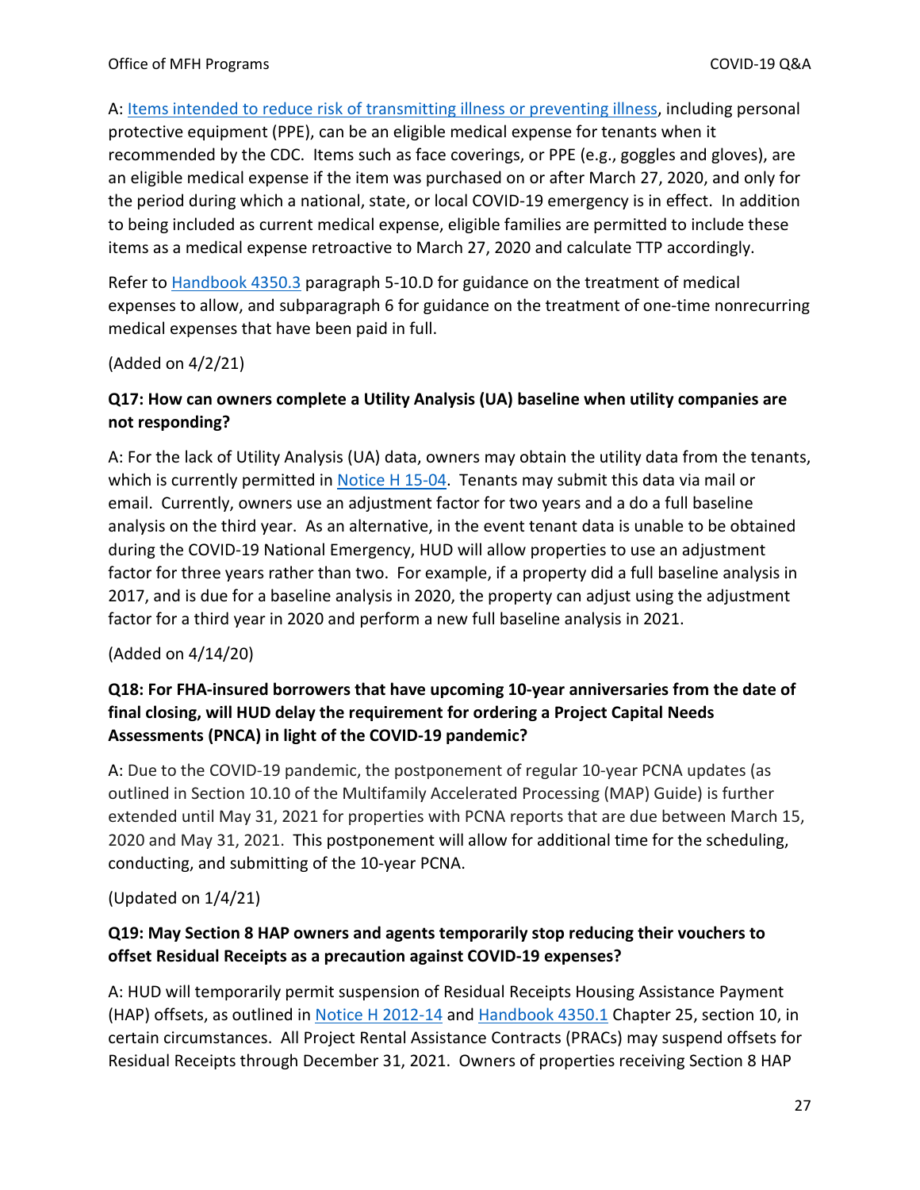A: [Items intended to reduce risk of transmitting illness or preventing illness](), including personal protective equipment (PPE), can be an eligible medical expense for tenants when it recommended by the CDC. Items such as face coverings, or PPE (e.g., goggles and gloves), are an eligible medical expense if the item was purchased on or after March 27, 2020, and only for the period during which a national, state, or local COVID-19 emergency is in effect. In addition to being included as current medical expense, eligible families are permitted to include these items as a medical expense retroactive to March 27, 2020 and calculate TTP accordingly.

Refer to [Handbook 4350.3]() paragraph 5-10.D for guidance on the treatment of medical expenses to allow, and subparagraph 6 for guidance on the treatment of one-time nonrecurring medical expenses that have been paid in full.

(Added on 4/2/21)

**Q17: How can owners complete a Utility Analysis (UA) baseline when utility companies are not responding?**

A: For the lack of Utility Analysis (UA) data, owners may obtain the utility data from the tenants, which is currently permitted in [Notice H 15-04](). Tenants may submit this data via mail or email. Currently, owners use an adjustment factor for two years and a do a full baseline analysis on the third year. As an alternative, in the event tenant data is unable to be obtained during the COVID-19 National Emergency, HUD will allow properties to use an adjustment factor for three years rather than two. For example, if a property did a full baseline analysis in 2017, and is due for a baseline analysis in 2020, the property can adjust using the adjustment factor for a third year in 2020 and perform a new full baseline analysis in 2021.

(Added on 4/14/20)

**Q18: For FHA-insured borrowers that have upcoming 10-year anniversaries from the date of final closing, will HUD delay the requirement for ordering a Project Capital Needs Assessments (PNCA) in light of the COVID-19 pandemic?**

A: Due to the COVID-19 pandemic, the postponement of regular 10-year PCNA updates (as outlined in Section 10.10 of the Multifamily Accelerated Processing (MAP) Guide) is further extended until May 31, 2021 for properties with PCNA reports that are due between March 15, 2020 and May 31, 2021. This postponement will allow for additional time for the scheduling, conducting, and submitting of the 10-year PCNA.

(Updated on 1/4/21)

**Q19: May Section 8 HAP owners and agents temporarily stop reducing their vouchers to offset Residual Receipts as a precaution against COVID-19 expenses?**

A: HUD will temporarily permit suspension of Residual Receipts Housing Assistance Payment (HAP) offsets, as outlined in [Notice H 2012-14]() and [Handbook 4350.1]() Chapter 25, section 10, in certain circumstances. All Project Rental Assistance Contracts (PRACs) may suspend offsets for Residual Receipts through December 31, 2021. Owners of properties receiving Section 8 HAP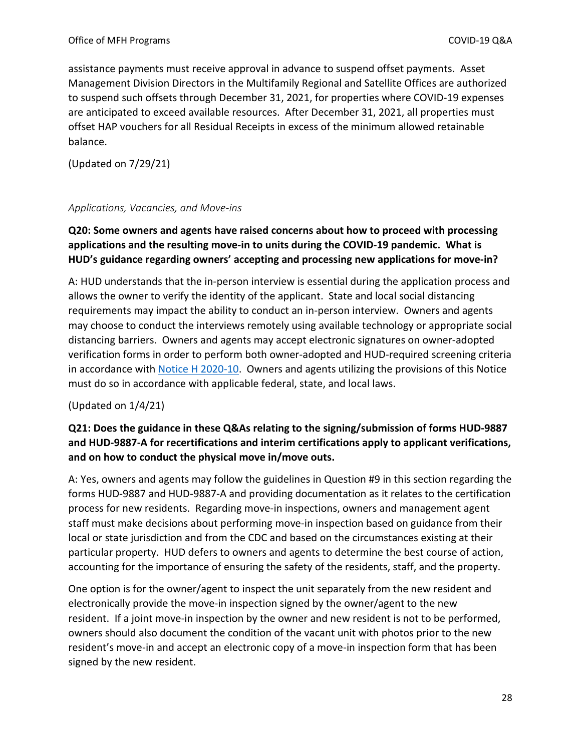assistance payments must receive approval in advance to suspend offset payments. Asset Management Division Directors in the Multifamily Regional and Satellite Offices are authorized to suspend such offsets through December 31, 2021, for properties where COVID-19 expenses are anticipated to exceed available resources. After December 31, 2021, all properties must offset HAP vouchers for all Residual Receipts in excess of the minimum allowed retainable balance.

(Updated on 7/29/21)

*Applications, Vacancies, and Move-ins*

**Q20: Some owners and agents have raised concerns about how to proceed with processing applications and the resulting move-in to units during the COVID-19 pandemic. What is HUD's guidance regarding owners' accepting and processing new applications for move-in?**

A: HUD understands that the in-person interview is essential during the application process and allows the owner to verify the identity of the applicant. State and local social distancing requirements may impact the ability to conduct an in-person interview. Owners and agents may choose to conduct the interviews remotely using available technology or appropriate social distancing barriers. Owners and agents may accept electronic signatures on owner-adopted verification forms in order to perform both owner-adopted and HUD-required screening criteria in accordance with Notice H 2020-10. Owners and agents utilizing the provisions of this Notice must do so in accordance with applicable federal, state, and local laws.

(Updated on 1/4/21)

**Q21: Does the guidance in these Q&As relating to the signing/submission of forms HUD-9887 and HUD-9887-A for recertifications and interim certifications apply to applicant verifications, and on how to conduct the physical move in/move outs.**

A: Yes, owners and agents may follow the guidelines in Question #9 in this section regarding the forms HUD-9887 and HUD-9887-A and providing documentation as it relates to the certification process for new residents. Regarding move-in inspections, owners and management agent staff must make decisions about performing move-in inspection based on guidance from their local or state jurisdiction and from the CDC and based on the circumstances existing at their particular property. HUD defers to owners and agents to determine the best course of action, accounting for the importance of ensuring the safety of the residents, staff, and the property.

One option is for the owner/agent to inspect the unit separately from the new resident and electronically provide the move-in inspection signed by the owner/agent to the new resident. If a joint move-in inspection by the owner and new resident is not to be performed, owners should also document the condition of the vacant unit with photos prior to the new resident's move-in and accept an electronic copy of a move-in inspection form that has been signed by the new resident.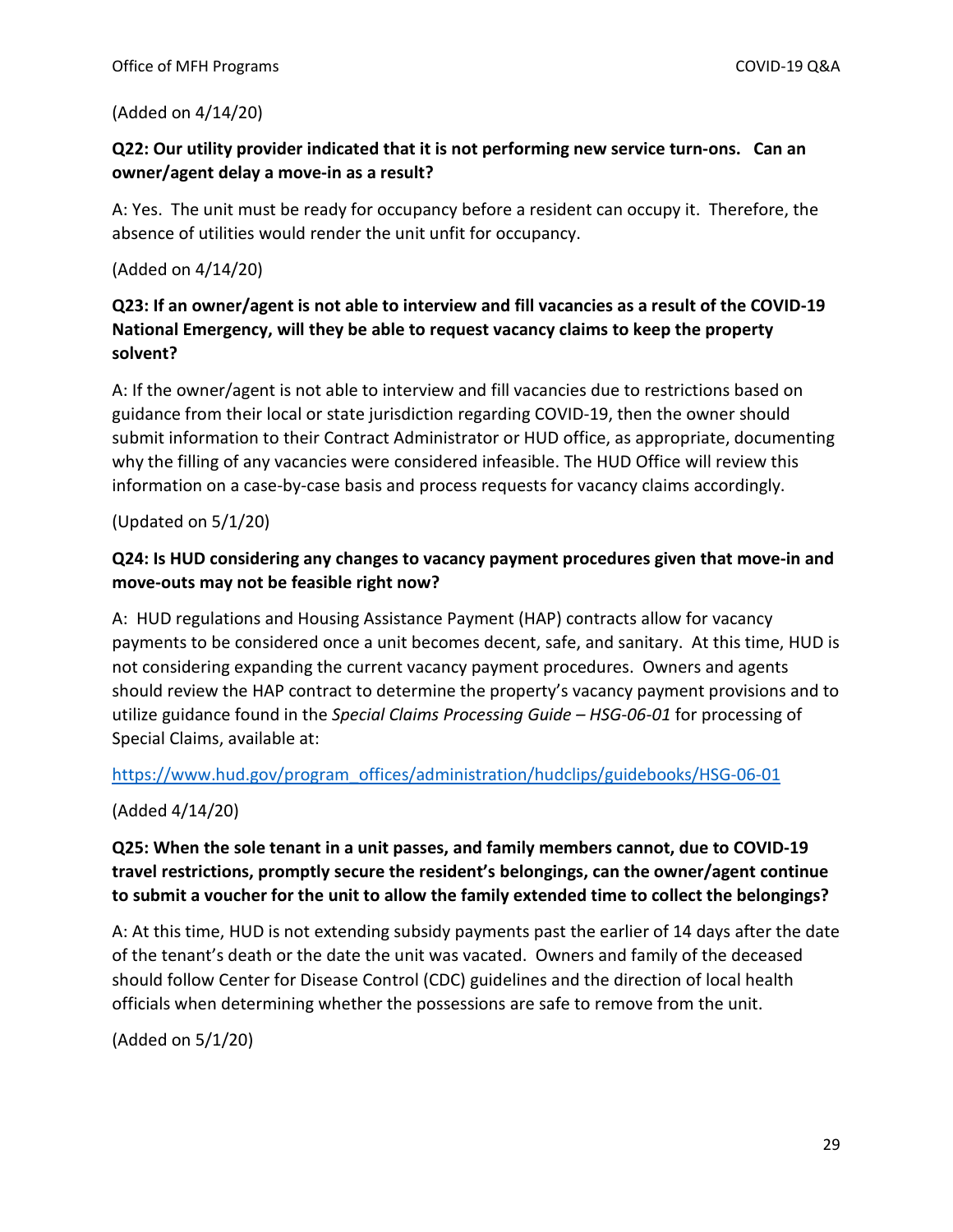(Added on 4/14/20)

**Q22: Our utility provider indicated that it is not performing new service turn-ons. Can an owner/agent delay a move-in as a result?**

A: Yes. The unit must be ready for occupancy before a resident can occupy it. Therefore, the absence of utilities would render the unit unfit for occupancy.

(Added on 4/14/20)

**Q23: If an owner/agent is not able to interview and fill vacancies as a result of the COVID-19 National Emergency, will they be able to request vacancy claims to keep the property solvent?**

A: If the owner/agent is not able to interview and fill vacancies due to restrictions based on guidance from their local or state jurisdiction regarding COVID-19, then the owner should submit information to their Contract Administrator or HUD office, as appropriate, documenting why the filling of any vacancies were considered infeasible. The HUD Office will review this information on a case-by-case basis and process requests for vacancy claims accordingly.

(Updated on 5/1/20)

**Q24: Is HUD considering any changes to vacancy payment procedures given that move-in and move-outs may not be feasible right now?**

A: HUD regulations and Housing Assistance Payment (HAP) contracts allow for vacancy payments to be considered once a unit becomes decent, safe, and sanitary. At this time, HUD is not considering expanding the current vacancy payment procedures. Owners and agents should review the HAP contract to determine the property's vacancy payment provisions and to utilize guidance found in the *Special Claims Processing Guide – HSG-06-01* for processing of Special Claims, available at:

https://www.hud.gov/program_offices/administration/hudclips/guidebooks/HSG-06-01

(Added 4/14/20)

**Q25: When the sole tenant in a unit passes, and family members cannot, due to COVID-19 travel restrictions, promptly secure the resident's belongings, can the owner/agent continue to submit a voucher for the unit to allow the family extended time to collect the belongings?**

A: At this time, HUD is not extending subsidy payments past the earlier of 14 days after the date of the tenant's death or the date the unit was vacated. Owners and family of the deceased should follow Center for Disease Control (CDC) guidelines and the direction of local health officials when determining whether the possessions are safe to remove from the unit.

(Added on 5/1/20)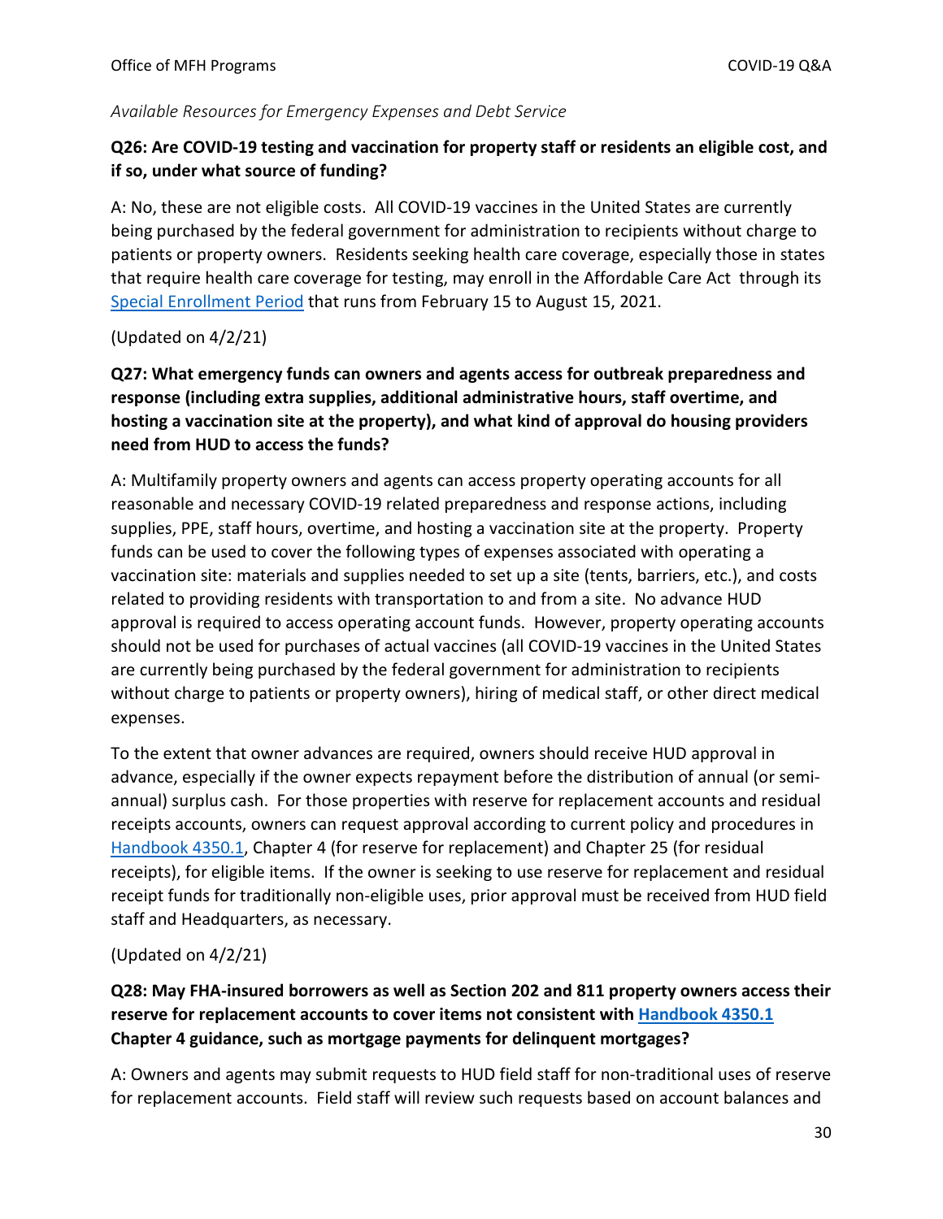*Available Resources for Emergency Expenses and Debt Service*

**Q26: Are COVID-19 testing and vaccination for property staff or residents an eligible cost, and if so, under what source of funding?**

A: No, these are not eligible costs. All COVID-19 vaccines in the United States are currently being purchased by the federal government for administration to recipients without charge to patients or property owners. Residents seeking health care coverage, especially those in states that require health care coverage for testing, may enroll in the Affordable Care Act through its Special Enrollment Period that runs from February 15 to August 15, 2021.

(Updated on 4/2/21)

**Q27: What emergency funds can owners and agents access for outbreak preparedness and response (including extra supplies, additional administrative hours, staff overtime, and hosting a vaccination site at the property), and what kind of approval do housing providers need from HUD to access the funds?**

A: Multifamily property owners and agents can access property operating accounts for all reasonable and necessary COVID-19 related preparedness and response actions, including supplies, PPE, staff hours, overtime, and hosting a vaccination site at the property. Property funds can be used to cover the following types of expenses associated with operating a vaccination site: materials and supplies needed to set up a site (tents, barriers, etc.), and costs related to providing residents with transportation to and from a site. No advance HUD approval is required to access operating account funds. However, property operating accounts should not be used for purchases of actual vaccines (all COVID-19 vaccines in the United States are currently being purchased by the federal government for administration to recipients without charge to patients or property owners), hiring of medical staff, or other direct medical expenses.

To the extent that owner advances are required, owners should receive HUD approval in advance, especially if the owner expects repayment before the distribution of annual (or semi-annual) surplus cash. For those properties with reserve for replacement accounts and residual receipts accounts, owners can request approval according to current policy and procedures in Handbook 4350.1, Chapter 4 (for reserve for replacement) and Chapter 25 (for residual receipts), for eligible items. If the owner is seeking to use reserve for replacement and residual receipt funds for traditionally non-eligible uses, prior approval must be received from HUD field staff and Headquarters, as necessary.

(Updated on 4/2/21)

**Q28: May FHA-insured borrowers as well as Section 202 and 811 property owners access their reserve for replacement accounts to cover items not consistent with Handbook 4350.1 Chapter 4 guidance, such as mortgage payments for delinquent mortgages?**

A: Owners and agents may submit requests to HUD field staff for non-traditional uses of reserve for replacement accounts. Field staff will review such requests based on account balances and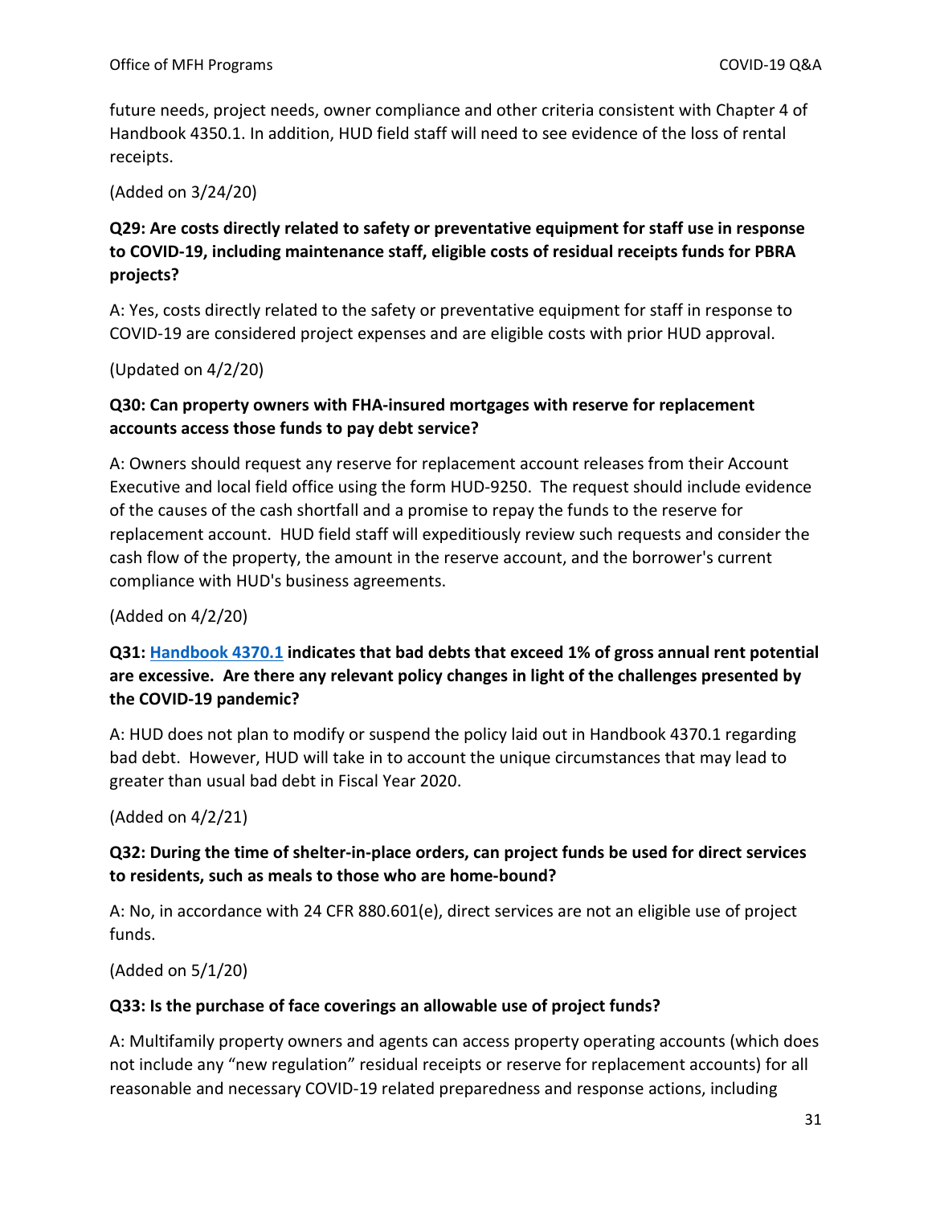future needs, project needs, owner compliance and other criteria consistent with Chapter 4 of Handbook 4350.1. In addition, HUD field staff will need to see evidence of the loss of rental receipts.

(Added on 3/24/20)

**Q29: Are costs directly related to safety or preventative equipment for staff use in response to COVID-19, including maintenance staff, eligible costs of residual receipts funds for PBRA projects?**

A: Yes, costs directly related to the safety or preventative equipment for staff in response to COVID-19 are considered project expenses and are eligible costs with prior HUD approval.

(Updated on 4/2/20)

**Q30: Can property owners with FHA-insured mortgages with reserve for replacement accounts access those funds to pay debt service?**

A: Owners should request any reserve for replacement account releases from their Account Executive and local field office using the form HUD-9250. The request should include evidence of the causes of the cash shortfall and a promise to repay the funds to the reserve for replacement account. HUD field staff will expeditiously review such requests and consider the cash flow of the property, the amount in the reserve account, and the borrower's current compliance with HUD's business agreements.

(Added on 4/2/20)

**Q31: Handbook 4370.1 indicates that bad debts that exceed 1% of gross annual rent potential are excessive. Are there any relevant policy changes in light of the challenges presented by the COVID-19 pandemic?**

A: HUD does not plan to modify or suspend the policy laid out in Handbook 4370.1 regarding bad debt. However, HUD will take in to account the unique circumstances that may lead to greater than usual bad debt in Fiscal Year 2020.

(Added on 4/2/21)

**Q32: During the time of shelter-in-place orders, can project funds be used for direct services to residents, such as meals to those who are home-bound?**

A: No, in accordance with 24 CFR 880.601(e), direct services are not an eligible use of project funds.

(Added on 5/1/20)

**Q33: Is the purchase of face coverings an allowable use of project funds?**

A: Multifamily property owners and agents can access property operating accounts (which does not include any "new regulation" residual receipts or reserve for replacement accounts) for all reasonable and necessary COVID-19 related preparedness and response actions, including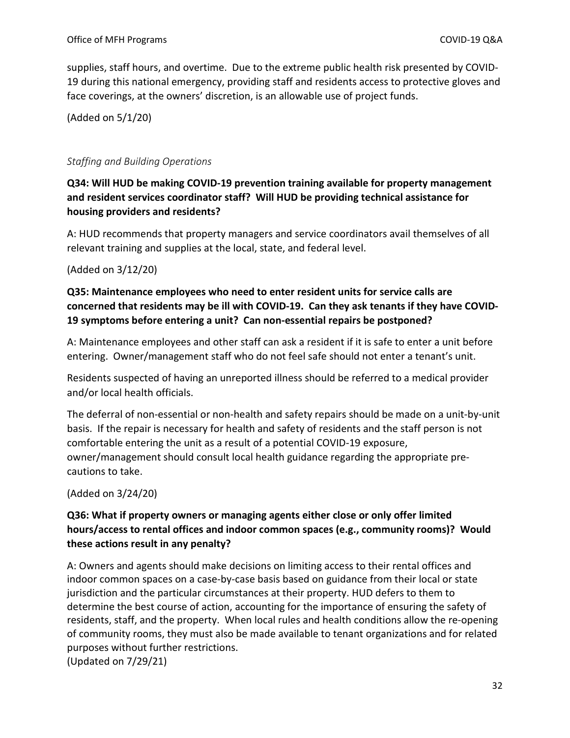supplies, staff hours, and overtime. Due to the extreme public health risk presented by COVID-19 during this national emergency, providing staff and residents access to protective gloves and face coverings, at the owners' discretion, is an allowable use of project funds.

(Added on 5/1/20)

### *Staffing and Building Operations*

**Q34: Will HUD be making COVID-19 prevention training available for property management and resident services coordinator staff? Will HUD be providing technical assistance for housing providers and residents?**

A: HUD recommends that property managers and service coordinators avail themselves of all relevant training and supplies at the local, state, and federal level.

(Added on 3/12/20)

**Q35: Maintenance employees who need to enter resident units for service calls are concerned that residents may be ill with COVID-19. Can they ask tenants if they have COVID-19 symptoms before entering a unit? Can non-essential repairs be postponed?**

A: Maintenance employees and other staff can ask a resident if it is safe to enter a unit before entering. Owner/management staff who do not feel safe should not enter a tenant's unit.

Residents suspected of having an unreported illness should be referred to a medical provider and/or local health officials.

The deferral of non-essential or non-health and safety repairs should be made on a unit-by-unit basis. If the repair is necessary for health and safety of residents and the staff person is not comfortable entering the unit as a result of a potential COVID-19 exposure, owner/management should consult local health guidance regarding the appropriate pre-cautions to take.

(Added on 3/24/20)

**Q36: What if property owners or managing agents either close or only offer limited hours/access to rental offices and indoor common spaces (e.g., community rooms)? Would these actions result in any penalty?**

A: Owners and agents should make decisions on limiting access to their rental offices and indoor common spaces on a case-by-case basis based on guidance from their local or state jurisdiction and the particular circumstances at their property. HUD defers to them to determine the best course of action, accounting for the importance of ensuring the safety of residents, staff, and the property. When local rules and health conditions allow the re-opening of community rooms, they must also be made available to tenant organizations and for related purposes without further restrictions.

(Updated on 7/29/21)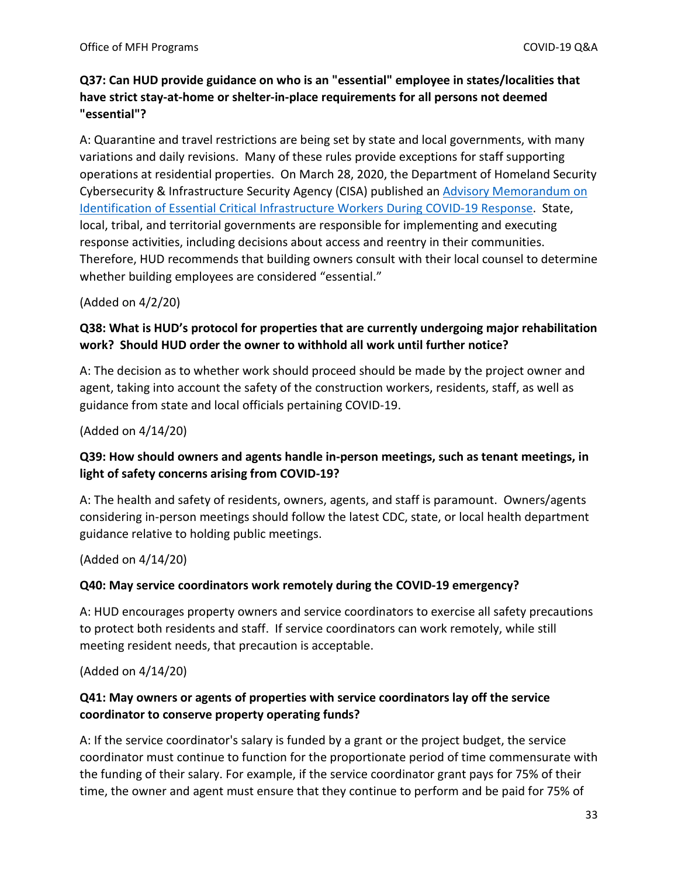**Q37: Can HUD provide guidance on who is an "essential" employee in states/localities that have strict stay-at-home or shelter-in-place requirements for all persons not deemed "essential"?**

A: Quarantine and travel restrictions are being set by state and local governments, with many variations and daily revisions. Many of these rules provide exceptions for staff supporting operations at residential properties. On March 28, 2020, the Department of Homeland Security Cybersecurity & Infrastructure Security Agency (CISA) published an Advisory Memorandum on Identification of Essential Critical Infrastructure Workers During COVID-19 Response. State, local, tribal, and territorial governments are responsible for implementing and executing response activities, including decisions about access and reentry in their communities. Therefore, HUD recommends that building owners consult with their local counsel to determine whether building employees are considered "essential."

(Added on 4/2/20)

**Q38: What is HUD's protocol for properties that are currently undergoing major rehabilitation work? Should HUD order the owner to withhold all work until further notice?**

A: The decision as to whether work should proceed should be made by the project owner and agent, taking into account the safety of the construction workers, residents, staff, as well as guidance from state and local officials pertaining COVID-19.

(Added on 4/14/20)

**Q39: How should owners and agents handle in-person meetings, such as tenant meetings, in light of safety concerns arising from COVID-19?**

A: The health and safety of residents, owners, agents, and staff is paramount. Owners/agents considering in-person meetings should follow the latest CDC, state, or local health department guidance relative to holding public meetings.

(Added on 4/14/20)

**Q40: May service coordinators work remotely during the COVID-19 emergency?**

A: HUD encourages property owners and service coordinators to exercise all safety precautions to protect both residents and staff. If service coordinators can work remotely, while still meeting resident needs, that precaution is acceptable.

(Added on 4/14/20)

**Q41: May owners or agents of properties with service coordinators lay off the service coordinator to conserve property operating funds?**

A: If the service coordinator's salary is funded by a grant or the project budget, the service coordinator must continue to function for the proportionate period of time commensurate with the funding of their salary. For example, if the service coordinator grant pays for 75% of their time, the owner and agent must ensure that they continue to perform and be paid for 75% of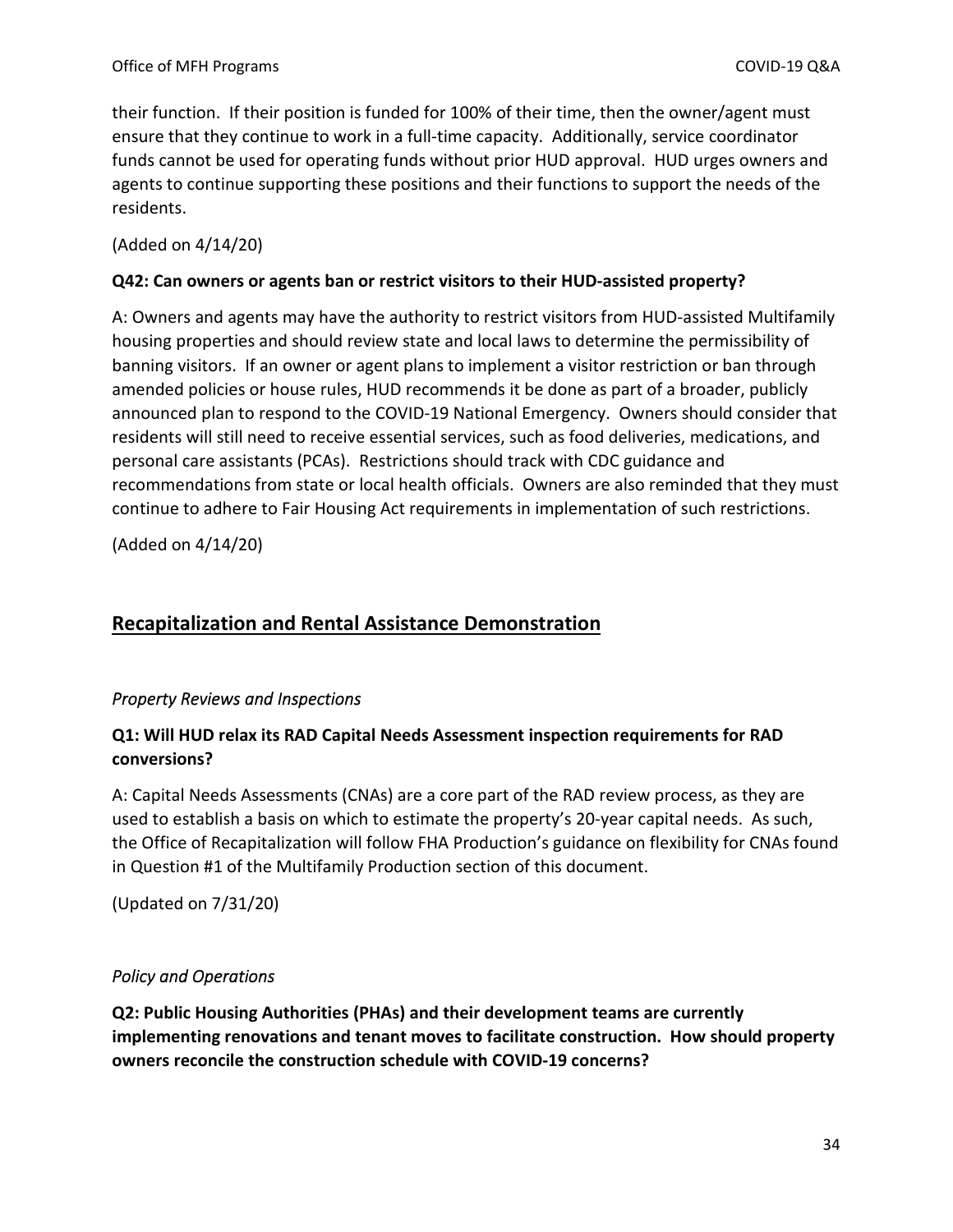their function. If their position is funded for 100% of their time, then the owner/agent must ensure that they continue to work in a full-time capacity. Additionally, service coordinator funds cannot be used for operating funds without prior HUD approval. HUD urges owners and agents to continue supporting these positions and their functions to support the needs of the residents.

(Added on 4/14/20)

**Q42: Can owners or agents ban or restrict visitors to their HUD-assisted property?**

A: Owners and agents may have the authority to restrict visitors from HUD-assisted Multifamily housing properties and should review state and local laws to determine the permissibility of banning visitors. If an owner or agent plans to implement a visitor restriction or ban through amended policies or house rules, HUD recommends it be done as part of a broader, publicly announced plan to respond to the COVID-19 National Emergency. Owners should consider that residents will still need to receive essential services, such as food deliveries, medications, and personal care assistants (PCAs). Restrictions should track with CDC guidance and recommendations from state or local health officials. Owners are also reminded that they must continue to adhere to Fair Housing Act requirements in implementation of such restrictions.

(Added on 4/14/20)

## Recapitalization and Rental Assistance Demonstration

### *Property Reviews and Inspections*

**Q1: Will HUD relax its RAD Capital Needs Assessment inspection requirements for RAD conversions?**

A: Capital Needs Assessments (CNAs) are a core part of the RAD review process, as they are used to establish a basis on which to estimate the property's 20-year capital needs. As such, the Office of Recapitalization will follow FHA Production's guidance on flexibility for CNAs found in Question #1 of the Multifamily Production section of this document.

(Updated on 7/31/20)

### *Policy and Operations*

**Q2: Public Housing Authorities (PHAs) and their development teams are currently implementing renovations and tenant moves to facilitate construction. How should property owners reconcile the construction schedule with COVID-19 concerns?**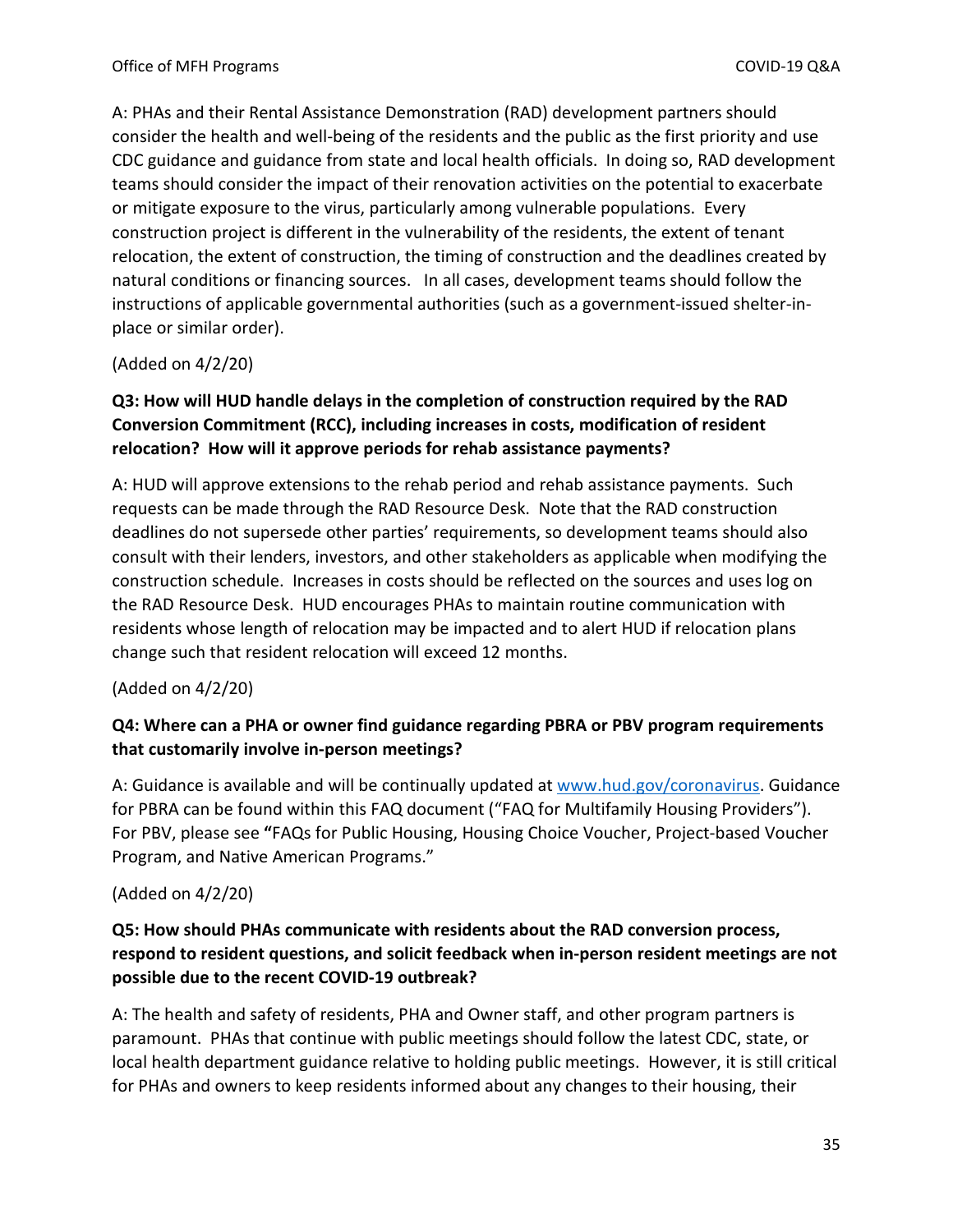A: PHAs and their Rental Assistance Demonstration (RAD) development partners should consider the health and well-being of the residents and the public as the first priority and use CDC guidance and guidance from state and local health officials. In doing so, RAD development teams should consider the impact of their renovation activities on the potential to exacerbate or mitigate exposure to the virus, particularly among vulnerable populations. Every construction project is different in the vulnerability of the residents, the extent of tenant relocation, the extent of construction, the timing of construction and the deadlines created by natural conditions or financing sources. In all cases, development teams should follow the instructions of applicable governmental authorities (such as a government-issued shelter-in-place or similar order).

(Added on 4/2/20)

**Q3: How will HUD handle delays in the completion of construction required by the RAD Conversion Commitment (RCC), including increases in costs, modification of resident relocation? How will it approve periods for rehab assistance payments?**

A: HUD will approve extensions to the rehab period and rehab assistance payments. Such requests can be made through the RAD Resource Desk. Note that the RAD construction deadlines do not supersede other parties' requirements, so development teams should also consult with their lenders, investors, and other stakeholders as applicable when modifying the construction schedule. Increases in costs should be reflected on the sources and uses log on the RAD Resource Desk. HUD encourages PHAs to maintain routine communication with residents whose length of relocation may be impacted and to alert HUD if relocation plans change such that resident relocation will exceed 12 months.

(Added on 4/2/20)

**Q4: Where can a PHA or owner find guidance regarding PBRA or PBV program requirements that customarily involve in-person meetings?**

A: Guidance is available and will be continually updated at [www.hud.gov/coronavirus](www.hud.gov/coronavirus). Guidance for PBRA can be found within this FAQ document ("FAQ for Multifamily Housing Providers"). For PBV, please see **"**FAQs for Public Housing, Housing Choice Voucher, Project-based Voucher Program, and Native American Programs."

(Added on 4/2/20)

**Q5: How should PHAs communicate with residents about the RAD conversion process, respond to resident questions, and solicit feedback when in-person resident meetings are not possible due to the recent COVID-19 outbreak?**

A: The health and safety of residents, PHA and Owner staff, and other program partners is paramount. PHAs that continue with public meetings should follow the latest CDC, state, or local health department guidance relative to holding public meetings. However, it is still critical for PHAs and owners to keep residents informed about any changes to their housing, their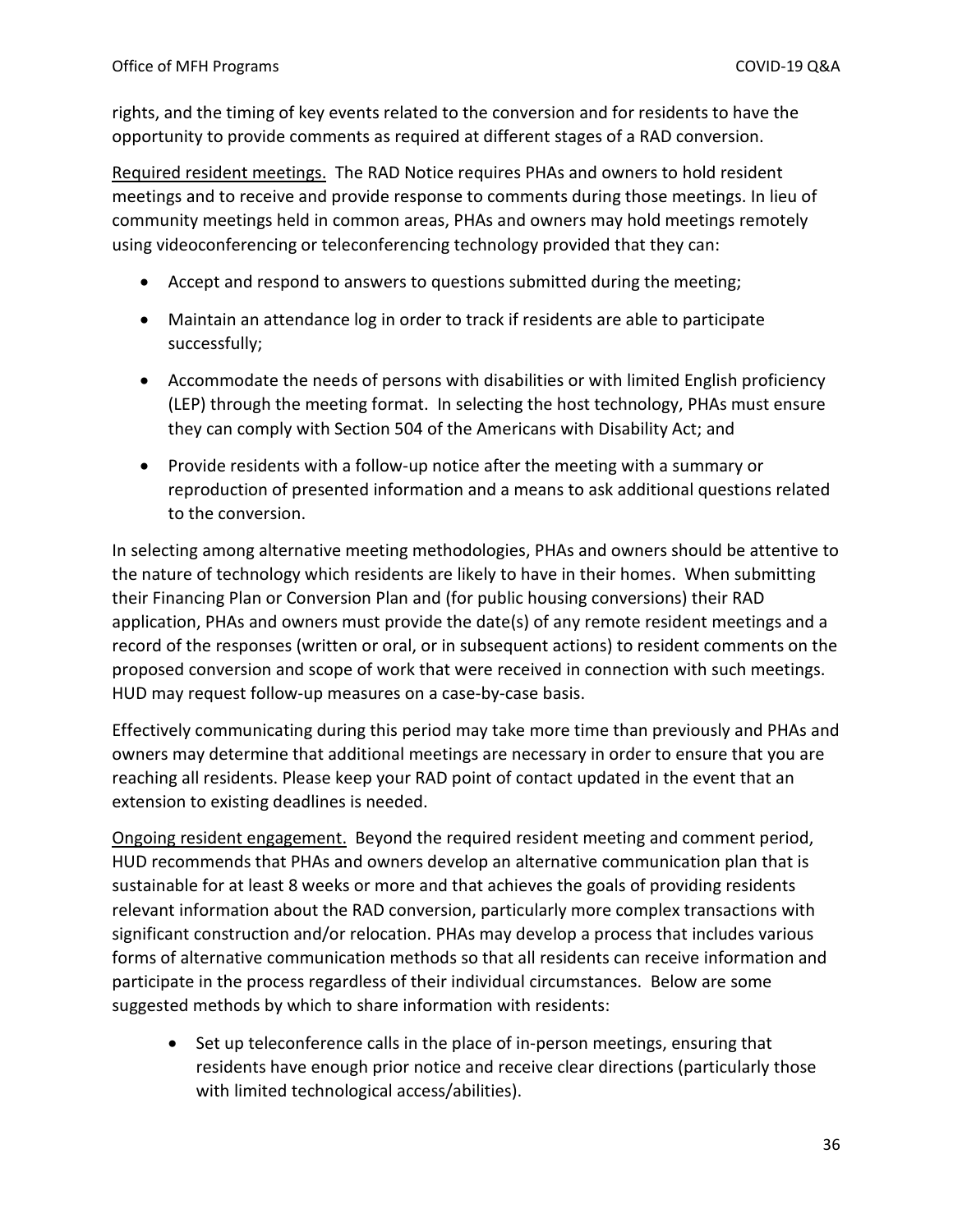rights, and the timing of key events related to the conversion and for residents to have the opportunity to provide comments as required at different stages of a RAD conversion.

Required resident meetings. The RAD Notice requires PHAs and owners to hold resident meetings and to receive and provide response to comments during those meetings. In lieu of community meetings held in common areas, PHAs and owners may hold meetings remotely using videoconferencing or teleconferencing technology provided that they can:

- Accept and respond to answers to questions submitted during the meeting;
- Maintain an attendance log in order to track if residents are able to participate successfully;
- Accommodate the needs of persons with disabilities or with limited English proficiency (LEP) through the meeting format. In selecting the host technology, PHAs must ensure they can comply with Section 504 of the Americans with Disability Act; and
- Provide residents with a follow-up notice after the meeting with a summary or reproduction of presented information and a means to ask additional questions related to the conversion.

In selecting among alternative meeting methodologies, PHAs and owners should be attentive to the nature of technology which residents are likely to have in their homes. When submitting their Financing Plan or Conversion Plan and (for public housing conversions) their RAD application, PHAs and owners must provide the date(s) of any remote resident meetings and a record of the responses (written or oral, or in subsequent actions) to resident comments on the proposed conversion and scope of work that were received in connection with such meetings. HUD may request follow-up measures on a case-by-case basis.

Effectively communicating during this period may take more time than previously and PHAs and owners may determine that additional meetings are necessary in order to ensure that you are reaching all residents. Please keep your RAD point of contact updated in the event that an extension to existing deadlines is needed.

Ongoing resident engagement. Beyond the required resident meeting and comment period, HUD recommends that PHAs and owners develop an alternative communication plan that is sustainable for at least 8 weeks or more and that achieves the goals of providing residents relevant information about the RAD conversion, particularly more complex transactions with significant construction and/or relocation. PHAs may develop a process that includes various forms of alternative communication methods so that all residents can receive information and participate in the process regardless of their individual circumstances. Below are some suggested methods by which to share information with residents:

- Set up teleconference calls in the place of in-person meetings, ensuring that residents have enough prior notice and receive clear directions (particularly those with limited technological access/abilities).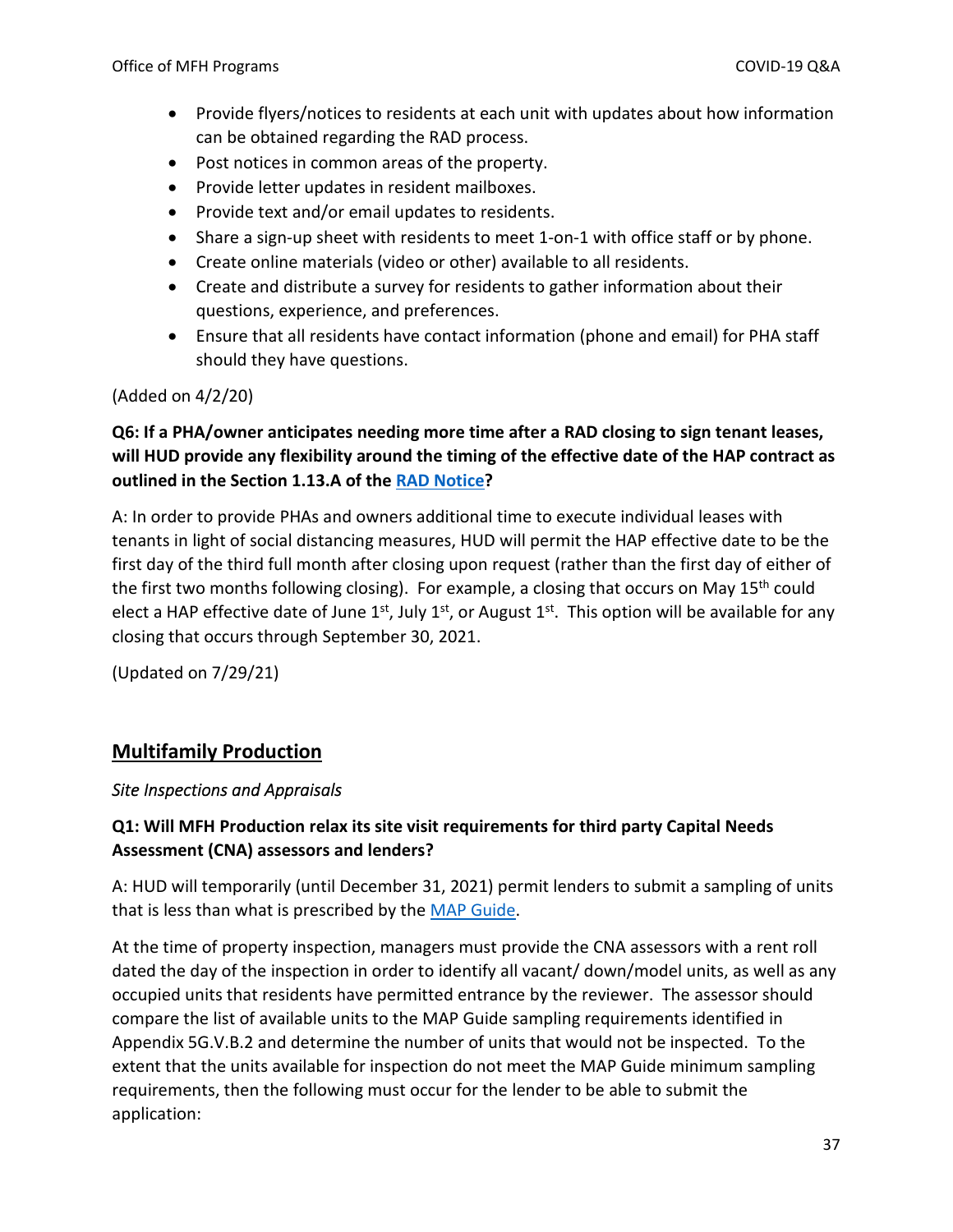- Provide flyers/notices to residents at each unit with updates about how information can be obtained regarding the RAD process.
- Post notices in common areas of the property.
- Provide letter updates in resident mailboxes.
- Provide text and/or email updates to residents.
- Share a sign-up sheet with residents to meet 1-on-1 with office staff or by phone.
- Create online materials (video or other) available to all residents.
- Create and distribute a survey for residents to gather information about their questions, experience, and preferences.
- Ensure that all residents have contact information (phone and email) for PHA staff should they have questions.

(Added on 4/2/20)

**Q6: If a PHA/owner anticipates needing more time after a RAD closing to sign tenant leases, will HUD provide any flexibility around the timing of the effective date of the HAP contract as outlined in the Section 1.13.A of the RAD Notice?**

A: In order to provide PHAs and owners additional time to execute individual leases with tenants in light of social distancing measures, HUD will permit the HAP effective date to be the first day of the third full month after closing upon request (rather than the first day of either of the first two months following closing). For example, a closing that occurs on May 15th could elect a HAP effective date of June 1st, July 1st, or August 1st. This option will be available for any closing that occurs through September 30, 2021.

(Updated on 7/29/21)

## Multifamily Production

*Site Inspections and Appraisals*

**Q1: Will MFH Production relax its site visit requirements for third party Capital Needs Assessment (CNA) assessors and lenders?**

A: HUD will temporarily (until December 31, 2021) permit lenders to submit a sampling of units that is less than what is prescribed by the MAP Guide.

At the time of property inspection, managers must provide the CNA assessors with a rent roll dated the day of the inspection in order to identify all vacant/ down/model units, as well as any occupied units that residents have permitted entrance by the reviewer. The assessor should compare the list of available units to the MAP Guide sampling requirements identified in Appendix 5G.V.B.2 and determine the number of units that would not be inspected. To the extent that the units available for inspection do not meet the MAP Guide minimum sampling requirements, then the following must occur for the lender to be able to submit the application: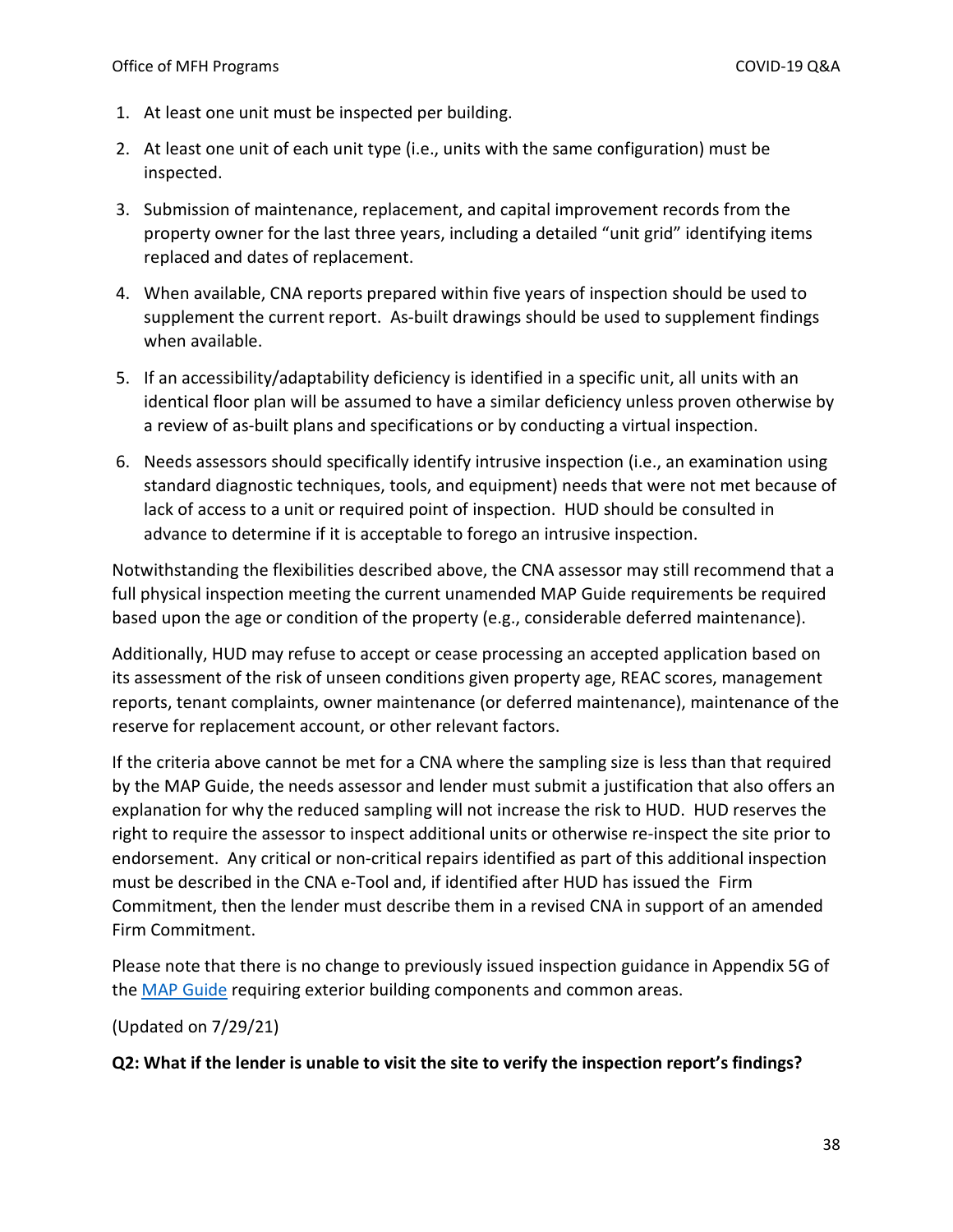1. At least one unit must be inspected per building.
2. At least one unit of each unit type (i.e., units with the same configuration) must be inspected.
3. Submission of maintenance, replacement, and capital improvement records from the property owner for the last three years, including a detailed "unit grid" identifying items replaced and dates of replacement.
4. When available, CNA reports prepared within five years of inspection should be used to supplement the current report. As-built drawings should be used to supplement findings when available.
5. If an accessibility/adaptability deficiency is identified in a specific unit, all units with an identical floor plan will be assumed to have a similar deficiency unless proven otherwise by a review of as-built plans and specifications or by conducting a virtual inspection.
6. Needs assessors should specifically identify intrusive inspection (i.e., an examination using standard diagnostic techniques, tools, and equipment) needs that were not met because of lack of access to a unit or required point of inspection. HUD should be consulted in advance to determine if it is acceptable to forego an intrusive inspection.

Notwithstanding the flexibilities described above, the CNA assessor may still recommend that a full physical inspection meeting the current unamended MAP Guide requirements be required based upon the age or condition of the property (e.g., considerable deferred maintenance).

Additionally, HUD may refuse to accept or cease processing an accepted application based on its assessment of the risk of unseen conditions given property age, REAC scores, management reports, tenant complaints, owner maintenance (or deferred maintenance), maintenance of the reserve for replacement account, or other relevant factors.

If the criteria above cannot be met for a CNA where the sampling size is less than that required by the MAP Guide, the needs assessor and lender must submit a justification that also offers an explanation for why the reduced sampling will not increase the risk to HUD. HUD reserves the right to require the assessor to inspect additional units or otherwise re-inspect the site prior to endorsement. Any critical or non-critical repairs identified as part of this additional inspection must be described in the CNA e-Tool and, if identified after HUD has issued the Firm Commitment, then the lender must describe them in a revised CNA in support of an amended Firm Commitment.

Please note that there is no change to previously issued inspection guidance in Appendix 5G of the MAP Guide requiring exterior building components and common areas.

(Updated on 7/29/21)

**Q2: What if the lender is unable to visit the site to verify the inspection report's findings?**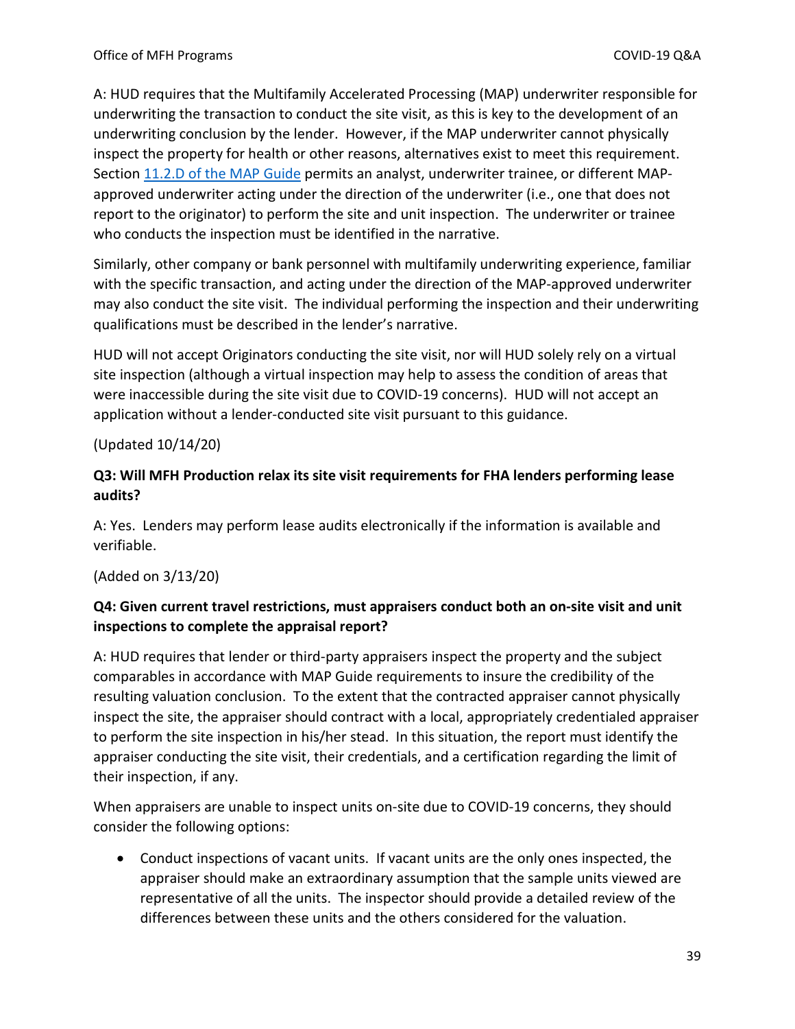A: HUD requires that the Multifamily Accelerated Processing (MAP) underwriter responsible for underwriting the transaction to conduct the site visit, as this is key to the development of an underwriting conclusion by the lender. However, if the MAP underwriter cannot physically inspect the property for health or other reasons, alternatives exist to meet this requirement. Section [11.2.D of the MAP Guide](#) permits an analyst, underwriter trainee, or different MAP-approved underwriter acting under the direction of the underwriter (i.e., one that does not report to the originator) to perform the site and unit inspection. The underwriter or trainee who conducts the inspection must be identified in the narrative.

Similarly, other company or bank personnel with multifamily underwriting experience, familiar with the specific transaction, and acting under the direction of the MAP-approved underwriter may also conduct the site visit. The individual performing the inspection and their underwriting qualifications must be described in the lender's narrative.

HUD will not accept Originators conducting the site visit, nor will HUD solely rely on a virtual site inspection (although a virtual inspection may help to assess the condition of areas that were inaccessible during the site visit due to COVID-19 concerns). HUD will not accept an application without a lender-conducted site visit pursuant to this guidance.

(Updated 10/14/20)

**Q3: Will MFH Production relax its site visit requirements for FHA lenders performing lease audits?**

A: Yes. Lenders may perform lease audits electronically if the information is available and verifiable.

(Added on 3/13/20)

**Q4: Given current travel restrictions, must appraisers conduct both an on-site visit and unit inspections to complete the appraisal report?**

A: HUD requires that lender or third-party appraisers inspect the property and the subject comparables in accordance with MAP Guide requirements to insure the credibility of the resulting valuation conclusion. To the extent that the contracted appraiser cannot physically inspect the site, the appraiser should contract with a local, appropriately credentialed appraiser to perform the site inspection in his/her stead. In this situation, the report must identify the appraiser conducting the site visit, their credentials, and a certification regarding the limit of their inspection, if any.

When appraisers are unable to inspect units on-site due to COVID-19 concerns, they should consider the following options:

- Conduct inspections of vacant units. If vacant units are the only ones inspected, the appraiser should make an extraordinary assumption that the sample units viewed are representative of all the units. The inspector should provide a detailed review of the differences between these units and the others considered for the valuation.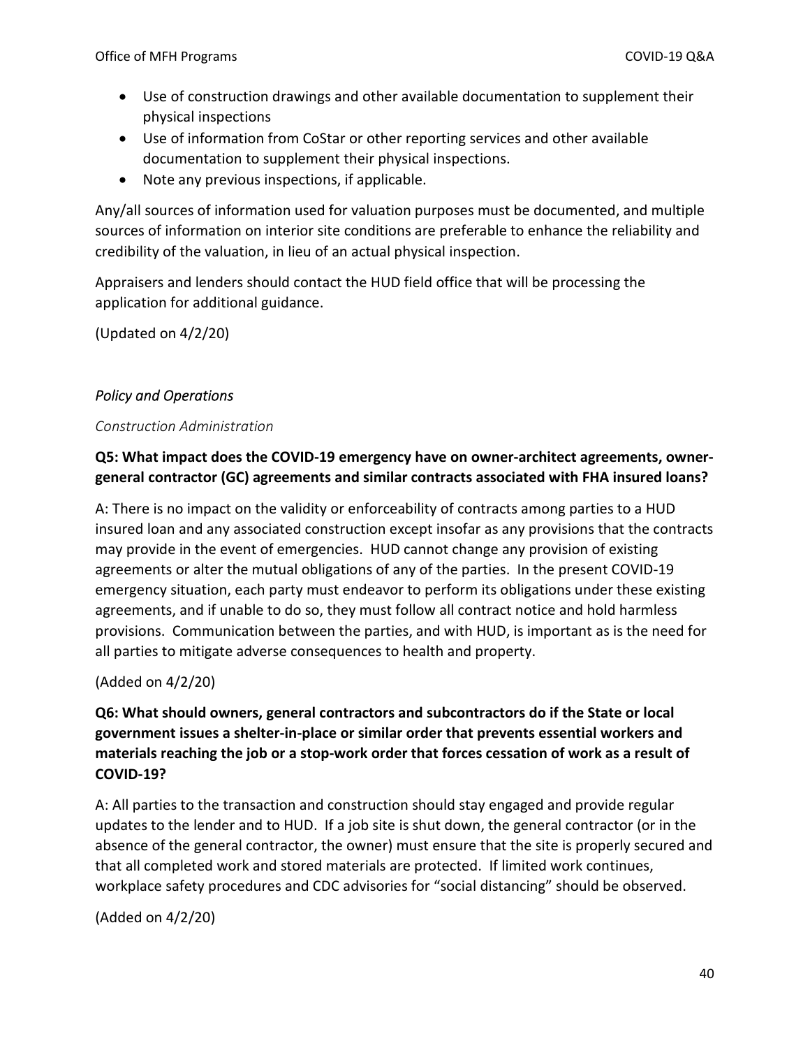- Use of construction drawings and other available documentation to supplement their physical inspections
- Use of information from CoStar or other reporting services and other available documentation to supplement their physical inspections.
- Note any previous inspections, if applicable.

Any/all sources of information used for valuation purposes must be documented, and multiple sources of information on interior site conditions are preferable to enhance the reliability and credibility of the valuation, in lieu of an actual physical inspection.

Appraisers and lenders should contact the HUD field office that will be processing the application for additional guidance.

(Updated on 4/2/20)

### *Policy and Operations*

#### *Construction Administration*

**Q5: What impact does the COVID-19 emergency have on owner-architect agreements, owner-general contractor (GC) agreements and similar contracts associated with FHA insured loans?**

A: There is no impact on the validity or enforceability of contracts among parties to a HUD insured loan and any associated construction except insofar as any provisions that the contracts may provide in the event of emergencies. HUD cannot change any provision of existing agreements or alter the mutual obligations of any of the parties. In the present COVID-19 emergency situation, each party must endeavor to perform its obligations under these existing agreements, and if unable to do so, they must follow all contract notice and hold harmless provisions. Communication between the parties, and with HUD, is important as is the need for all parties to mitigate adverse consequences to health and property.

(Added on 4/2/20)

**Q6: What should owners, general contractors and subcontractors do if the State or local government issues a shelter-in-place or similar order that prevents essential workers and materials reaching the job or a stop-work order that forces cessation of work as a result of COVID-19?**

A: All parties to the transaction and construction should stay engaged and provide regular updates to the lender and to HUD. If a job site is shut down, the general contractor (or in the absence of the general contractor, the owner) must ensure that the site is properly secured and that all completed work and stored materials are protected. If limited work continues, workplace safety procedures and CDC advisories for "social distancing" should be observed.

(Added on 4/2/20)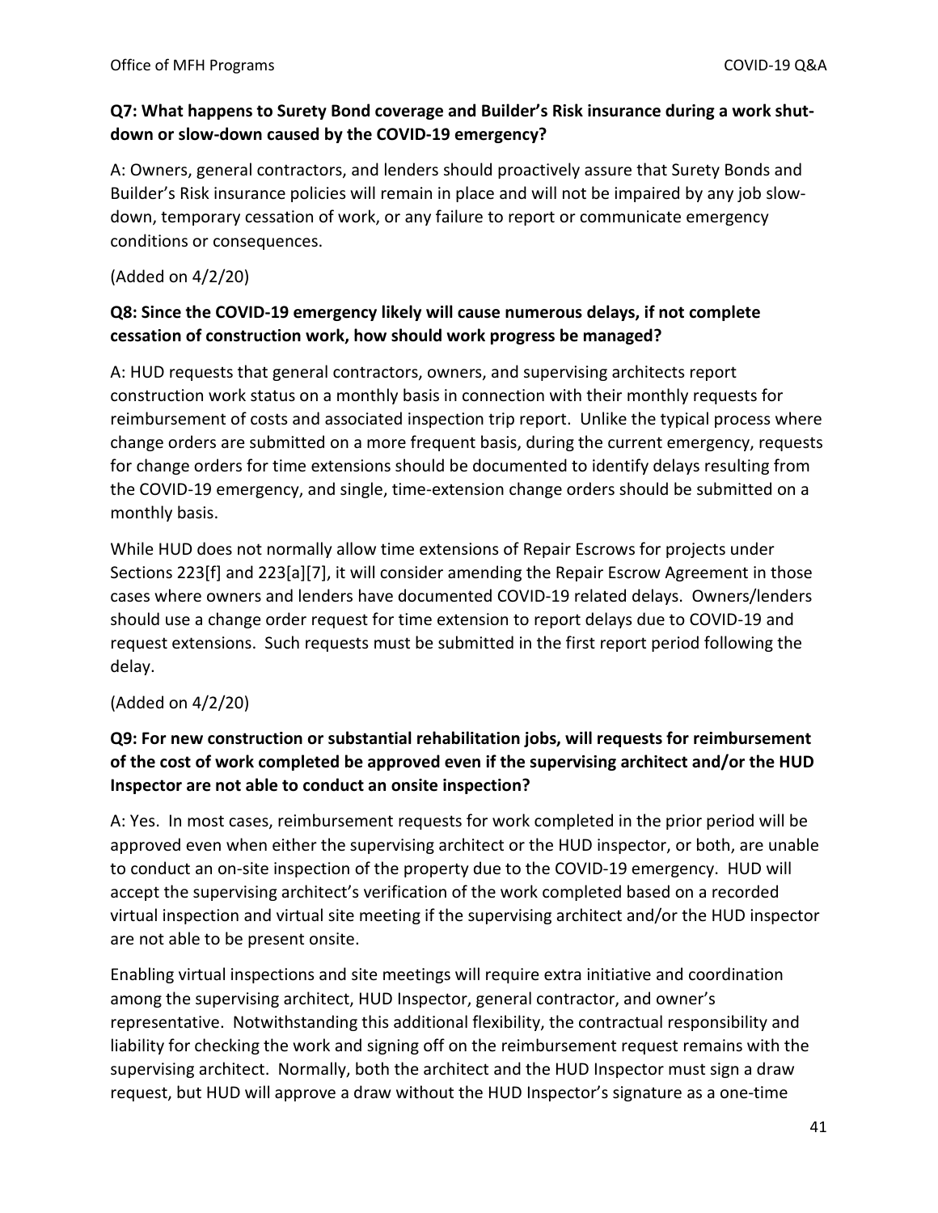**Q7: What happens to Surety Bond coverage and Builder's Risk insurance during a work shut-down or slow-down caused by the COVID-19 emergency?**

A: Owners, general contractors, and lenders should proactively assure that Surety Bonds and Builder's Risk insurance policies will remain in place and will not be impaired by any job slow-down, temporary cessation of work, or any failure to report or communicate emergency conditions or consequences.

(Added on 4/2/20)

**Q8: Since the COVID-19 emergency likely will cause numerous delays, if not complete cessation of construction work, how should work progress be managed?**

A: HUD requests that general contractors, owners, and supervising architects report construction work status on a monthly basis in connection with their monthly requests for reimbursement of costs and associated inspection trip report. Unlike the typical process where change orders are submitted on a more frequent basis, during the current emergency, requests for change orders for time extensions should be documented to identify delays resulting from the COVID-19 emergency, and single, time-extension change orders should be submitted on a monthly basis.

While HUD does not normally allow time extensions of Repair Escrows for projects under Sections 223[f] and 223[a][7], it will consider amending the Repair Escrow Agreement in those cases where owners and lenders have documented COVID-19 related delays. Owners/lenders should use a change order request for time extension to report delays due to COVID-19 and request extensions. Such requests must be submitted in the first report period following the delay.

(Added on 4/2/20)

**Q9: For new construction or substantial rehabilitation jobs, will requests for reimbursement of the cost of work completed be approved even if the supervising architect and/or the HUD Inspector are not able to conduct an onsite inspection?**

A: Yes. In most cases, reimbursement requests for work completed in the prior period will be approved even when either the supervising architect or the HUD inspector, or both, are unable to conduct an on-site inspection of the property due to the COVID-19 emergency. HUD will accept the supervising architect's verification of the work completed based on a recorded virtual inspection and virtual site meeting if the supervising architect and/or the HUD inspector are not able to be present onsite.

Enabling virtual inspections and site meetings will require extra initiative and coordination among the supervising architect, HUD Inspector, general contractor, and owner's representative. Notwithstanding this additional flexibility, the contractual responsibility and liability for checking the work and signing off on the reimbursement request remains with the supervising architect. Normally, both the architect and the HUD Inspector must sign a draw request, but HUD will approve a draw without the HUD Inspector's signature as a one-time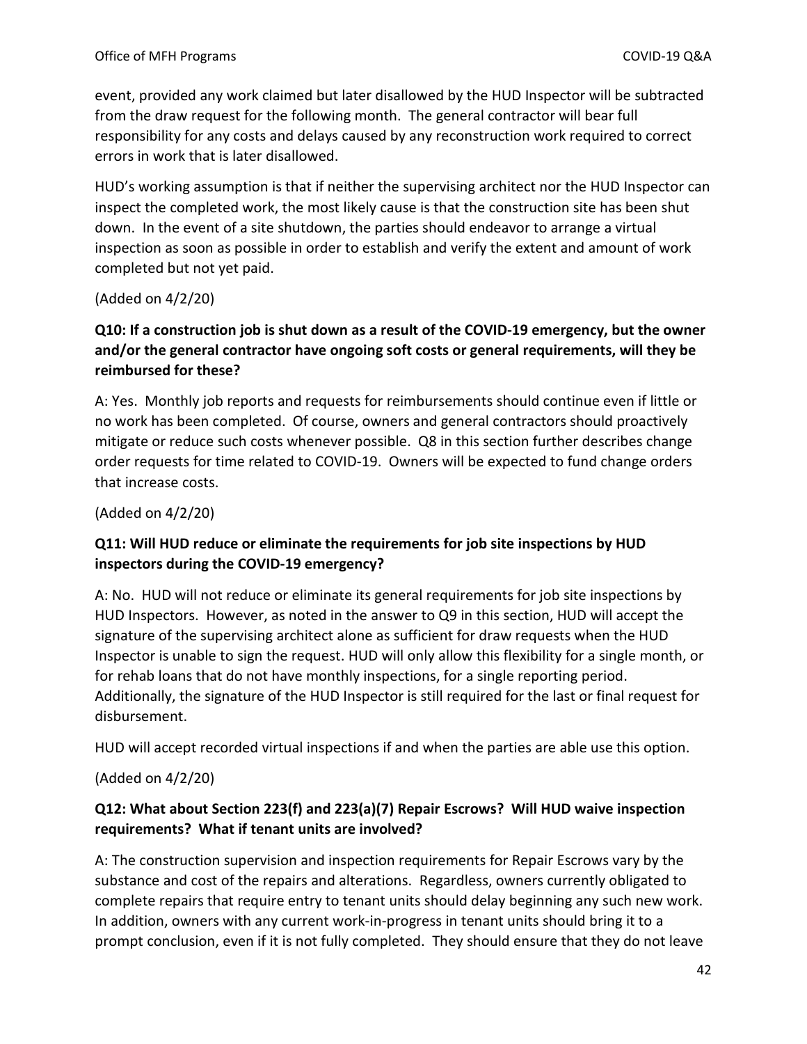event, provided any work claimed but later disallowed by the HUD Inspector will be subtracted from the draw request for the following month. The general contractor will bear full responsibility for any costs and delays caused by any reconstruction work required to correct errors in work that is later disallowed.

HUD's working assumption is that if neither the supervising architect nor the HUD Inspector can inspect the completed work, the most likely cause is that the construction site has been shut down. In the event of a site shutdown, the parties should endeavor to arrange a virtual inspection as soon as possible in order to establish and verify the extent and amount of work completed but not yet paid.

(Added on 4/2/20)

**Q10: If a construction job is shut down as a result of the COVID-19 emergency, but the owner and/or the general contractor have ongoing soft costs or general requirements, will they be reimbursed for these?**

A: Yes. Monthly job reports and requests for reimbursements should continue even if little or no work has been completed. Of course, owners and general contractors should proactively mitigate or reduce such costs whenever possible. Q8 in this section further describes change order requests for time related to COVID-19. Owners will be expected to fund change orders that increase costs.

(Added on 4/2/20)

**Q11: Will HUD reduce or eliminate the requirements for job site inspections by HUD inspectors during the COVID-19 emergency?**

A: No. HUD will not reduce or eliminate its general requirements for job site inspections by HUD Inspectors. However, as noted in the answer to Q9 in this section, HUD will accept the signature of the supervising architect alone as sufficient for draw requests when the HUD Inspector is unable to sign the request. HUD will only allow this flexibility for a single month, or for rehab loans that do not have monthly inspections, for a single reporting period. Additionally, the signature of the HUD Inspector is still required for the last or final request for disbursement.

HUD will accept recorded virtual inspections if and when the parties are able use this option.

(Added on 4/2/20)

**Q12: What about Section 223(f) and 223(a)(7) Repair Escrows? Will HUD waive inspection requirements? What if tenant units are involved?**

A: The construction supervision and inspection requirements for Repair Escrows vary by the substance and cost of the repairs and alterations. Regardless, owners currently obligated to complete repairs that require entry to tenant units should delay beginning any such new work. In addition, owners with any current work-in-progress in tenant units should bring it to a prompt conclusion, even if it is not fully completed. They should ensure that they do not leave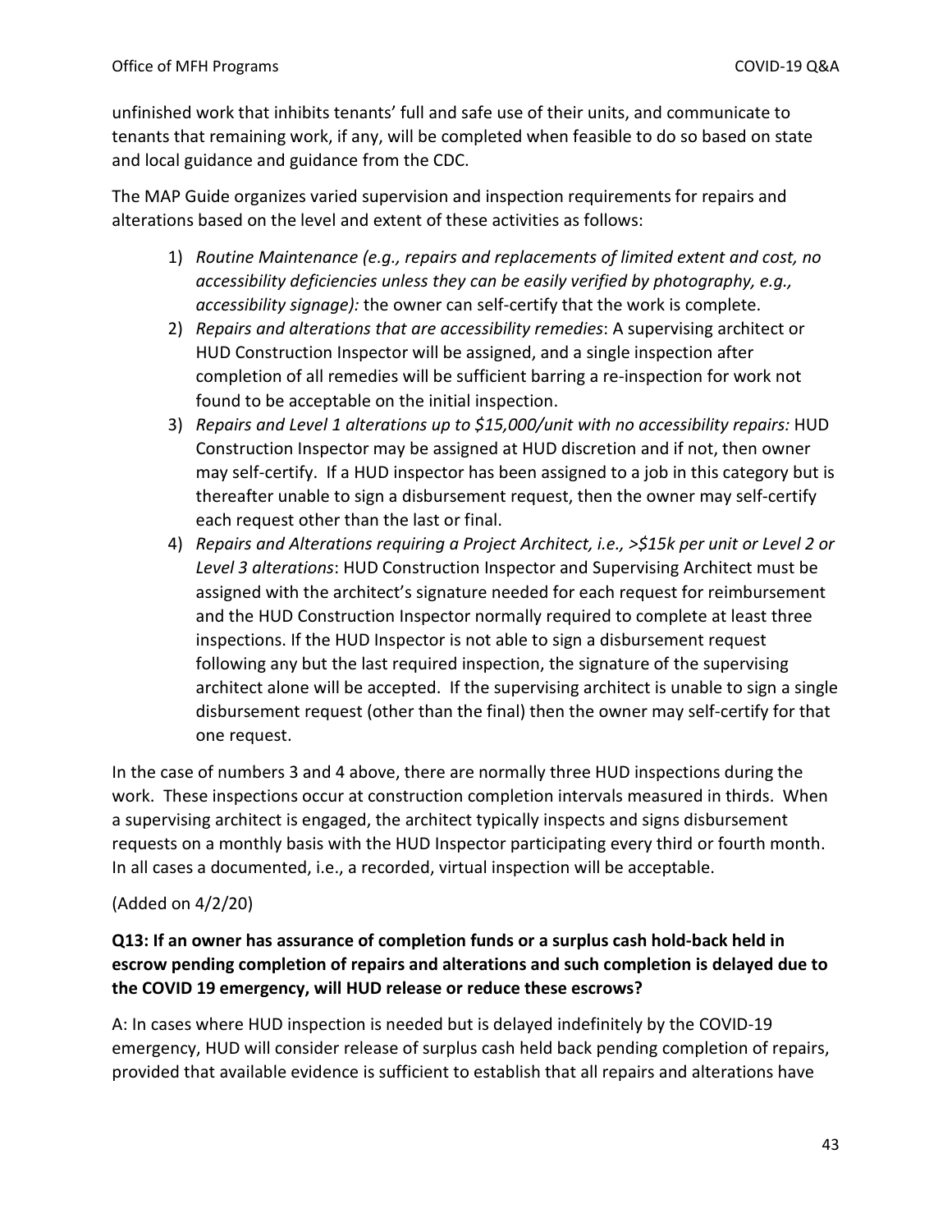unfinished work that inhibits tenants' full and safe use of their units, and communicate to tenants that remaining work, if any, will be completed when feasible to do so based on state and local guidance and guidance from the CDC.

The MAP Guide organizes varied supervision and inspection requirements for repairs and alterations based on the level and extent of these activities as follows:

1) *Routine Maintenance (e.g., repairs and replacements of limited extent and cost, no accessibility deficiencies unless they can be easily verified by photography, e.g., accessibility signage):* the owner can self-certify that the work is complete.
2) *Repairs and alterations that are accessibility remedies*: A supervising architect or HUD Construction Inspector will be assigned, and a single inspection after completion of all remedies will be sufficient barring a re-inspection for work not found to be acceptable on the initial inspection.
3) *Repairs and Level 1 alterations up to $15,000/unit with no accessibility repairs:* HUD Construction Inspector may be assigned at HUD discretion and if not, then owner may self-certify. If a HUD inspector has been assigned to a job in this category but is thereafter unable to sign a disbursement request, then the owner may self-certify each request other than the last or final.
4) *Repairs and Alterations requiring a Project Architect, i.e., >$15k per unit or Level 2 or Level 3 alterations*: HUD Construction Inspector and Supervising Architect must be assigned with the architect's signature needed for each request for reimbursement and the HUD Construction Inspector normally required to complete at least three inspections. If the HUD Inspector is not able to sign a disbursement request following any but the last required inspection, the signature of the supervising architect alone will be accepted. If the supervising architect is unable to sign a single disbursement request (other than the final) then the owner may self-certify for that one request.

In the case of numbers 3 and 4 above, there are normally three HUD inspections during the work. These inspections occur at construction completion intervals measured in thirds. When a supervising architect is engaged, the architect typically inspects and signs disbursement requests on a monthly basis with the HUD Inspector participating every third or fourth month. In all cases a documented, i.e., a recorded, virtual inspection will be acceptable.

(Added on 4/2/20)

**Q13: If an owner has assurance of completion funds or a surplus cash hold-back held in escrow pending completion of repairs and alterations and such completion is delayed due to the COVID 19 emergency, will HUD release or reduce these escrows?**

A: In cases where HUD inspection is needed but is delayed indefinitely by the COVID-19 emergency, HUD will consider release of surplus cash held back pending completion of repairs, provided that available evidence is sufficient to establish that all repairs and alterations have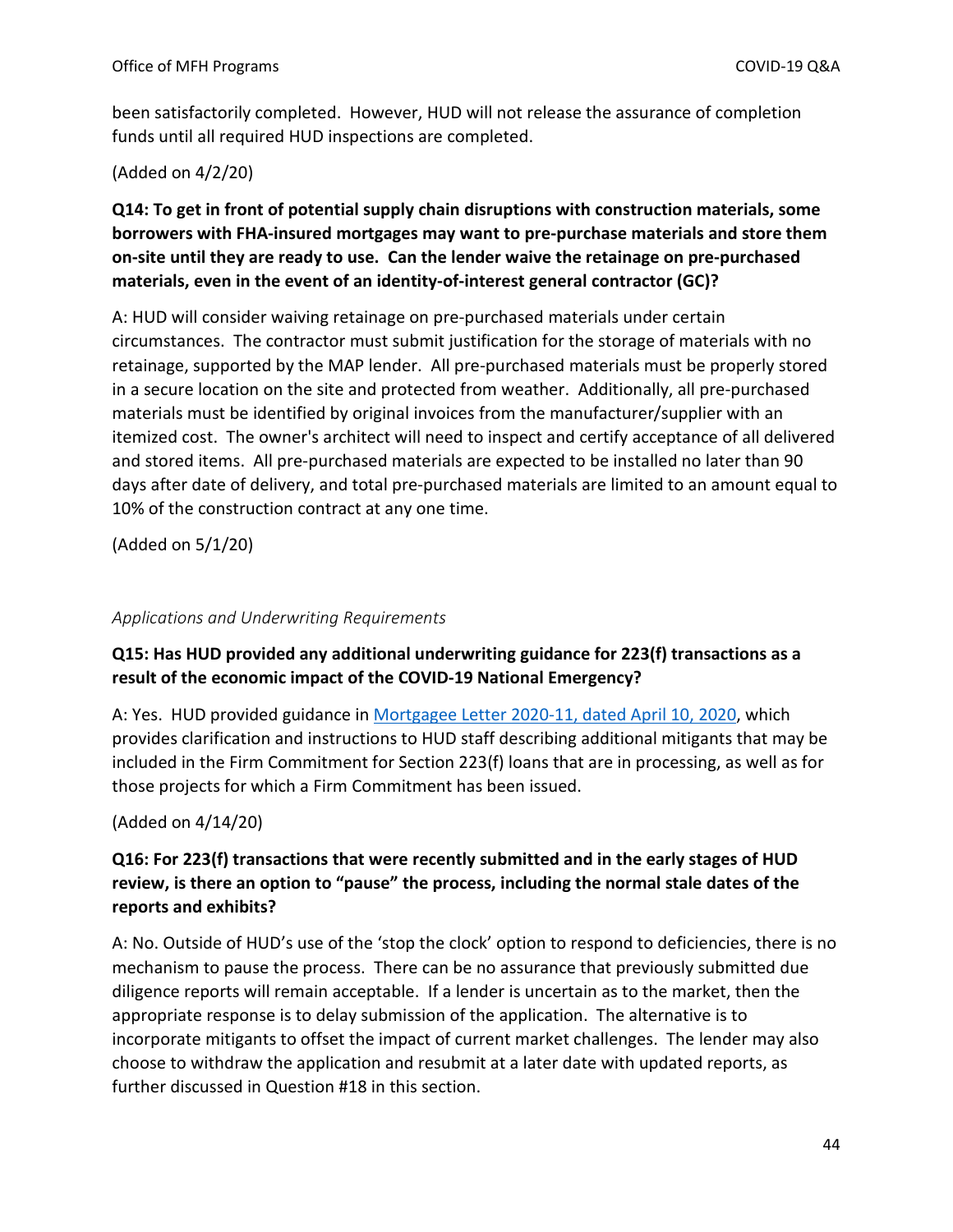been satisfactorily completed. However, HUD will not release the assurance of completion funds until all required HUD inspections are completed.

(Added on 4/2/20)

**Q14: To get in front of potential supply chain disruptions with construction materials, some borrowers with FHA-insured mortgages may want to pre-purchase materials and store them on-site until they are ready to use. Can the lender waive the retainage on pre-purchased materials, even in the event of an identity-of-interest general contractor (GC)?**

A: HUD will consider waiving retainage on pre-purchased materials under certain circumstances. The contractor must submit justification for the storage of materials with no retainage, supported by the MAP lender. All pre-purchased materials must be properly stored in a secure location on the site and protected from weather. Additionally, all pre-purchased materials must be identified by original invoices from the manufacturer/supplier with an itemized cost. The owner's architect will need to inspect and certify acceptance of all delivered and stored items. All pre-purchased materials are expected to be installed no later than 90 days after date of delivery, and total pre-purchased materials are limited to an amount equal to 10% of the construction contract at any one time.

(Added on 5/1/20)

*Applications and Underwriting Requirements*

**Q15: Has HUD provided any additional underwriting guidance for 223(f) transactions as a result of the economic impact of the COVID-19 National Emergency?**

A: Yes. HUD provided guidance in Mortgagee Letter 2020-11, dated April 10, 2020, which provides clarification and instructions to HUD staff describing additional mitigants that may be included in the Firm Commitment for Section 223(f) loans that are in processing, as well as for those projects for which a Firm Commitment has been issued.

(Added on 4/14/20)

**Q16: For 223(f) transactions that were recently submitted and in the early stages of HUD review, is there an option to "pause" the process, including the normal stale dates of the reports and exhibits?**

A: No. Outside of HUD's use of the 'stop the clock' option to respond to deficiencies, there is no mechanism to pause the process. There can be no assurance that previously submitted due diligence reports will remain acceptable. If a lender is uncertain as to the market, then the appropriate response is to delay submission of the application. The alternative is to incorporate mitigants to offset the impact of current market challenges. The lender may also choose to withdraw the application and resubmit at a later date with updated reports, as further discussed in Question #18 in this section.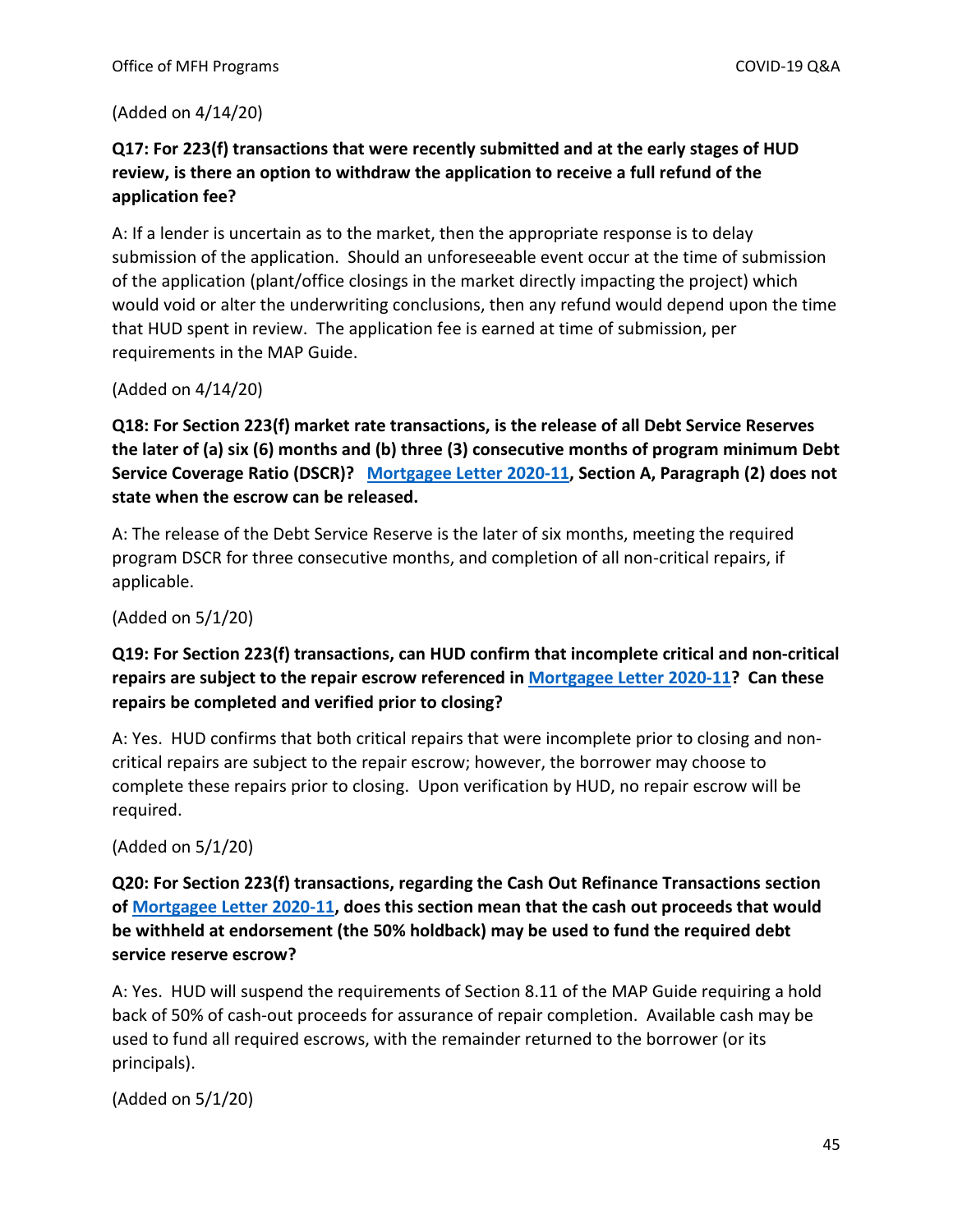(Added on 4/14/20)

**Q17: For 223(f) transactions that were recently submitted and at the early stages of HUD review, is there an option to withdraw the application to receive a full refund of the application fee?**

A: If a lender is uncertain as to the market, then the appropriate response is to delay submission of the application. Should an unforeseeable event occur at the time of submission of the application (plant/office closings in the market directly impacting the project) which would void or alter the underwriting conclusions, then any refund would depend upon the time that HUD spent in review. The application fee is earned at time of submission, per requirements in the MAP Guide.

(Added on 4/14/20)

**Q18: For Section 223(f) market rate transactions, is the release of all Debt Service Reserves the later of (a) six (6) months and (b) three (3) consecutive months of program minimum Debt Service Coverage Ratio (DSCR)? [Mortgagee Letter 2020-11](), Section A, Paragraph (2) does not state when the escrow can be released.**

A: The release of the Debt Service Reserve is the later of six months, meeting the required program DSCR for three consecutive months, and completion of all non-critical repairs, if applicable.

(Added on 5/1/20)

**Q19: For Section 223(f) transactions, can HUD confirm that incomplete critical and non-critical repairs are subject to the repair escrow referenced in [Mortgagee Letter 2020-11]()? Can these repairs be completed and verified prior to closing?**

A: Yes. HUD confirms that both critical repairs that were incomplete prior to closing and non-critical repairs are subject to the repair escrow; however, the borrower may choose to complete these repairs prior to closing. Upon verification by HUD, no repair escrow will be required.

(Added on 5/1/20)

**Q20: For Section 223(f) transactions, regarding the Cash Out Refinance Transactions section of [Mortgagee Letter 2020-11](), does this section mean that the cash out proceeds that would be withheld at endorsement (the 50% holdback) may be used to fund the required debt service reserve escrow?**

A: Yes. HUD will suspend the requirements of Section 8.11 of the MAP Guide requiring a hold back of 50% of cash-out proceeds for assurance of repair completion. Available cash may be used to fund all required escrows, with the remainder returned to the borrower (or its principals).

(Added on 5/1/20)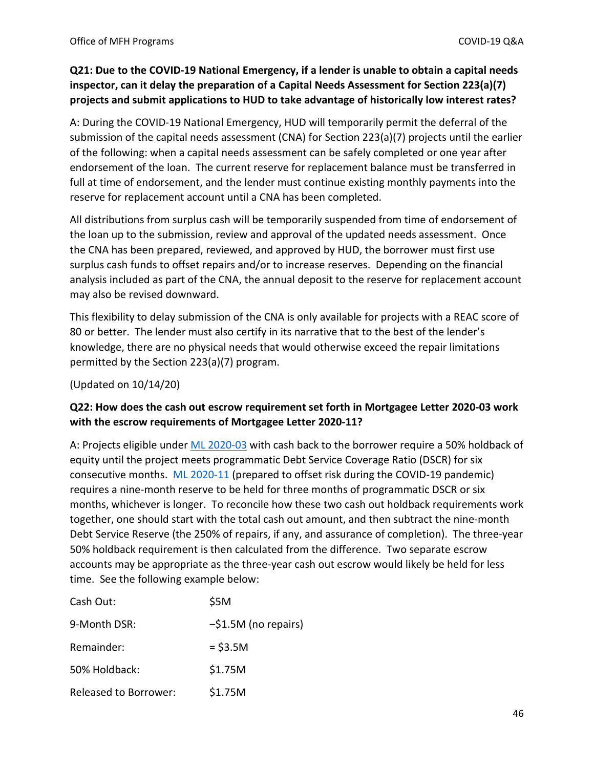**Q21: Due to the COVID-19 National Emergency, if a lender is unable to obtain a capital needs inspector, can it delay the preparation of a Capital Needs Assessment for Section 223(a)(7) projects and submit applications to HUD to take advantage of historically low interest rates?**

A: During the COVID-19 National Emergency, HUD will temporarily permit the deferral of the submission of the capital needs assessment (CNA) for Section 223(a)(7) projects until the earlier of the following: when a capital needs assessment can be safely completed or one year after endorsement of the loan. The current reserve for replacement balance must be transferred in full at time of endorsement, and the lender must continue existing monthly payments into the reserve for replacement account until a CNA has been completed.

All distributions from surplus cash will be temporarily suspended from time of endorsement of the loan up to the submission, review and approval of the updated needs assessment. Once the CNA has been prepared, reviewed, and approved by HUD, the borrower must first use surplus cash funds to offset repairs and/or to increase reserves. Depending on the financial analysis included as part of the CNA, the annual deposit to the reserve for replacement account may also be revised downward.

This flexibility to delay submission of the CNA is only available for projects with a REAC score of 80 or better. The lender must also certify in its narrative that to the best of the lender's knowledge, there are no physical needs that would otherwise exceed the repair limitations permitted by the Section 223(a)(7) program.

(Updated on 10/14/20)

**Q22: How does the cash out escrow requirement set forth in Mortgagee Letter 2020-03 work with the escrow requirements of Mortgagee Letter 2020-11?**

A: Projects eligible under ML 2020-03 with cash back to the borrower require a 50% holdback of equity until the project meets programmatic Debt Service Coverage Ratio (DSCR) for six consecutive months. ML 2020-11 (prepared to offset risk during the COVID-19 pandemic) requires a nine-month reserve to be held for three months of programmatic DSCR or six months, whichever is longer. To reconcile how these two cash out holdback requirements work together, one should start with the total cash out amount, and then subtract the nine-month Debt Service Reserve (the 250% of repairs, if any, and assurance of completion). The three-year 50% holdback requirement is then calculated from the difference. Two separate escrow accounts may be appropriate as the three-year cash out escrow would likely be held for less time. See the following example below:

| | |
|---|---|
| Cash Out: | $5M |
| 9-Month DSR: | –$1.5M (no repairs) |
| Remainder: | = $3.5M |
| 50% Holdback: | $1.75M |
| Released to Borrower: | $1.75M |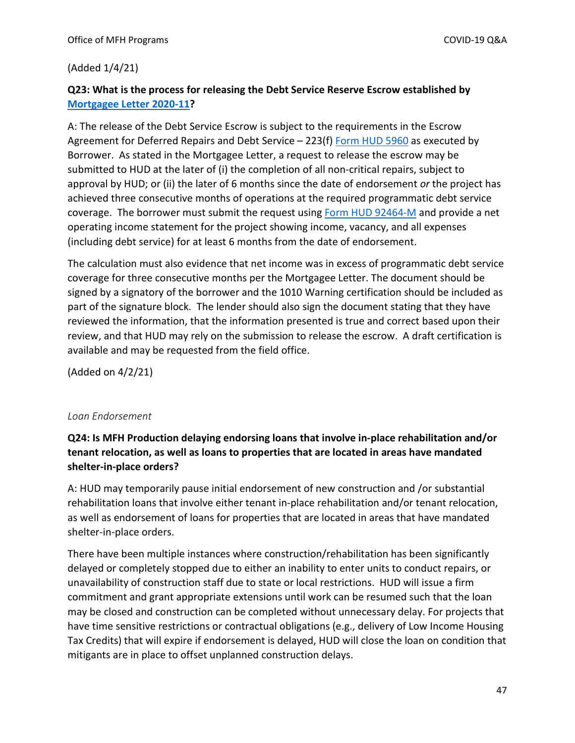(Added 1/4/21)

**Q23: What is the process for releasing the Debt Service Reserve Escrow established by Mortgagee Letter 2020-11?**

A: The release of the Debt Service Escrow is subject to the requirements in the Escrow Agreement for Deferred Repairs and Debt Service – 223(f) Form HUD 5960 as executed by Borrower. As stated in the Mortgagee Letter, a request to release the escrow may be submitted to HUD at the later of (i) the completion of all non-critical repairs, subject to approval by HUD; or (ii) the later of 6 months since the date of endorsement *or* the project has achieved three consecutive months of operations at the required programmatic debt service coverage. The borrower must submit the request using Form HUD 92464-M and provide a net operating income statement for the project showing income, vacancy, and all expenses (including debt service) for at least 6 months from the date of endorsement.

The calculation must also evidence that net income was in excess of programmatic debt service coverage for three consecutive months per the Mortgagee Letter. The document should be signed by a signatory of the borrower and the 1010 Warning certification should be included as part of the signature block. The lender should also sign the document stating that they have reviewed the information, that the information presented is true and correct based upon their review, and that HUD may rely on the submission to release the escrow. A draft certification is available and may be requested from the field office.

(Added on 4/2/21)

*Loan Endorsement*

**Q24: Is MFH Production delaying endorsing loans that involve in-place rehabilitation and/or tenant relocation, as well as loans to properties that are located in areas have mandated shelter-in-place orders?**

A: HUD may temporarily pause initial endorsement of new construction and /or substantial rehabilitation loans that involve either tenant in-place rehabilitation and/or tenant relocation, as well as endorsement of loans for properties that are located in areas that have mandated shelter-in-place orders.

There have been multiple instances where construction/rehabilitation has been significantly delayed or completely stopped due to either an inability to enter units to conduct repairs, or unavailability of construction staff due to state or local restrictions. HUD will issue a firm commitment and grant appropriate extensions until work can be resumed such that the loan may be closed and construction can be completed without unnecessary delay. For projects that have time sensitive restrictions or contractual obligations (e.g., delivery of Low Income Housing Tax Credits) that will expire if endorsement is delayed, HUD will close the loan on condition that mitigants are in place to offset unplanned construction delays.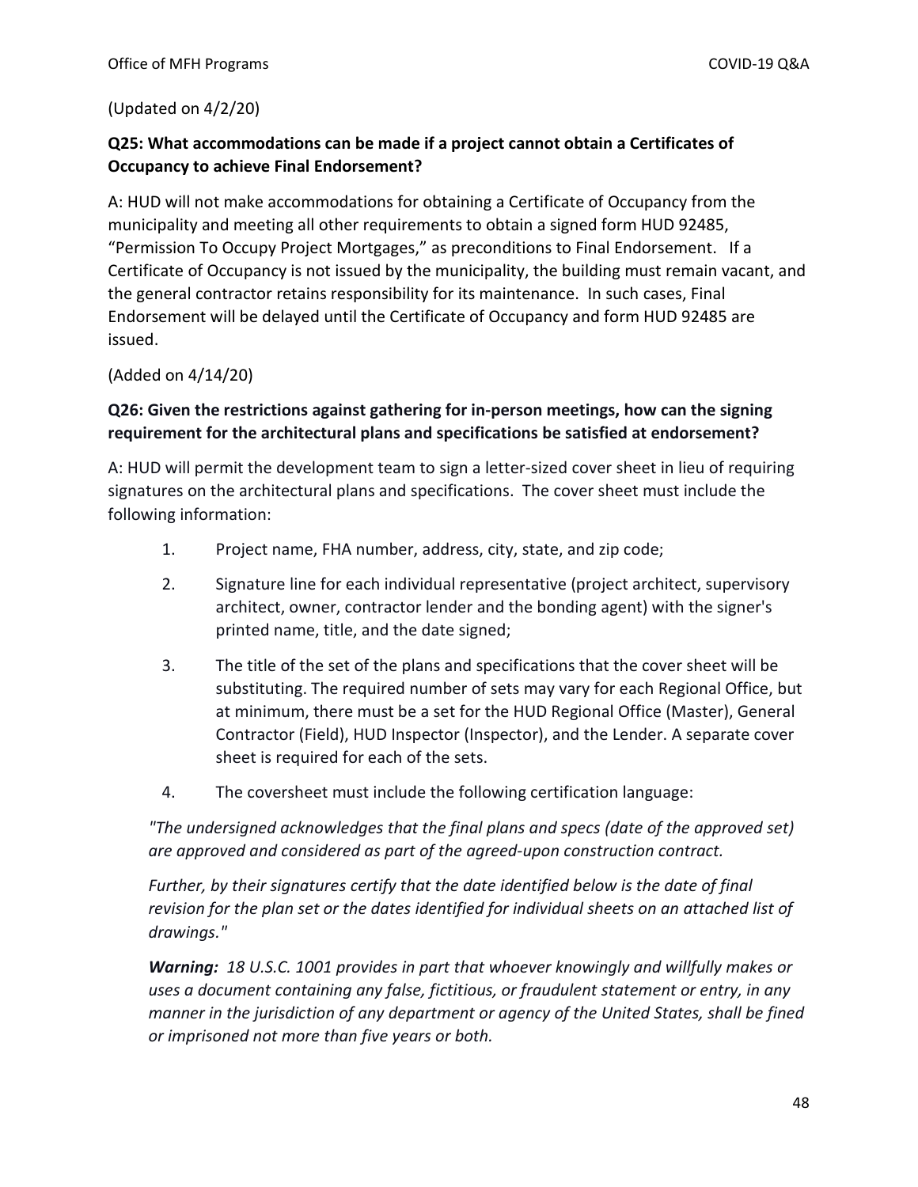(Updated on 4/2/20)

**Q25: What accommodations can be made if a project cannot obtain a Certificates of Occupancy to achieve Final Endorsement?**

A: HUD will not make accommodations for obtaining a Certificate of Occupancy from the municipality and meeting all other requirements to obtain a signed form HUD 92485, "Permission To Occupy Project Mortgages," as preconditions to Final Endorsement. If a Certificate of Occupancy is not issued by the municipality, the building must remain vacant, and the general contractor retains responsibility for its maintenance. In such cases, Final Endorsement will be delayed until the Certificate of Occupancy and form HUD 92485 are issued.

(Added on 4/14/20)

**Q26: Given the restrictions against gathering for in-person meetings, how can the signing requirement for the architectural plans and specifications be satisfied at endorsement?**

A: HUD will permit the development team to sign a letter-sized cover sheet in lieu of requiring signatures on the architectural plans and specifications. The cover sheet must include the following information:

1. Project name, FHA number, address, city, state, and zip code;
2. Signature line for each individual representative (project architect, supervisory architect, owner, contractor lender and the bonding agent) with the signer's printed name, title, and the date signed;
3. The title of the set of the plans and specifications that the cover sheet will be substituting. The required number of sets may vary for each Regional Office, but at minimum, there must be a set for the HUD Regional Office (Master), General Contractor (Field), HUD Inspector (Inspector), and the Lender. A separate cover sheet is required for each of the sets.
4. The coversheet must include the following certification language:

*"The undersigned acknowledges that the final plans and specs (date of the approved set) are approved and considered as part of the agreed-upon construction contract.*

*Further, by their signatures certify that the date identified below is the date of final revision for the plan set or the dates identified for individual sheets on an attached list of drawings."*

***Warning:*** *18 U.S.C. 1001 provides in part that whoever knowingly and willfully makes or uses a document containing any false, fictitious, or fraudulent statement or entry, in any manner in the jurisdiction of any department or agency of the United States, shall be fined or imprisoned not more than five years or both.*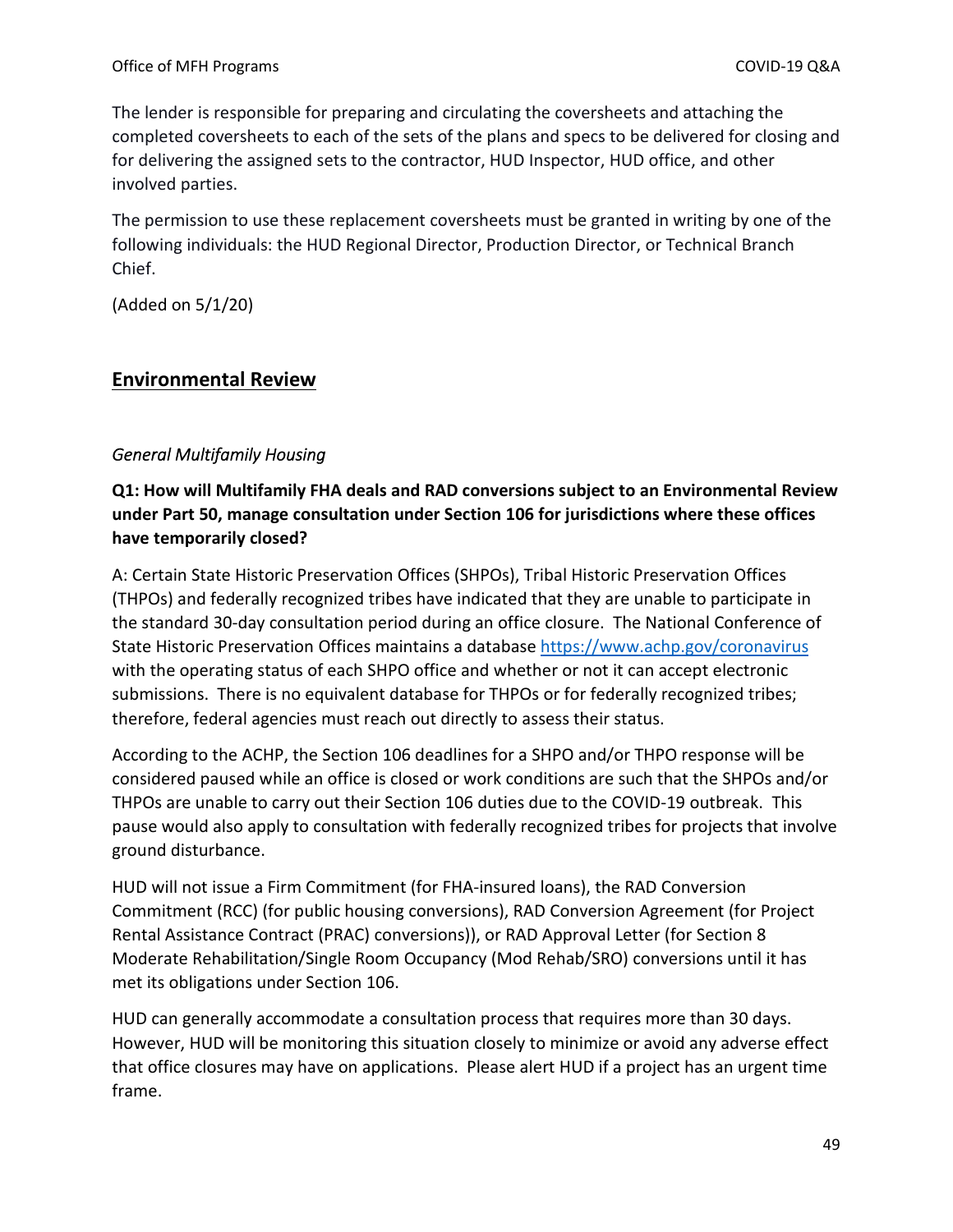The lender is responsible for preparing and circulating the coversheets and attaching the completed coversheets to each of the sets of the plans and specs to be delivered for closing and for delivering the assigned sets to the contractor, HUD Inspector, HUD office, and other involved parties.

The permission to use these replacement coversheets must be granted in writing by one of the following individuals: the HUD Regional Director, Production Director, or Technical Branch Chief.

(Added on 5/1/20)

## Environmental Review

### *General Multifamily Housing*

**Q1: How will Multifamily FHA deals and RAD conversions subject to an Environmental Review under Part 50, manage consultation under Section 106 for jurisdictions where these offices have temporarily closed?**

A: Certain State Historic Preservation Offices (SHPOs), Tribal Historic Preservation Offices (THPOs) and federally recognized tribes have indicated that they are unable to participate in the standard 30-day consultation period during an office closure. The National Conference of State Historic Preservation Offices maintains a database https://www.achp.gov/coronavirus with the operating status of each SHPO office and whether or not it can accept electronic submissions. There is no equivalent database for THPOs or for federally recognized tribes; therefore, federal agencies must reach out directly to assess their status.

According to the ACHP, the Section 106 deadlines for a SHPO and/or THPO response will be considered paused while an office is closed or work conditions are such that the SHPOs and/or THPOs are unable to carry out their Section 106 duties due to the COVID-19 outbreak. This pause would also apply to consultation with federally recognized tribes for projects that involve ground disturbance.

HUD will not issue a Firm Commitment (for FHA-insured loans), the RAD Conversion Commitment (RCC) (for public housing conversions), RAD Conversion Agreement (for Project Rental Assistance Contract (PRAC) conversions)), or RAD Approval Letter (for Section 8 Moderate Rehabilitation/Single Room Occupancy (Mod Rehab/SRO) conversions until it has met its obligations under Section 106.

HUD can generally accommodate a consultation process that requires more than 30 days. However, HUD will be monitoring this situation closely to minimize or avoid any adverse effect that office closures may have on applications. Please alert HUD if a project has an urgent time frame.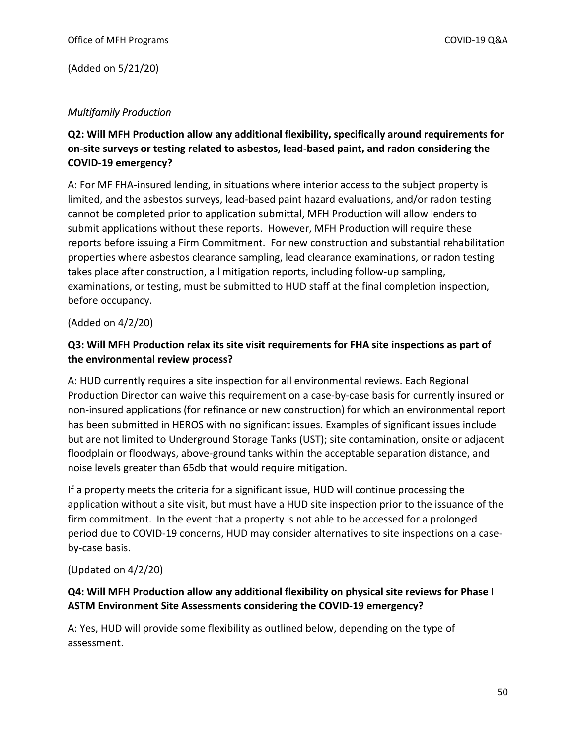(Added on 5/21/20)

### *Multifamily Production*

**Q2: Will MFH Production allow any additional flexibility, specifically around requirements for on-site surveys or testing related to asbestos, lead-based paint, and radon considering the COVID-19 emergency?**

A: For MF FHA-insured lending, in situations where interior access to the subject property is limited, and the asbestos surveys, lead-based paint hazard evaluations, and/or radon testing cannot be completed prior to application submittal, MFH Production will allow lenders to submit applications without these reports. However, MFH Production will require these reports before issuing a Firm Commitment. For new construction and substantial rehabilitation properties where asbestos clearance sampling, lead clearance examinations, or radon testing takes place after construction, all mitigation reports, including follow-up sampling, examinations, or testing, must be submitted to HUD staff at the final completion inspection, before occupancy.

(Added on 4/2/20)

**Q3: Will MFH Production relax its site visit requirements for FHA site inspections as part of the environmental review process?**

A: HUD currently requires a site inspection for all environmental reviews. Each Regional Production Director can waive this requirement on a case-by-case basis for currently insured or non-insured applications (for refinance or new construction) for which an environmental report has been submitted in HEROS with no significant issues. Examples of significant issues include but are not limited to Underground Storage Tanks (UST); site contamination, onsite or adjacent floodplain or floodways, above-ground tanks within the acceptable separation distance, and noise levels greater than 65db that would require mitigation.

If a property meets the criteria for a significant issue, HUD will continue processing the application without a site visit, but must have a HUD site inspection prior to the issuance of the firm commitment. In the event that a property is not able to be accessed for a prolonged period due to COVID-19 concerns, HUD may consider alternatives to site inspections on a case-by-case basis.

(Updated on 4/2/20)

**Q4: Will MFH Production allow any additional flexibility on physical site reviews for Phase I ASTM Environment Site Assessments considering the COVID-19 emergency?**

A: Yes, HUD will provide some flexibility as outlined below, depending on the type of assessment.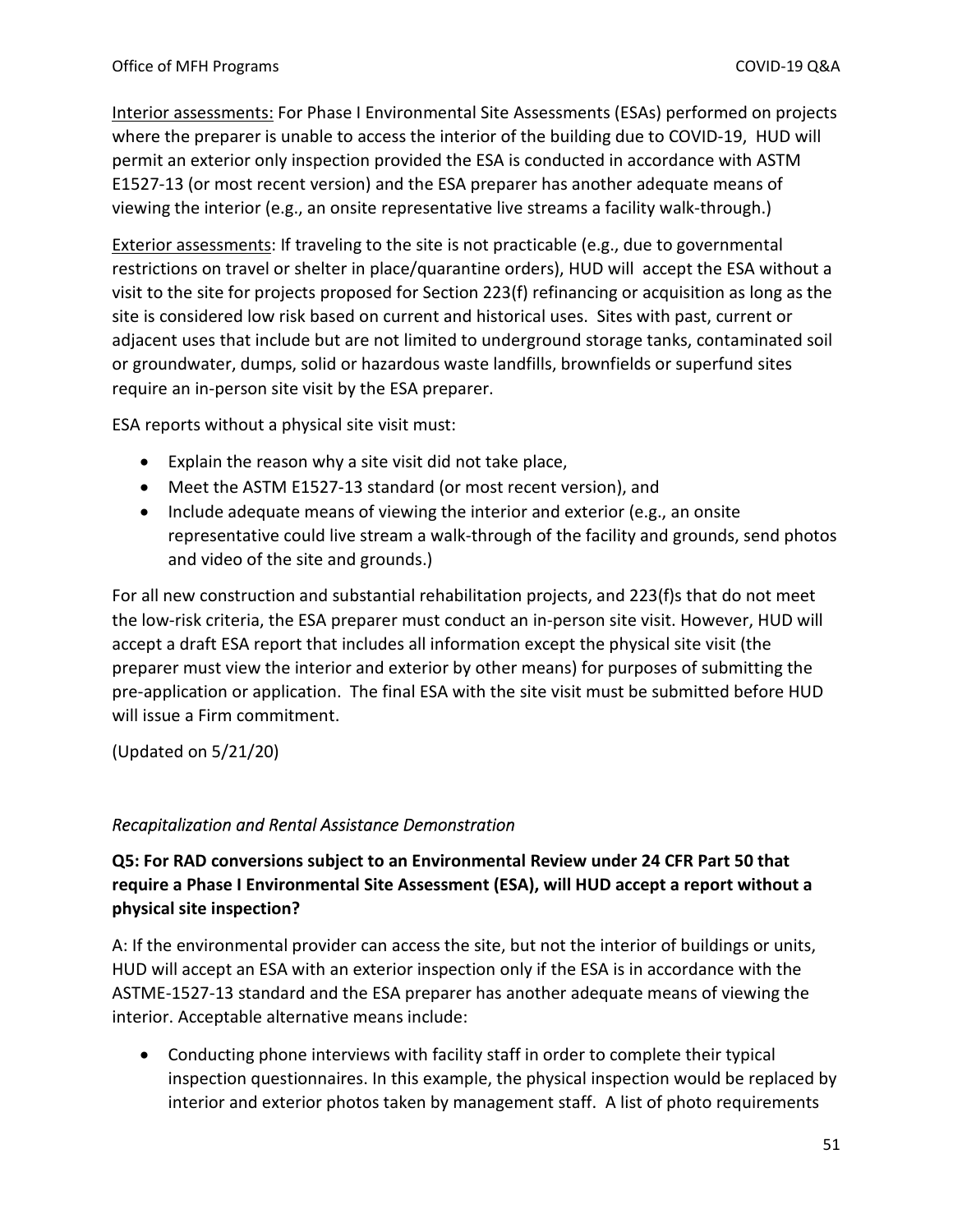<u>Interior assessments:</u> For Phase I Environmental Site Assessments (ESAs) performed on projects where the preparer is unable to access the interior of the building due to COVID-19, HUD will permit an exterior only inspection provided the ESA is conducted in accordance with ASTM E1527-13 (or most recent version) and the ESA preparer has another adequate means of viewing the interior (e.g., an onsite representative live streams a facility walk-through.)

<u>Exterior assessments</u>: If traveling to the site is not practicable (e.g., due to governmental restrictions on travel or shelter in place/quarantine orders), HUD will accept the ESA without a visit to the site for projects proposed for Section 223(f) refinancing or acquisition as long as the site is considered low risk based on current and historical uses. Sites with past, current or adjacent uses that include but are not limited to underground storage tanks, contaminated soil or groundwater, dumps, solid or hazardous waste landfills, brownfields or superfund sites require an in-person site visit by the ESA preparer.

ESA reports without a physical site visit must:

- Explain the reason why a site visit did not take place,
- Meet the ASTM E1527-13 standard (or most recent version), and
- Include adequate means of viewing the interior and exterior (e.g., an onsite representative could live stream a walk-through of the facility and grounds, send photos and video of the site and grounds.)

For all new construction and substantial rehabilitation projects, and 223(f)s that do not meet the low-risk criteria, the ESA preparer must conduct an in-person site visit. However, HUD will accept a draft ESA report that includes all information except the physical site visit (the preparer must view the interior and exterior by other means) for purposes of submitting the pre-application or application. The final ESA with the site visit must be submitted before HUD will issue a Firm commitment.

(Updated on 5/21/20)

### *Recapitalization and Rental Assistance Demonstration*

**Q5: For RAD conversions subject to an Environmental Review under 24 CFR Part 50 that require a Phase I Environmental Site Assessment (ESA), will HUD accept a report without a physical site inspection?**

A: If the environmental provider can access the site, but not the interior of buildings or units, HUD will accept an ESA with an exterior inspection only if the ESA is in accordance with the ASTME-1527-13 standard and the ESA preparer has another adequate means of viewing the interior. Acceptable alternative means include:

- Conducting phone interviews with facility staff in order to complete their typical inspection questionnaires. In this example, the physical inspection would be replaced by interior and exterior photos taken by management staff. A list of photo requirements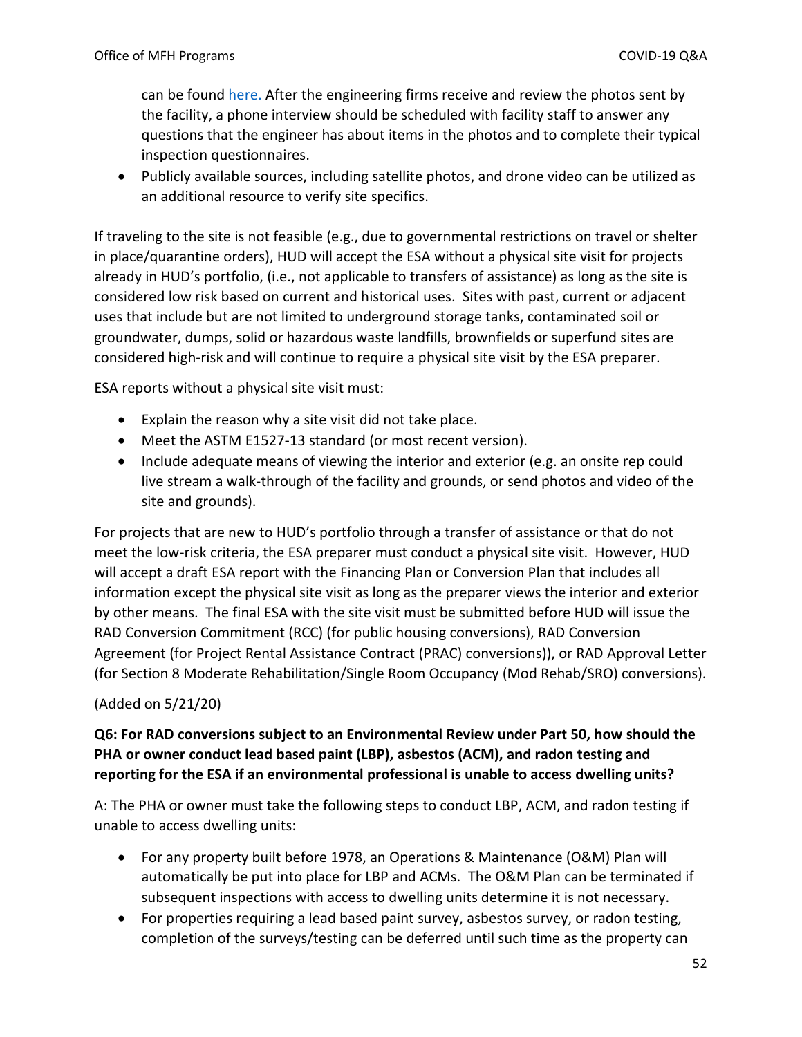can be found [here.](here.) After the engineering firms receive and review the photos sent by the facility, a phone interview should be scheduled with facility staff to answer any questions that the engineer has about items in the photos and to complete their typical inspection questionnaires.
- Publicly available sources, including satellite photos, and drone video can be utilized as an additional resource to verify site specifics.

If traveling to the site is not feasible (e.g., due to governmental restrictions on travel or shelter in place/quarantine orders), HUD will accept the ESA without a physical site visit for projects already in HUD's portfolio, (i.e., not applicable to transfers of assistance) as long as the site is considered low risk based on current and historical uses. Sites with past, current or adjacent uses that include but are not limited to underground storage tanks, contaminated soil or groundwater, dumps, solid or hazardous waste landfills, brownfields or superfund sites are considered high-risk and will continue to require a physical site visit by the ESA preparer.

ESA reports without a physical site visit must:

- Explain the reason why a site visit did not take place.
- Meet the ASTM E1527-13 standard (or most recent version).
- Include adequate means of viewing the interior and exterior (e.g. an onsite rep could live stream a walk-through of the facility and grounds, or send photos and video of the site and grounds).

For projects that are new to HUD's portfolio through a transfer of assistance or that do not meet the low-risk criteria, the ESA preparer must conduct a physical site visit. However, HUD will accept a draft ESA report with the Financing Plan or Conversion Plan that includes all information except the physical site visit as long as the preparer views the interior and exterior by other means. The final ESA with the site visit must be submitted before HUD will issue the RAD Conversion Commitment (RCC) (for public housing conversions), RAD Conversion Agreement (for Project Rental Assistance Contract (PRAC) conversions)), or RAD Approval Letter (for Section 8 Moderate Rehabilitation/Single Room Occupancy (Mod Rehab/SRO) conversions).

(Added on 5/21/20)

**Q6: For RAD conversions subject to an Environmental Review under Part 50, how should the PHA or owner conduct lead based paint (LBP), asbestos (ACM), and radon testing and reporting for the ESA if an environmental professional is unable to access dwelling units?**

A: The PHA or owner must take the following steps to conduct LBP, ACM, and radon testing if unable to access dwelling units:

- For any property built before 1978, an Operations & Maintenance (O&M) Plan will automatically be put into place for LBP and ACMs. The O&M Plan can be terminated if subsequent inspections with access to dwelling units determine it is not necessary.
- For properties requiring a lead based paint survey, asbestos survey, or radon testing, completion of the surveys/testing can be deferred until such time as the property can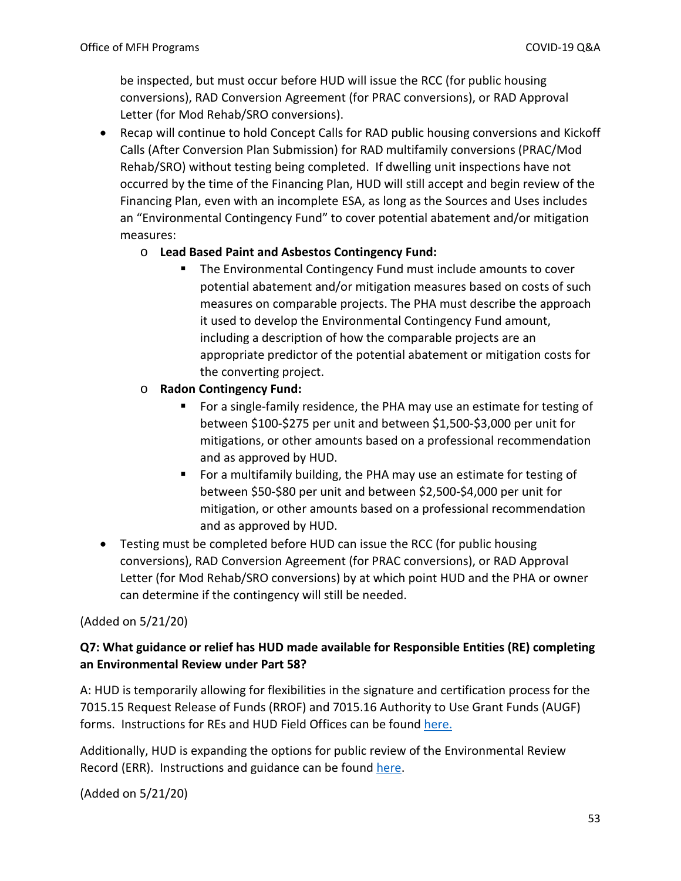be inspected, but must occur before HUD will issue the RCC (for public housing conversions), RAD Conversion Agreement (for PRAC conversions), or RAD Approval Letter (for Mod Rehab/SRO conversions).

- Recap will continue to hold Concept Calls for RAD public housing conversions and Kickoff Calls (After Conversion Plan Submission) for RAD multifamily conversions (PRAC/Mod Rehab/SRO) without testing being completed. If dwelling unit inspections have not occurred by the time of the Financing Plan, HUD will still accept and begin review of the Financing Plan, even with an incomplete ESA, as long as the Sources and Uses includes an "Environmental Contingency Fund" to cover potential abatement and/or mitigation measures:
  - **Lead Based Paint and Asbestos Contingency Fund:**
    - The Environmental Contingency Fund must include amounts to cover potential abatement and/or mitigation measures based on costs of such measures on comparable projects. The PHA must describe the approach it used to develop the Environmental Contingency Fund amount, including a description of how the comparable projects are an appropriate predictor of the potential abatement or mitigation costs for the converting project.
  - **Radon Contingency Fund:**
    - For a single-family residence, the PHA may use an estimate for testing of between $100-$275 per unit and between $1,500-$3,000 per unit for mitigations, or other amounts based on a professional recommendation and as approved by HUD.
    - For a multifamily building, the PHA may use an estimate for testing of between $50-$80 per unit and between $2,500-$4,000 per unit for mitigation, or other amounts based on a professional recommendation and as approved by HUD.
- Testing must be completed before HUD can issue the RCC (for public housing conversions), RAD Conversion Agreement (for PRAC conversions), or RAD Approval Letter (for Mod Rehab/SRO conversions) by at which point HUD and the PHA or owner can determine if the contingency will still be needed.

(Added on 5/21/20)

**Q7: What guidance or relief has HUD made available for Responsible Entities (RE) completing an Environmental Review under Part 58?**

A: HUD is temporarily allowing for flexibilities in the signature and certification process for the 7015.15 Request Release of Funds (RROF) and 7015.16 Authority to Use Grant Funds (AUGF) forms. Instructions for REs and HUD Field Offices can be found here.

Additionally, HUD is expanding the options for public review of the Environmental Review Record (ERR). Instructions and guidance can be found here.

(Added on 5/21/20)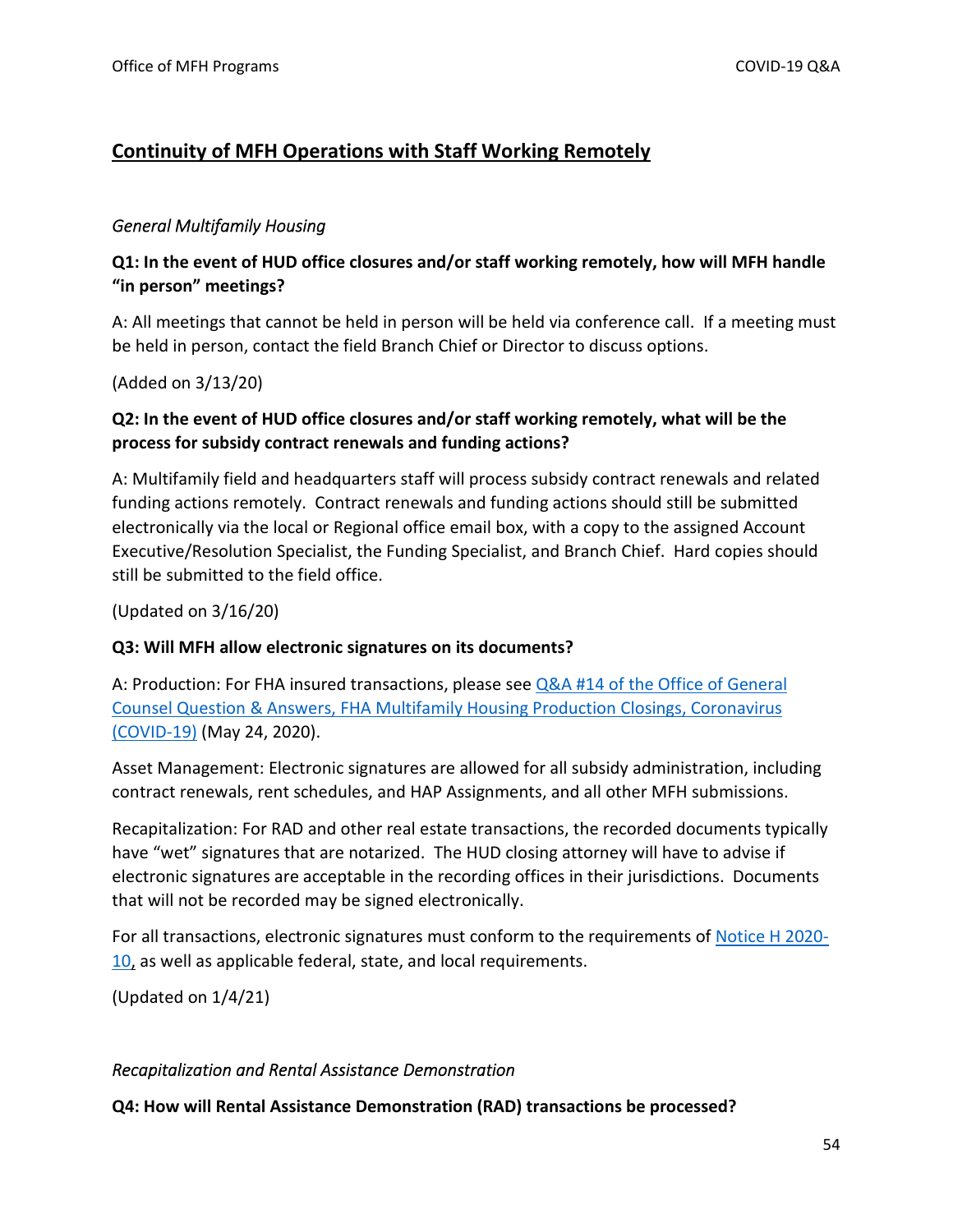## Continuity of MFH Operations with Staff Working Remotely

*General Multifamily Housing*

**Q1: In the event of HUD office closures and/or staff working remotely, how will MFH handle "in person" meetings?**

A: All meetings that cannot be held in person will be held via conference call. If a meeting must be held in person, contact the field Branch Chief or Director to discuss options.

(Added on 3/13/20)

**Q2: In the event of HUD office closures and/or staff working remotely, what will be the process for subsidy contract renewals and funding actions?**

A: Multifamily field and headquarters staff will process subsidy contract renewals and related funding actions remotely. Contract renewals and funding actions should still be submitted electronically via the local or Regional office email box, with a copy to the assigned Account Executive/Resolution Specialist, the Funding Specialist, and Branch Chief. Hard copies should still be submitted to the field office.

(Updated on 3/16/20)

**Q3: Will MFH allow electronic signatures on its documents?**

A: Production: For FHA insured transactions, please see Q&A #14 of the Office of General Counsel Question & Answers, FHA Multifamily Housing Production Closings, Coronavirus (COVID-19) (May 24, 2020).

Asset Management: Electronic signatures are allowed for all subsidy administration, including contract renewals, rent schedules, and HAP Assignments, and all other MFH submissions.

Recapitalization: For RAD and other real estate transactions, the recorded documents typically have "wet" signatures that are notarized. The HUD closing attorney will have to advise if electronic signatures are acceptable in the recording offices in their jurisdictions. Documents that will not be recorded may be signed electronically.

For all transactions, electronic signatures must conform to the requirements of Notice H 2020-10, as well as applicable federal, state, and local requirements.

(Updated on 1/4/21)

*Recapitalization and Rental Assistance Demonstration*

**Q4: How will Rental Assistance Demonstration (RAD) transactions be processed?**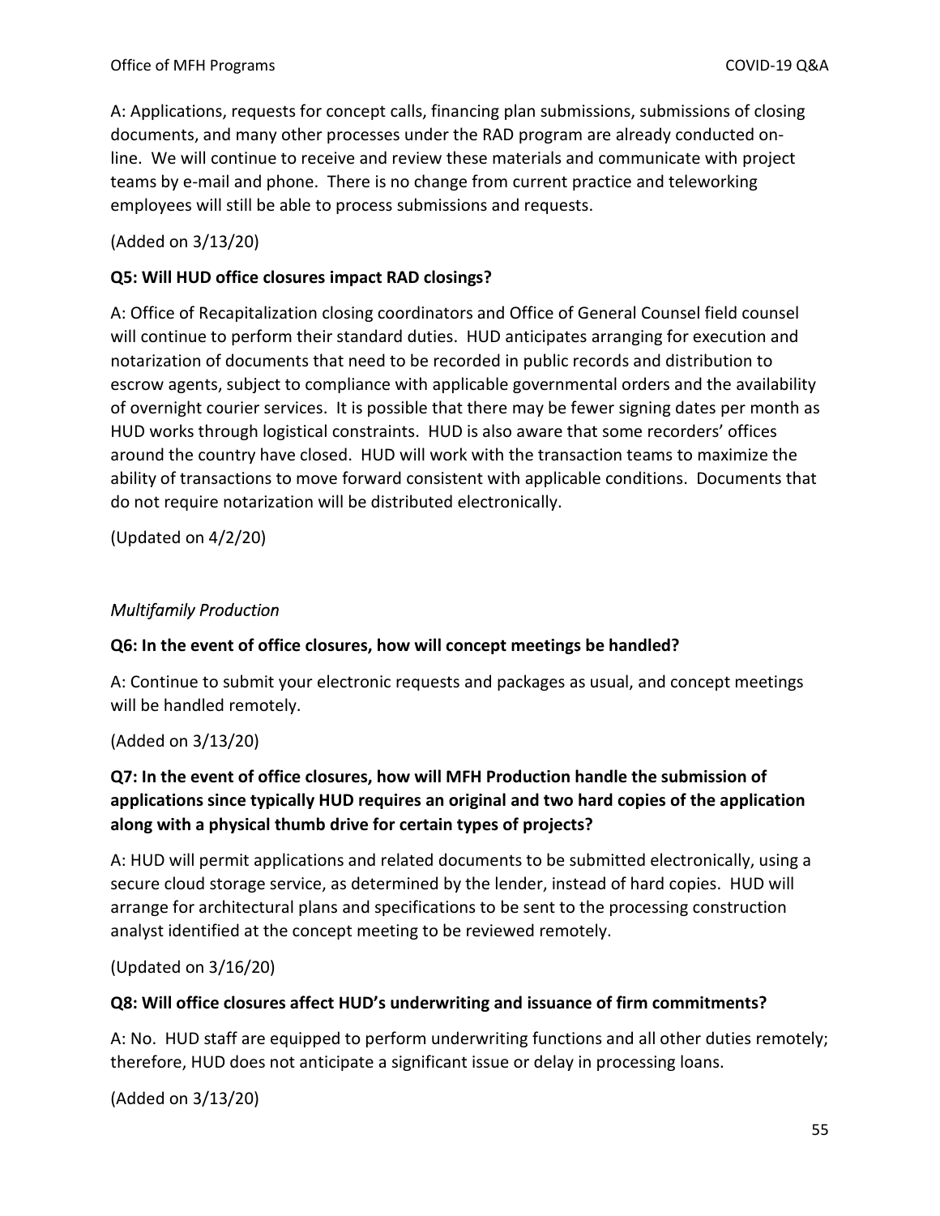A: Applications, requests for concept calls, financing plan submissions, submissions of closing documents, and many other processes under the RAD program are already conducted on-line. We will continue to receive and review these materials and communicate with project teams by e-mail and phone. There is no change from current practice and teleworking employees will still be able to process submissions and requests.

(Added on 3/13/20)

**Q5: Will HUD office closures impact RAD closings?**

A: Office of Recapitalization closing coordinators and Office of General Counsel field counsel will continue to perform their standard duties. HUD anticipates arranging for execution and notarization of documents that need to be recorded in public records and distribution to escrow agents, subject to compliance with applicable governmental orders and the availability of overnight courier services. It is possible that there may be fewer signing dates per month as HUD works through logistical constraints. HUD is also aware that some recorders' offices around the country have closed. HUD will work with the transaction teams to maximize the ability of transactions to move forward consistent with applicable conditions. Documents that do not require notarization will be distributed electronically.

(Updated on 4/2/20)

### *Multifamily Production*

**Q6: In the event of office closures, how will concept meetings be handled?**

A: Continue to submit your electronic requests and packages as usual, and concept meetings will be handled remotely.

(Added on 3/13/20)

**Q7: In the event of office closures, how will MFH Production handle the submission of applications since typically HUD requires an original and two hard copies of the application along with a physical thumb drive for certain types of projects?**

A: HUD will permit applications and related documents to be submitted electronically, using a secure cloud storage service, as determined by the lender, instead of hard copies. HUD will arrange for architectural plans and specifications to be sent to the processing construction analyst identified at the concept meeting to be reviewed remotely.

(Updated on 3/16/20)

**Q8: Will office closures affect HUD's underwriting and issuance of firm commitments?**

A: No. HUD staff are equipped to perform underwriting functions and all other duties remotely; therefore, HUD does not anticipate a significant issue or delay in processing loans.

(Added on 3/13/20)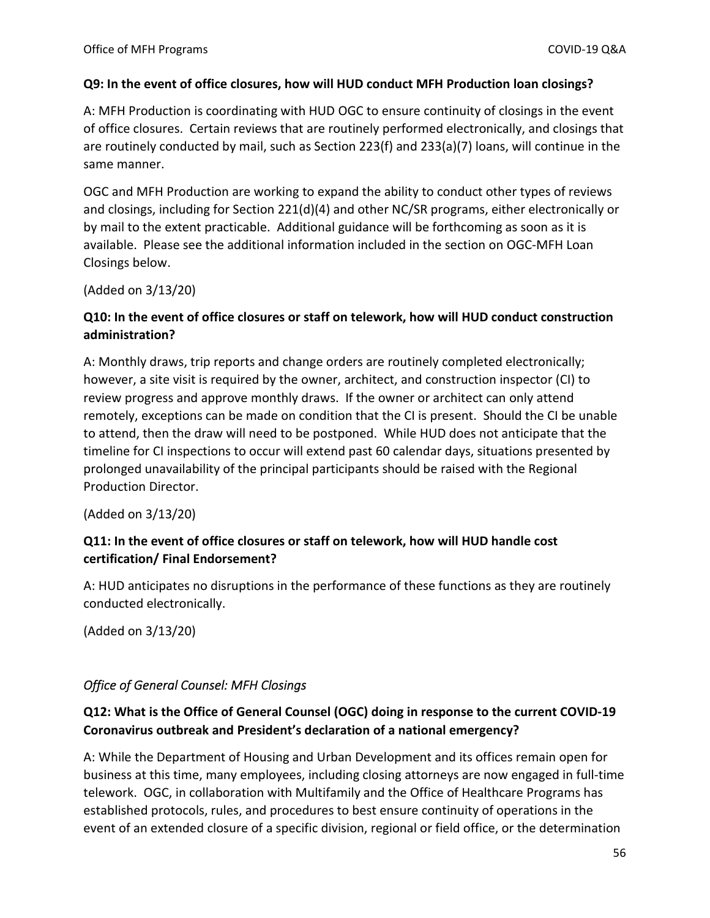**Q9: In the event of office closures, how will HUD conduct MFH Production loan closings?**

A: MFH Production is coordinating with HUD OGC to ensure continuity of closings in the event of office closures. Certain reviews that are routinely performed electronically, and closings that are routinely conducted by mail, such as Section 223(f) and 233(a)(7) loans, will continue in the same manner.

OGC and MFH Production are working to expand the ability to conduct other types of reviews and closings, including for Section 221(d)(4) and other NC/SR programs, either electronically or by mail to the extent practicable. Additional guidance will be forthcoming as soon as it is available. Please see the additional information included in the section on OGC-MFH Loan Closings below.

(Added on 3/13/20)

**Q10: In the event of office closures or staff on telework, how will HUD conduct construction administration?**

A: Monthly draws, trip reports and change orders are routinely completed electronically; however, a site visit is required by the owner, architect, and construction inspector (CI) to review progress and approve monthly draws. If the owner or architect can only attend remotely, exceptions can be made on condition that the CI is present. Should the CI be unable to attend, then the draw will need to be postponed. While HUD does not anticipate that the timeline for CI inspections to occur will extend past 60 calendar days, situations presented by prolonged unavailability of the principal participants should be raised with the Regional Production Director.

(Added on 3/13/20)

**Q11: In the event of office closures or staff on telework, how will HUD handle cost certification/ Final Endorsement?**

A: HUD anticipates no disruptions in the performance of these functions as they are routinely conducted electronically.

(Added on 3/13/20)

### *Office of General Counsel: MFH Closings*

**Q12: What is the Office of General Counsel (OGC) doing in response to the current COVID-19 Coronavirus outbreak and President's declaration of a national emergency?**

A: While the Department of Housing and Urban Development and its offices remain open for business at this time, many employees, including closing attorneys are now engaged in full-time telework. OGC, in collaboration with Multifamily and the Office of Healthcare Programs has established protocols, rules, and procedures to best ensure continuity of operations in the event of an extended closure of a specific division, regional or field office, or the determination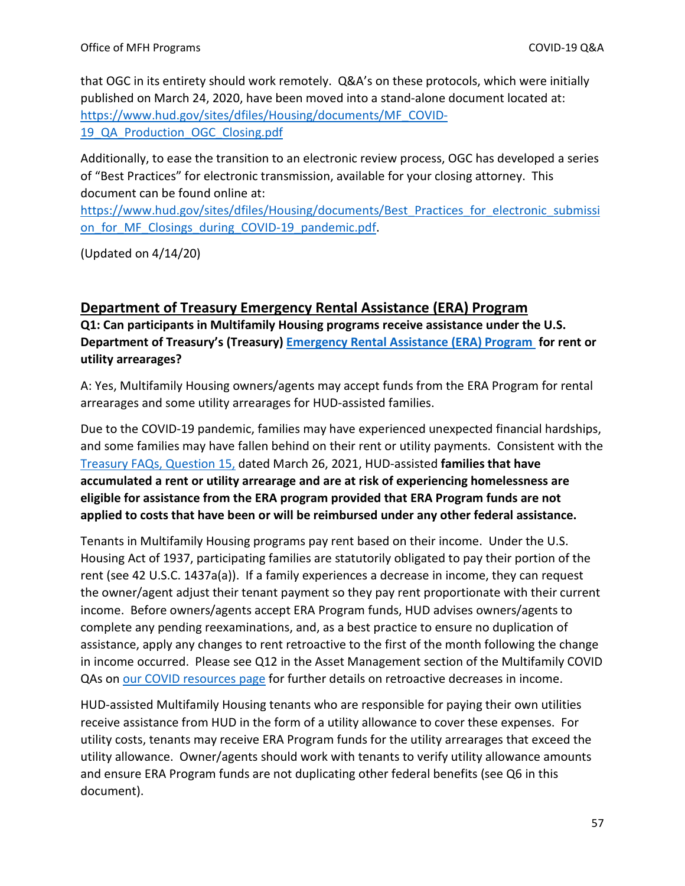that OGC in its entirety should work remotely. Q&A's on these protocols, which were initially published on March 24, 2020, have been moved into a stand-alone document located at: [https://www.hud.gov/sites/dfiles/Housing/documents/MF_COVID-19_QA_Production_OGC_Closing.pdf](https://www.hud.gov/sites/dfiles/Housing/documents/MF_COVID-19_QA_Production_OGC_Closing.pdf)

Additionally, to ease the transition to an electronic review process, OGC has developed a series of "Best Practices" for electronic transmission, available for your closing attorney. This document can be found online at: [https://www.hud.gov/sites/dfiles/Housing/documents/Best_Practices_for_electronic_submission_for_MF_Closings_during_COVID-19_pandemic.pdf](https://www.hud.gov/sites/dfiles/Housing/documents/Best_Practices_for_electronic_submission_for_MF_Closings_during_COVID-19_pandemic.pdf).

(Updated on 4/14/20)

## Department of Treasury Emergency Rental Assistance (ERA) Program

**Q1: Can participants in Multifamily Housing programs receive assistance under the U.S. Department of Treasury's (Treasury) Emergency Rental Assistance (ERA) Program for rent or utility arrearages?**

A: Yes, Multifamily Housing owners/agents may accept funds from the ERA Program for rental arrearages and some utility arrearages for HUD-assisted families.

Due to the COVID-19 pandemic, families may have experienced unexpected financial hardships, and some families may have fallen behind on their rent or utility payments. Consistent with the Treasury FAQs, Question 15, dated March 26, 2021, HUD-assisted **families that have accumulated a rent or utility arrearage and are at risk of experiencing homelessness are eligible for assistance from the ERA program provided that ERA Program funds are not applied to costs that have been or will be reimbursed under any other federal assistance.**

Tenants in Multifamily Housing programs pay rent based on their income. Under the U.S. Housing Act of 1937, participating families are statutorily obligated to pay their portion of the rent (see 42 U.S.C. 1437a(a)). If a family experiences a decrease in income, they can request the owner/agent adjust their tenant payment so they pay rent proportionate with their current income. Before owners/agents accept ERA Program funds, HUD advises owners/agents to complete any pending reexaminations, and, as a best practice to ensure no duplication of assistance, apply any changes to rent retroactive to the first of the month following the change in income occurred. Please see Q12 in the Asset Management section of the Multifamily COVID QAs on our COVID resources page for further details on retroactive decreases in income.

HUD-assisted Multifamily Housing tenants who are responsible for paying their own utilities receive assistance from HUD in the form of a utility allowance to cover these expenses. For utility costs, tenants may receive ERA Program funds for the utility arrearages that exceed the utility allowance. Owner/agents should work with tenants to verify utility allowance amounts and ensure ERA Program funds are not duplicating other federal benefits (see Q6 in this document).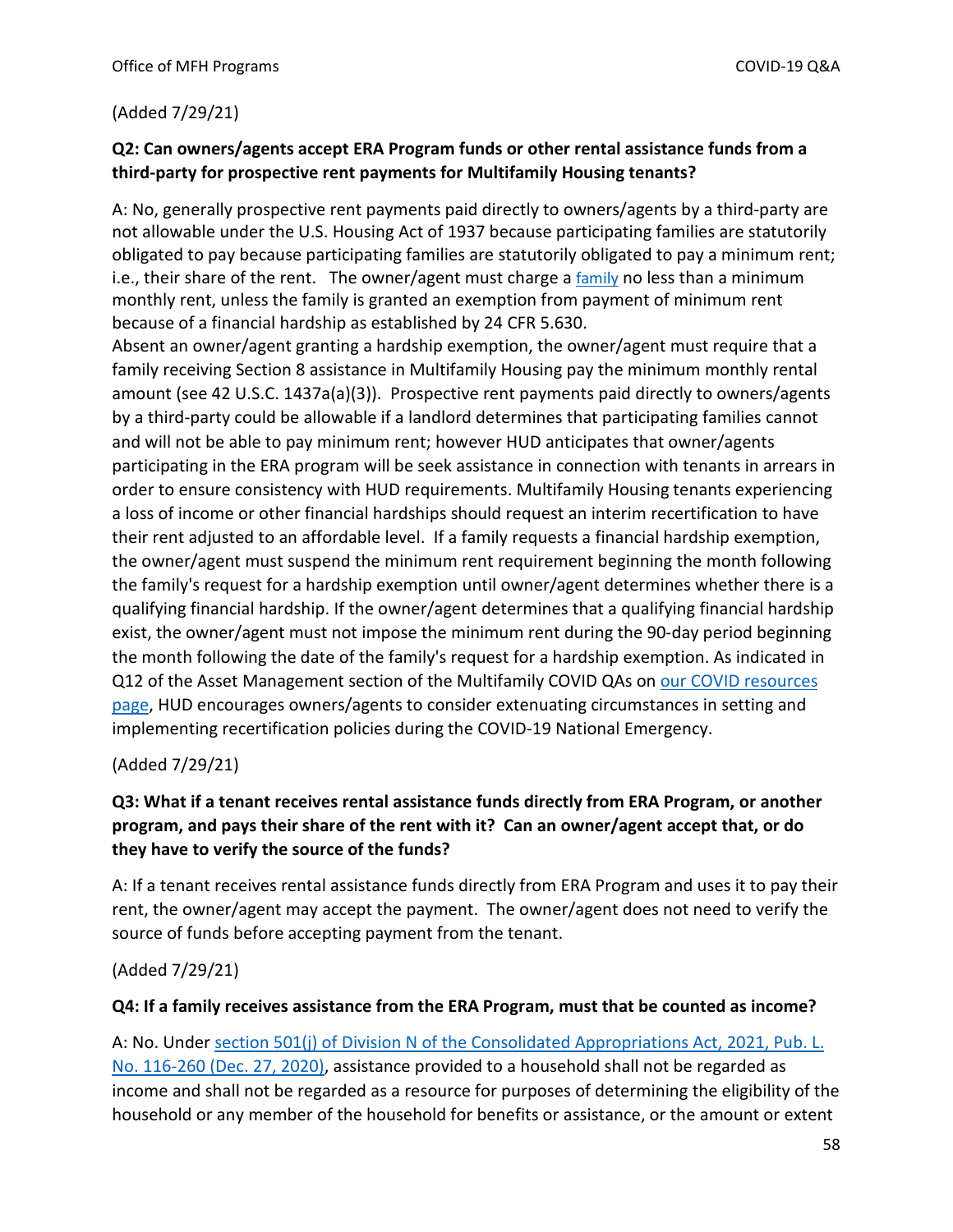(Added 7/29/21)

**Q2: Can owners/agents accept ERA Program funds or other rental assistance funds from a third-party for prospective rent payments for Multifamily Housing tenants?**

A: No, generally prospective rent payments paid directly to owners/agents by a third-party are not allowable under the U.S. Housing Act of 1937 because participating families are statutorily obligated to pay because participating families are statutorily obligated to pay a minimum rent; i.e., their share of the rent. The owner/agent must charge a family no less than a minimum monthly rent, unless the family is granted an exemption from payment of minimum rent because of a financial hardship as established by 24 CFR 5.630.

Absent an owner/agent granting a hardship exemption, the owner/agent must require that a family receiving Section 8 assistance in Multifamily Housing pay the minimum monthly rental amount (see 42 U.S.C. 1437a(a)(3)). Prospective rent payments paid directly to owners/agents by a third-party could be allowable if a landlord determines that participating families cannot and will not be able to pay minimum rent; however HUD anticipates that owner/agents participating in the ERA program will be seek assistance in connection with tenants in arrears in order to ensure consistency with HUD requirements. Multifamily Housing tenants experiencing a loss of income or other financial hardships should request an interim recertification to have their rent adjusted to an affordable level. If a family requests a financial hardship exemption, the owner/agent must suspend the minimum rent requirement beginning the month following the family's request for a hardship exemption until owner/agent determines whether there is a qualifying financial hardship. If the owner/agent determines that a qualifying financial hardship exist, the owner/agent must not impose the minimum rent during the 90-day period beginning the month following the date of the family's request for a hardship exemption. As indicated in Q12 of the Asset Management section of the Multifamily COVID QAs on our COVID resources page, HUD encourages owners/agents to consider extenuating circumstances in setting and implementing recertification policies during the COVID-19 National Emergency.

(Added 7/29/21)

**Q3: What if a tenant receives rental assistance funds directly from ERA Program, or another program, and pays their share of the rent with it? Can an owner/agent accept that, or do they have to verify the source of the funds?**

A: If a tenant receives rental assistance funds directly from ERA Program and uses it to pay their rent, the owner/agent may accept the payment. The owner/agent does not need to verify the source of funds before accepting payment from the tenant.

(Added 7/29/21)

**Q4: If a family receives assistance from the ERA Program, must that be counted as income?**

A: No. Under section 501(j) of Division N of the Consolidated Appropriations Act, 2021, Pub. L. No. 116-260 (Dec. 27, 2020), assistance provided to a household shall not be regarded as income and shall not be regarded as a resource for purposes of determining the eligibility of the household or any member of the household for benefits or assistance, or the amount or extent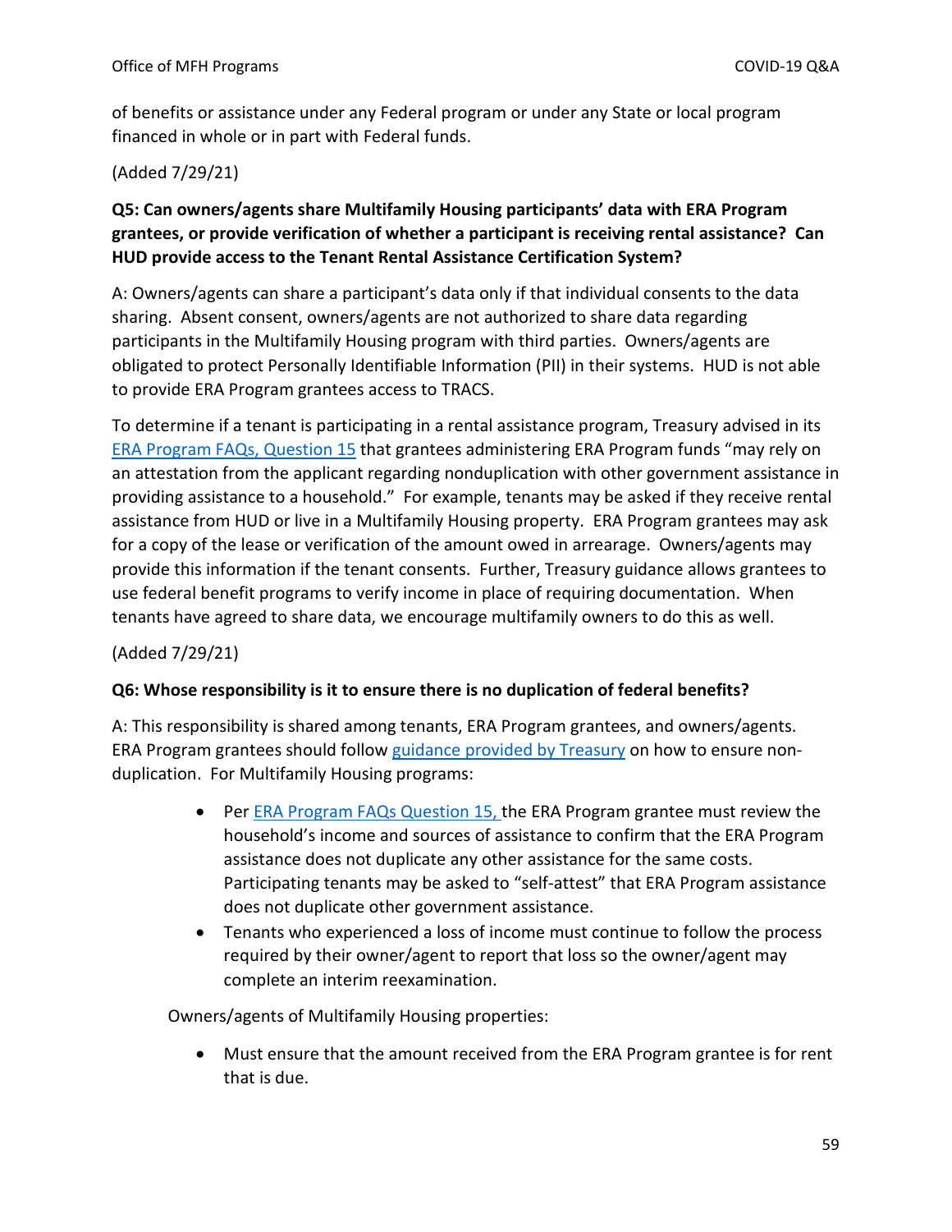of benefits or assistance under any Federal program or under any State or local program financed in whole or in part with Federal funds.

(Added 7/29/21)

**Q5: Can owners/agents share Multifamily Housing participants' data with ERA Program grantees, or provide verification of whether a participant is receiving rental assistance? Can HUD provide access to the Tenant Rental Assistance Certification System?**

A: Owners/agents can share a participant's data only if that individual consents to the data sharing. Absent consent, owners/agents are not authorized to share data regarding participants in the Multifamily Housing program with third parties. Owners/agents are obligated to protect Personally Identifiable Information (PII) in their systems. HUD is not able to provide ERA Program grantees access to TRACS.

To determine if a tenant is participating in a rental assistance program, Treasury advised in its ERA Program FAQs, Question 15 that grantees administering ERA Program funds "may rely on an attestation from the applicant regarding nonduplication with other government assistance in providing assistance to a household." For example, tenants may be asked if they receive rental assistance from HUD or live in a Multifamily Housing property. ERA Program grantees may ask for a copy of the lease or verification of the amount owed in arrearage. Owners/agents may provide this information if the tenant consents. Further, Treasury guidance allows grantees to use federal benefit programs to verify income in place of requiring documentation. When tenants have agreed to share data, we encourage multifamily owners to do this as well.

(Added 7/29/21)

**Q6: Whose responsibility is it to ensure there is no duplication of federal benefits?**

A: This responsibility is shared among tenants, ERA Program grantees, and owners/agents. ERA Program grantees should follow guidance provided by Treasury on how to ensure non-duplication. For Multifamily Housing programs:

- Per ERA Program FAQs Question 15, the ERA Program grantee must review the household's income and sources of assistance to confirm that the ERA Program assistance does not duplicate any other assistance for the same costs. Participating tenants may be asked to "self-attest" that ERA Program assistance does not duplicate other government assistance.
- Tenants who experienced a loss of income must continue to follow the process required by their owner/agent to report that loss so the owner/agent may complete an interim reexamination.

Owners/agents of Multifamily Housing properties:

- Must ensure that the amount received from the ERA Program grantee is for rent that is due.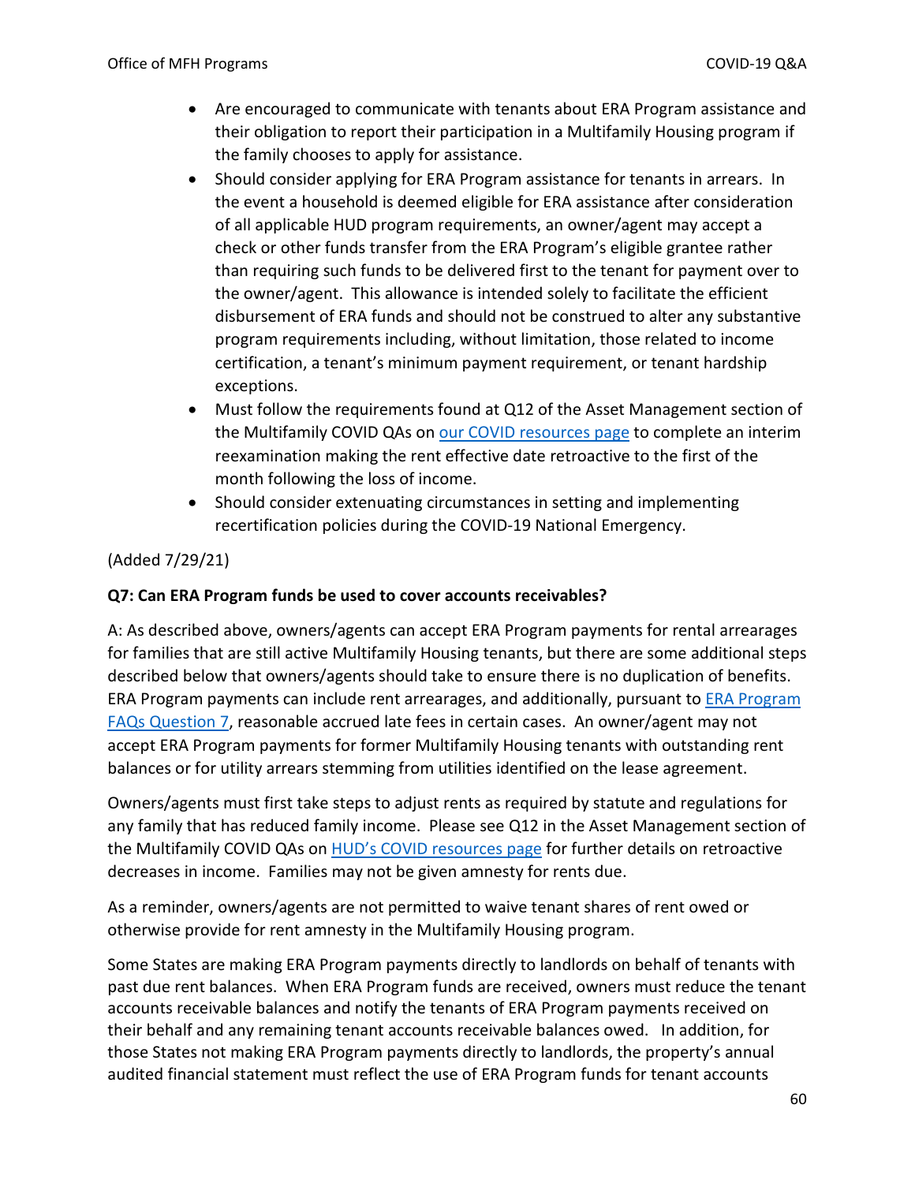- Are encouraged to communicate with tenants about ERA Program assistance and their obligation to report their participation in a Multifamily Housing program if the family chooses to apply for assistance.
- Should consider applying for ERA Program assistance for tenants in arrears. In the event a household is deemed eligible for ERA assistance after consideration of all applicable HUD program requirements, an owner/agent may accept a check or other funds transfer from the ERA Program's eligible grantee rather than requiring such funds to be delivered first to the tenant for payment over to the owner/agent. This allowance is intended solely to facilitate the efficient disbursement of ERA funds and should not be construed to alter any substantive program requirements including, without limitation, those related to income certification, a tenant's minimum payment requirement, or tenant hardship exceptions.
- Must follow the requirements found at Q12 of the Asset Management section of the Multifamily COVID QAs on [our COVID resources page]() to complete an interim reexamination making the rent effective date retroactive to the first of the month following the loss of income.
- Should consider extenuating circumstances in setting and implementing recertification policies during the COVID-19 National Emergency.

(Added 7/29/21)

**Q7: Can ERA Program funds be used to cover accounts receivables?**

A: As described above, owners/agents can accept ERA Program payments for rental arrearages for families that are still active Multifamily Housing tenants, but there are some additional steps described below that owners/agents should take to ensure there is no duplication of benefits. ERA Program payments can include rent arrearages, and additionally, pursuant to [ERA Program FAQs Question 7](), reasonable accrued late fees in certain cases. An owner/agent may not accept ERA Program payments for former Multifamily Housing tenants with outstanding rent balances or for utility arrears stemming from utilities identified on the lease agreement.

Owners/agents must first take steps to adjust rents as required by statute and regulations for any family that has reduced family income. Please see Q12 in the Asset Management section of the Multifamily COVID QAs on [HUD's COVID resources page]() for further details on retroactive decreases in income. Families may not be given amnesty for rents due.

As a reminder, owners/agents are not permitted to waive tenant shares of rent owed or otherwise provide for rent amnesty in the Multifamily Housing program.

Some States are making ERA Program payments directly to landlords on behalf of tenants with past due rent balances. When ERA Program funds are received, owners must reduce the tenant accounts receivable balances and notify the tenants of ERA Program payments received on their behalf and any remaining tenant accounts receivable balances owed. In addition, for those States not making ERA Program payments directly to landlords, the property's annual audited financial statement must reflect the use of ERA Program funds for tenant accounts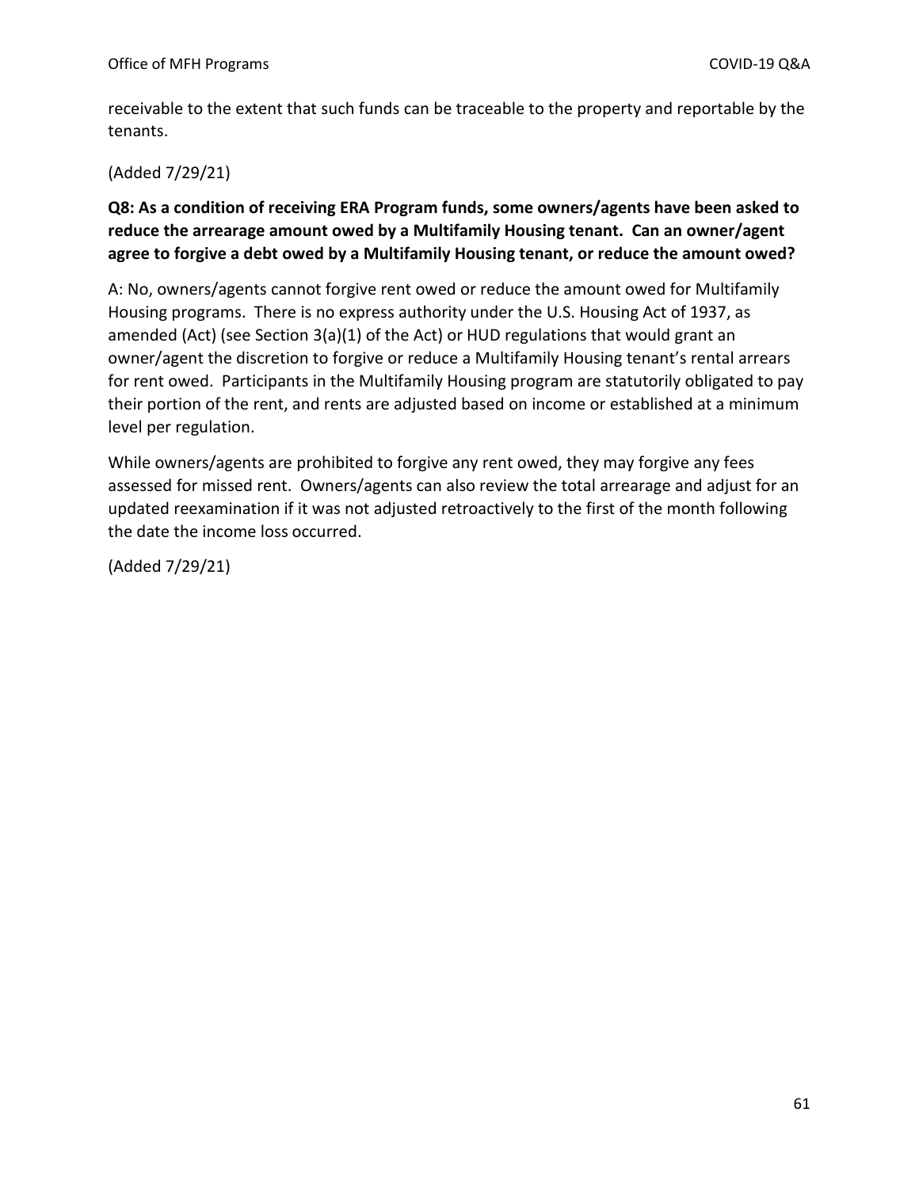receivable to the extent that such funds can be traceable to the property and reportable by the tenants.

(Added 7/29/21)

**Q8: As a condition of receiving ERA Program funds, some owners/agents have been asked to reduce the arrearage amount owed by a Multifamily Housing tenant. Can an owner/agent agree to forgive a debt owed by a Multifamily Housing tenant, or reduce the amount owed?**

A: No, owners/agents cannot forgive rent owed or reduce the amount owed for Multifamily Housing programs. There is no express authority under the U.S. Housing Act of 1937, as amended (Act) (see Section 3(a)(1) of the Act) or HUD regulations that would grant an owner/agent the discretion to forgive or reduce a Multifamily Housing tenant's rental arrears for rent owed. Participants in the Multifamily Housing program are statutorily obligated to pay their portion of the rent, and rents are adjusted based on income or established at a minimum level per regulation.

While owners/agents are prohibited to forgive any rent owed, they may forgive any fees assessed for missed rent. Owners/agents can also review the total arrearage and adjust for an updated reexamination if it was not adjusted retroactively to the first of the month following the date the income loss occurred.

(Added 7/29/21)